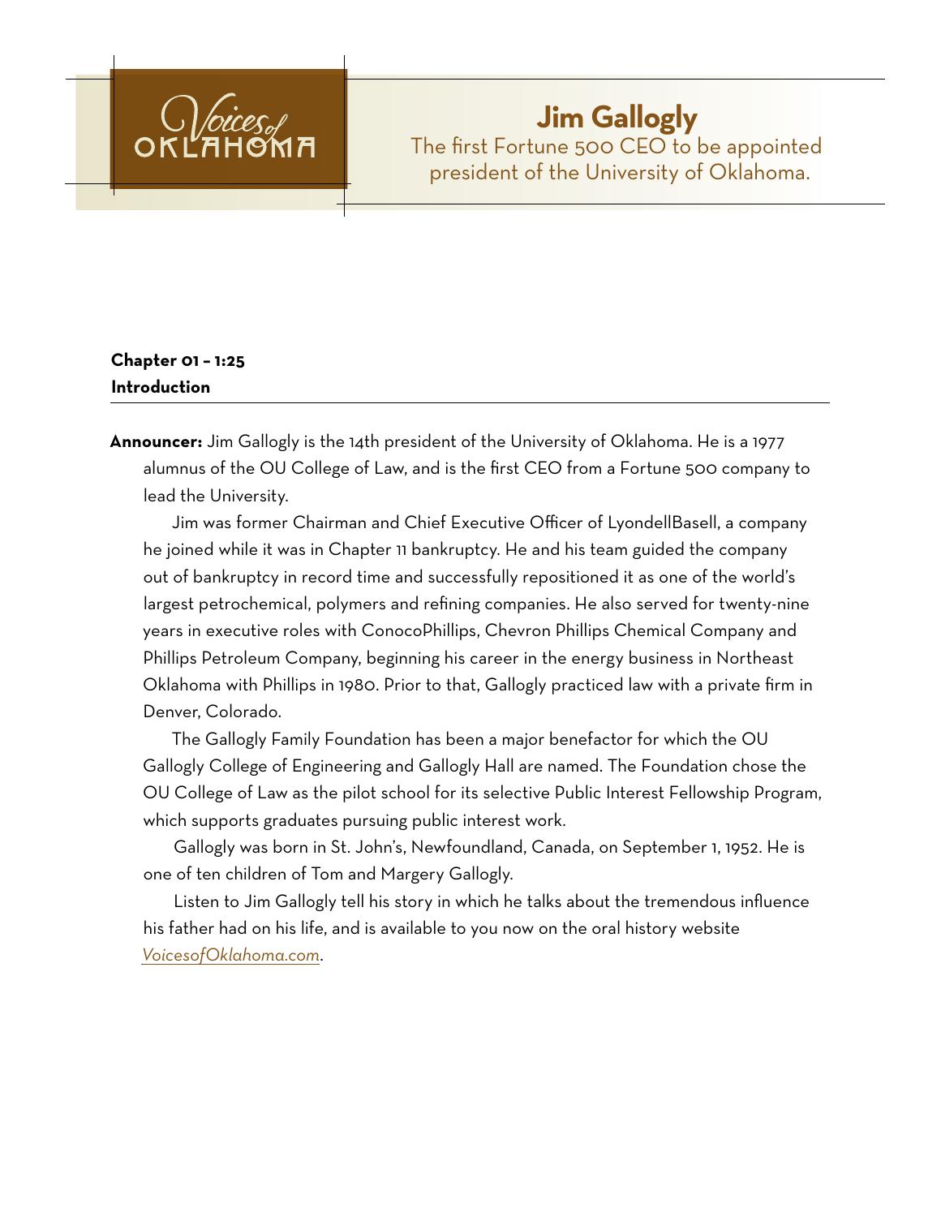# Jim Gallogly

The first Fortune 500 CEO to be appointed president of the University of Oklahoma.

**Chapter 01 – 1:25**
**Introduction**

**Announcer:** Jim Gallogly is the 14th president of the University of Oklahoma. He is a 1977 alumnus of the OU College of Law, and is the first CEO from a Fortune 500 company to lead the University.

Jim was former Chairman and Chief Executive Officer of LyondellBasell, a company he joined while it was in Chapter 11 bankruptcy. He and his team guided the company out of bankruptcy in record time and successfully repositioned it as one of the world's largest petrochemical, polymers and refining companies. He also served for twenty-nine years in executive roles with ConocoPhillips, Chevron Phillips Chemical Company and Phillips Petroleum Company, beginning his career in the energy business in Northeast Oklahoma with Phillips in 1980. Prior to that, Gallogly practiced law with a private firm in Denver, Colorado.

The Gallogly Family Foundation has been a major benefactor for which the OU Gallogly College of Engineering and Gallogly Hall are named. The Foundation chose the OU College of Law as the pilot school for its selective Public Interest Fellowship Program, which supports graduates pursuing public interest work.

Gallogly was born in St. John's, Newfoundland, Canada, on September 1, 1952. He is one of ten children of Tom and Margery Gallogly.

Listen to Jim Gallogly tell his story in which he talks about the tremendous influence his father had on his life, and is available to you now on the oral history website *VoicesofOklahoma.com*.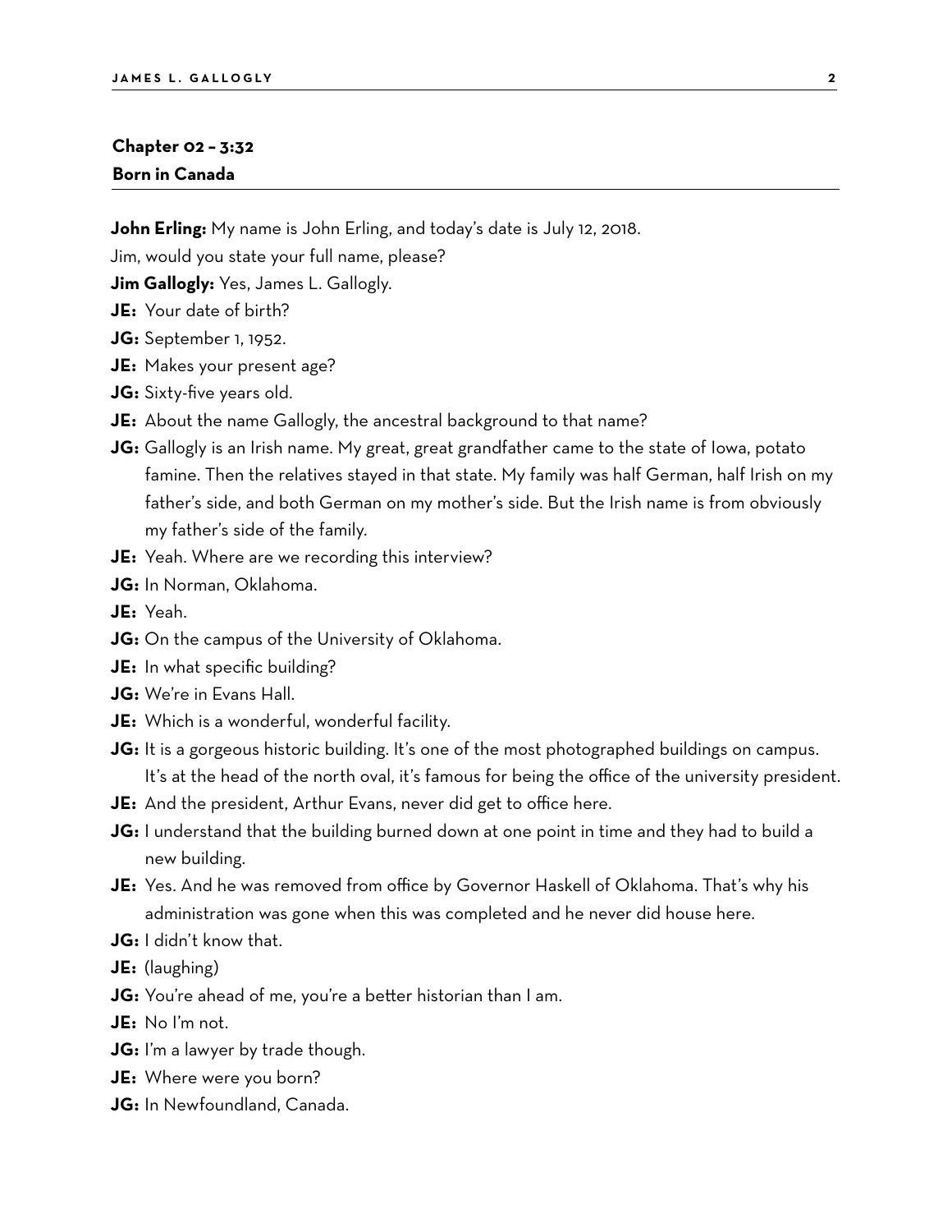## Chapter 02 – 3:32
## Born in Canada

**John Erling:** My name is John Erling, and today's date is July 12, 2018.

Jim, would you state your full name, please?

**Jim Gallogly:** Yes, James L. Gallogly.

**JE:** Your date of birth?

**JG:** September 1, 1952.

**JE:** Makes your present age?

**JG:** Sixty-five years old.

**JE:** About the name Gallogly, the ancestral background to that name?

**JG:** Gallogly is an Irish name. My great, great grandfather came to the state of Iowa, potato famine. Then the relatives stayed in that state. My family was half German, half Irish on my father's side, and both German on my mother's side. But the Irish name is from obviously my father's side of the family.

**JE:** Yeah. Where are we recording this interview?

**JG:** In Norman, Oklahoma.

**JE:** Yeah.

**JG:** On the campus of the University of Oklahoma.

**JE:** In what specific building?

**JG:** We're in Evans Hall.

**JE:** Which is a wonderful, wonderful facility.

**JG:** It is a gorgeous historic building. It's one of the most photographed buildings on campus. It's at the head of the north oval, it's famous for being the office of the university president.

**JE:** And the president, Arthur Evans, never did get to office here.

**JG:** I understand that the building burned down at one point in time and they had to build a new building.

**JE:** Yes. And he was removed from office by Governor Haskell of Oklahoma. That's why his administration was gone when this was completed and he never did house here.

**JG:** I didn't know that.

**JE:** (laughing)

**JG:** You're ahead of me, you're a better historian than I am.

**JE:** No I'm not.

**JG:** I'm a lawyer by trade though.

**JE:** Where were you born?

**JG:** In Newfoundland, Canada.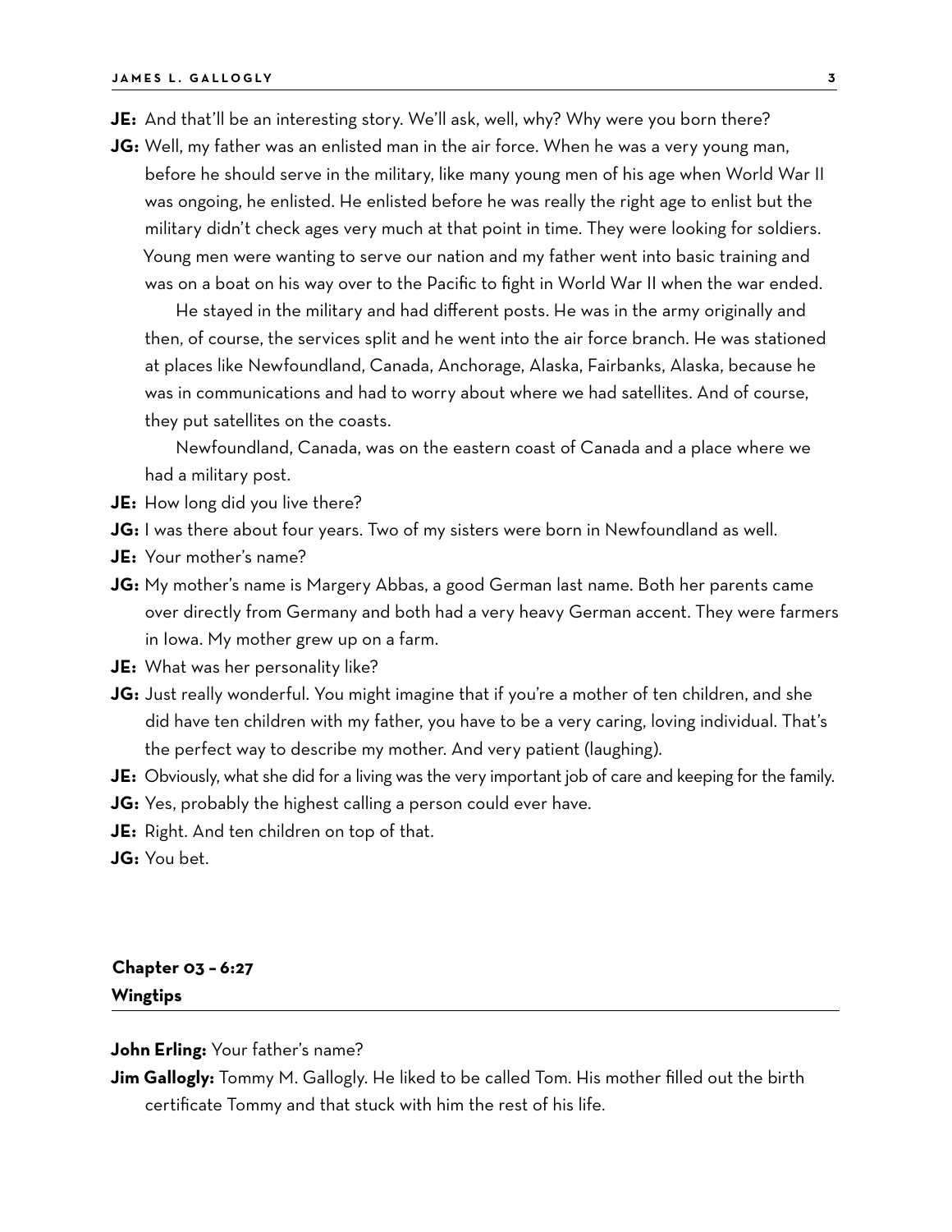**JE:** And that'll be an interesting story. We'll ask, well, why? Why were you born there?

**JG:** Well, my father was an enlisted man in the air force. When he was a very young man, before he should serve in the military, like many young men of his age when World War II was ongoing, he enlisted. He enlisted before he was really the right age to enlist but the military didn't check ages very much at that point in time. They were looking for soldiers. Young men were wanting to serve our nation and my father went into basic training and was on a boat on his way over to the Pacific to fight in World War II when the war ended.

He stayed in the military and had different posts. He was in the army originally and then, of course, the services split and he went into the air force branch. He was stationed at places like Newfoundland, Canada, Anchorage, Alaska, Fairbanks, Alaska, because he was in communications and had to worry about where we had satellites. And of course, they put satellites on the coasts.

Newfoundland, Canada, was on the eastern coast of Canada and a place where we had a military post.

**JE:** How long did you live there?

**JG:** I was there about four years. Two of my sisters were born in Newfoundland as well.

**JE:** Your mother's name?

**JG:** My mother's name is Margery Abbas, a good German last name. Both her parents came over directly from Germany and both had a very heavy German accent. They were farmers in Iowa. My mother grew up on a farm.

**JE:** What was her personality like?

**JG:** Just really wonderful. You might imagine that if you're a mother of ten children, and she did have ten children with my father, you have to be a very caring, loving individual. That's the perfect way to describe my mother. And very patient (laughing).

**JE:** Obviously, what she did for a living was the very important job of care and keeping for the family.

**JG:** Yes, probably the highest calling a person could ever have.

**JE:** Right. And ten children on top of that.

**JG:** You bet.

## Chapter 03 – 6:27
## Wingtips

**John Erling:** Your father's name?

**Jim Gallogly:** Tommy M. Gallogly. He liked to be called Tom. His mother filled out the birth certificate Tommy and that stuck with him the rest of his life.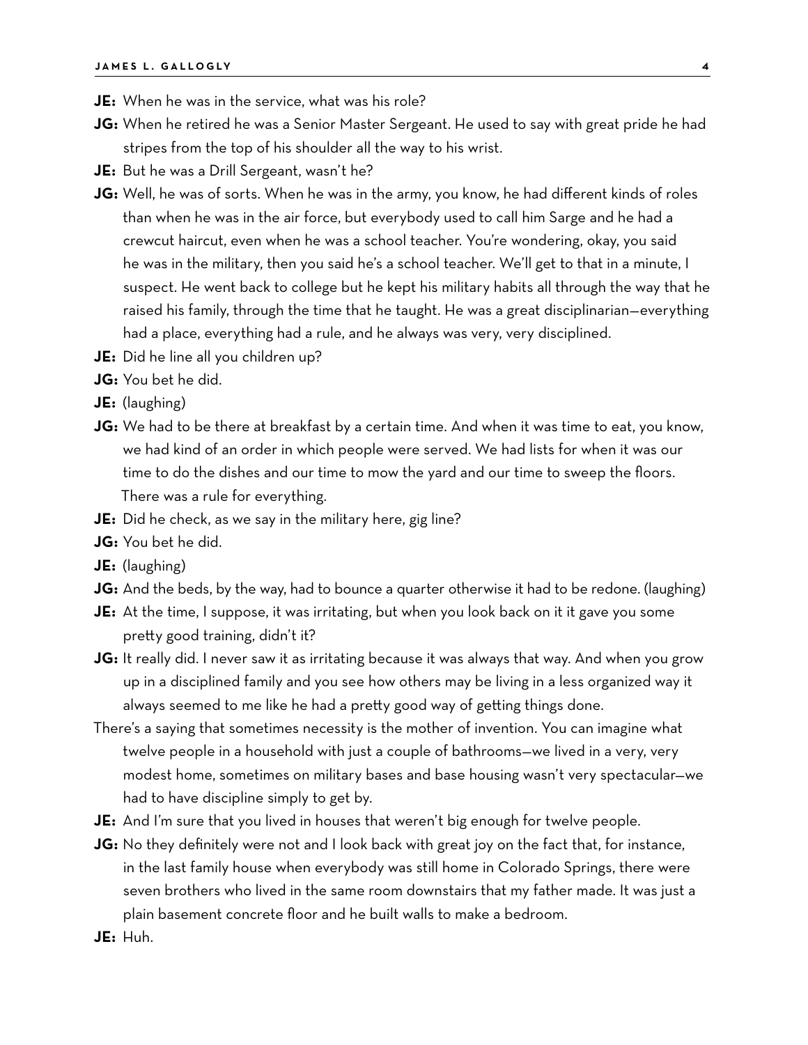**JE:** When he was in the service, what was his role?

**JG:** When he retired he was a Senior Master Sergeant. He used to say with great pride he had stripes from the top of his shoulder all the way to his wrist.

**JE:** But he was a Drill Sergeant, wasn't he?

**JG:** Well, he was of sorts. When he was in the army, you know, he had different kinds of roles than when he was in the air force, but everybody used to call him Sarge and he had a crewcut haircut, even when he was a school teacher. You're wondering, okay, you said he was in the military, then you said he's a school teacher. We'll get to that in a minute, I suspect. He went back to college but he kept his military habits all through the way that he raised his family, through the time that he taught. He was a great disciplinarian—everything had a place, everything had a rule, and he always was very, very disciplined.

**JE:** Did he line all you children up?

**JG:** You bet he did.

**JE:** (laughing)

**JG:** We had to be there at breakfast by a certain time. And when it was time to eat, you know, we had kind of an order in which people were served. We had lists for when it was our time to do the dishes and our time to mow the yard and our time to sweep the floors. There was a rule for everything.

**JE:** Did he check, as we say in the military here, gig line?

**JG:** You bet he did.

**JE:** (laughing)

**JG:** And the beds, by the way, had to bounce a quarter otherwise it had to be redone. (laughing)

**JE:** At the time, I suppose, it was irritating, but when you look back on it it gave you some pretty good training, didn't it?

**JG:** It really did. I never saw it as irritating because it was always that way. And when you grow up in a disciplined family and you see how others may be living in a less organized way it always seemed to me like he had a pretty good way of getting things done.

There's a saying that sometimes necessity is the mother of invention. You can imagine what twelve people in a household with just a couple of bathrooms—we lived in a very, very modest home, sometimes on military bases and base housing wasn't very spectacular—we had to have discipline simply to get by.

**JE:** And I'm sure that you lived in houses that weren't big enough for twelve people.

**JG:** No they definitely were not and I look back with great joy on the fact that, for instance, in the last family house when everybody was still home in Colorado Springs, there were seven brothers who lived in the same room downstairs that my father made. It was just a plain basement concrete floor and he built walls to make a bedroom.

**JE:** Huh.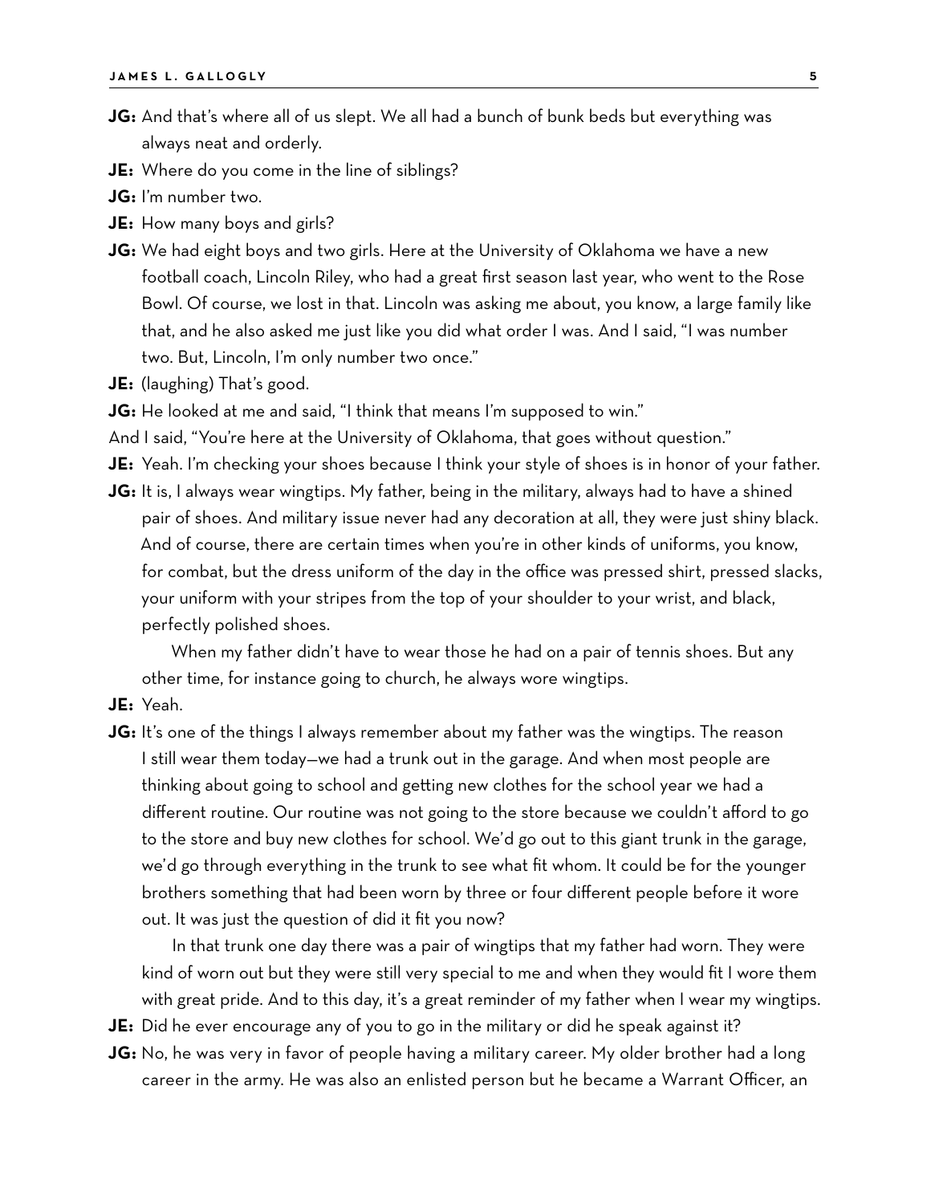**JG:** And that's where all of us slept. We all had a bunch of bunk beds but everything was always neat and orderly.

**JE:** Where do you come in the line of siblings?

**JG:** I'm number two.

**JE:** How many boys and girls?

**JG:** We had eight boys and two girls. Here at the University of Oklahoma we have a new football coach, Lincoln Riley, who had a great first season last year, who went to the Rose Bowl. Of course, we lost in that. Lincoln was asking me about, you know, a large family like that, and he also asked me just like you did what order I was. And I said, "I was number two. But, Lincoln, I'm only number two once."

**JE:** (laughing) That's good.

**JG:** He looked at me and said, "I think that means I'm supposed to win."

And I said, "You're here at the University of Oklahoma, that goes without question."

**JE:** Yeah. I'm checking your shoes because I think your style of shoes is in honor of your father.

**JG:** It is, I always wear wingtips. My father, being in the military, always had to have a shined pair of shoes. And military issue never had any decoration at all, they were just shiny black. And of course, there are certain times when you're in other kinds of uniforms, you know, for combat, but the dress uniform of the day in the office was pressed shirt, pressed slacks, your uniform with your stripes from the top of your shoulder to your wrist, and black, perfectly polished shoes.

When my father didn't have to wear those he had on a pair of tennis shoes. But any other time, for instance going to church, he always wore wingtips.

**JE:** Yeah.

**JG:** It's one of the things I always remember about my father was the wingtips. The reason I still wear them today—we had a trunk out in the garage. And when most people are thinking about going to school and getting new clothes for the school year we had a different routine. Our routine was not going to the store because we couldn't afford to go to the store and buy new clothes for school. We'd go out to this giant trunk in the garage, we'd go through everything in the trunk to see what fit whom. It could be for the younger brothers something that had been worn by three or four different people before it wore out. It was just the question of did it fit you now?

In that trunk one day there was a pair of wingtips that my father had worn. They were kind of worn out but they were still very special to me and when they would fit I wore them with great pride. And to this day, it's a great reminder of my father when I wear my wingtips.

**JE:** Did he ever encourage any of you to go in the military or did he speak against it?

**JG:** No, he was very in favor of people having a military career. My older brother had a long career in the army. He was also an enlisted person but he became a Warrant Officer, an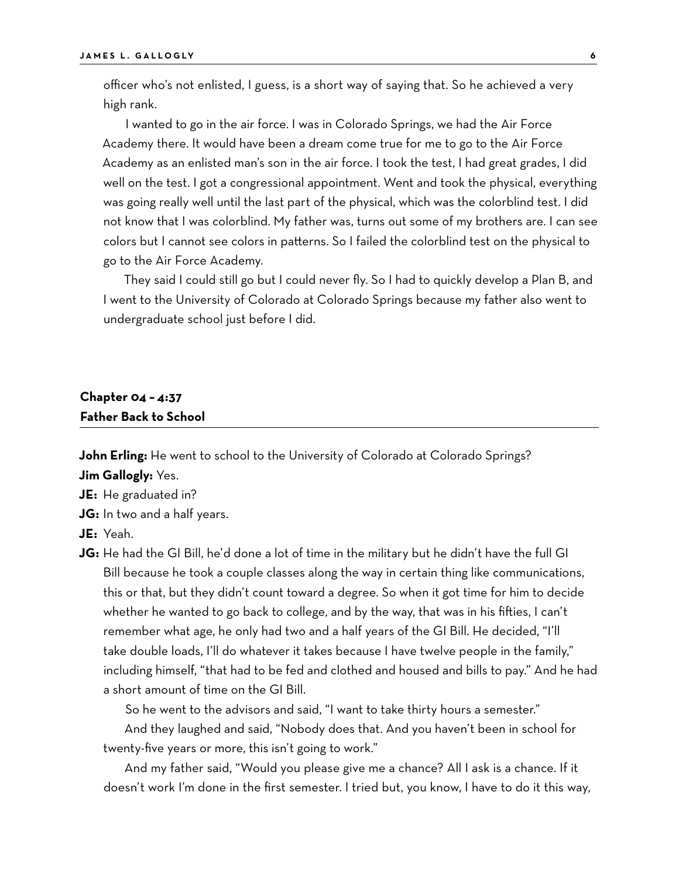officer who's not enlisted, I guess, is a short way of saying that. So he achieved a very high rank.

I wanted to go in the air force. I was in Colorado Springs, we had the Air Force Academy there. It would have been a dream come true for me to go to the Air Force Academy as an enlisted man's son in the air force. I took the test, I had great grades, I did well on the test. I got a congressional appointment. Went and took the physical, everything was going really well until the last part of the physical, which was the colorblind test. I did not know that I was colorblind. My father was, turns out some of my brothers are. I can see colors but I cannot see colors in patterns. So I failed the colorblind test on the physical to go to the Air Force Academy.

They said I could still go but I could never fly. So I had to quickly develop a Plan B, and I went to the University of Colorado at Colorado Springs because my father also went to undergraduate school just before I did.

## Chapter 04 – 4:37
## Father Back to School

**John Erling:** He went to school to the University of Colorado at Colorado Springs?

**Jim Gallogly:** Yes.

**JE:** He graduated in?

**JG:** In two and a half years.

**JE:** Yeah.

**JG:** He had the GI Bill, he'd done a lot of time in the military but he didn't have the full GI Bill because he took a couple classes along the way in certain thing like communications, this or that, but they didn't count toward a degree. So when it got time for him to decide whether he wanted to go back to college, and by the way, that was in his fifties, I can't remember what age, he only had two and a half years of the GI Bill. He decided, "I'll take double loads, I'll do whatever it takes because I have twelve people in the family," including himself, "that had to be fed and clothed and housed and bills to pay." And he had a short amount of time on the GI Bill.

So he went to the advisors and said, "I want to take thirty hours a semester."

And they laughed and said, "Nobody does that. And you haven't been in school for twenty-five years or more, this isn't going to work."

And my father said, "Would you please give me a chance? All I ask is a chance. If it doesn't work I'm done in the first semester. I tried but, you know, I have to do it this way,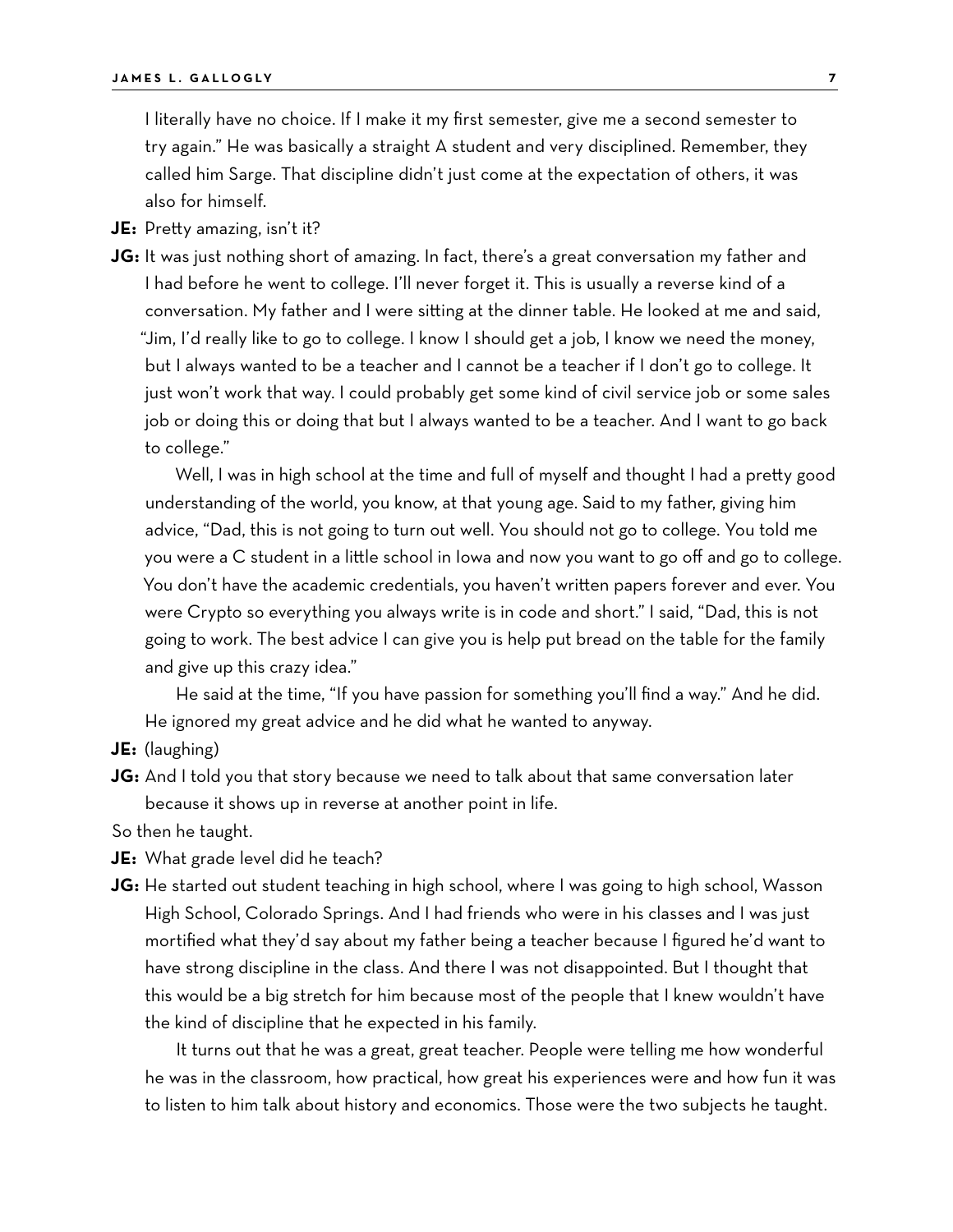I literally have no choice. If I make it my first semester, give me a second semester to try again." He was basically a straight A student and very disciplined. Remember, they called him Sarge. That discipline didn't just come at the expectation of others, it was also for himself.

**JE:** Pretty amazing, isn't it?

**JG:** It was just nothing short of amazing. In fact, there's a great conversation my father and I had before he went to college. I'll never forget it. This is usually a reverse kind of a conversation. My father and I were sitting at the dinner table. He looked at me and said, "Jim, I'd really like to go to college. I know I should get a job, I know we need the money, but I always wanted to be a teacher and I cannot be a teacher if I don't go to college. It just won't work that way. I could probably get some kind of civil service job or some sales job or doing this or doing that but I always wanted to be a teacher. And I want to go back to college."

Well, I was in high school at the time and full of myself and thought I had a pretty good understanding of the world, you know, at that young age. Said to my father, giving him advice, "Dad, this is not going to turn out well. You should not go to college. You told me you were a C student in a little school in Iowa and now you want to go off and go to college. You don't have the academic credentials, you haven't written papers forever and ever. You were Crypto so everything you always write is in code and short." I said, "Dad, this is not going to work. The best advice I can give you is help put bread on the table for the family and give up this crazy idea."

He said at the time, "If you have passion for something you'll find a way." And he did. He ignored my great advice and he did what he wanted to anyway.

**JE:** (laughing)

**JG:** And I told you that story because we need to talk about that same conversation later because it shows up in reverse at another point in life.

So then he taught.

**JE:** What grade level did he teach?

**JG:** He started out student teaching in high school, where I was going to high school, Wasson High School, Colorado Springs. And I had friends who were in his classes and I was just mortified what they'd say about my father being a teacher because I figured he'd want to have strong discipline in the class. And there I was not disappointed. But I thought that this would be a big stretch for him because most of the people that I knew wouldn't have the kind of discipline that he expected in his family.

It turns out that he was a great, great teacher. People were telling me how wonderful he was in the classroom, how practical, how great his experiences were and how fun it was to listen to him talk about history and economics. Those were the two subjects he taught.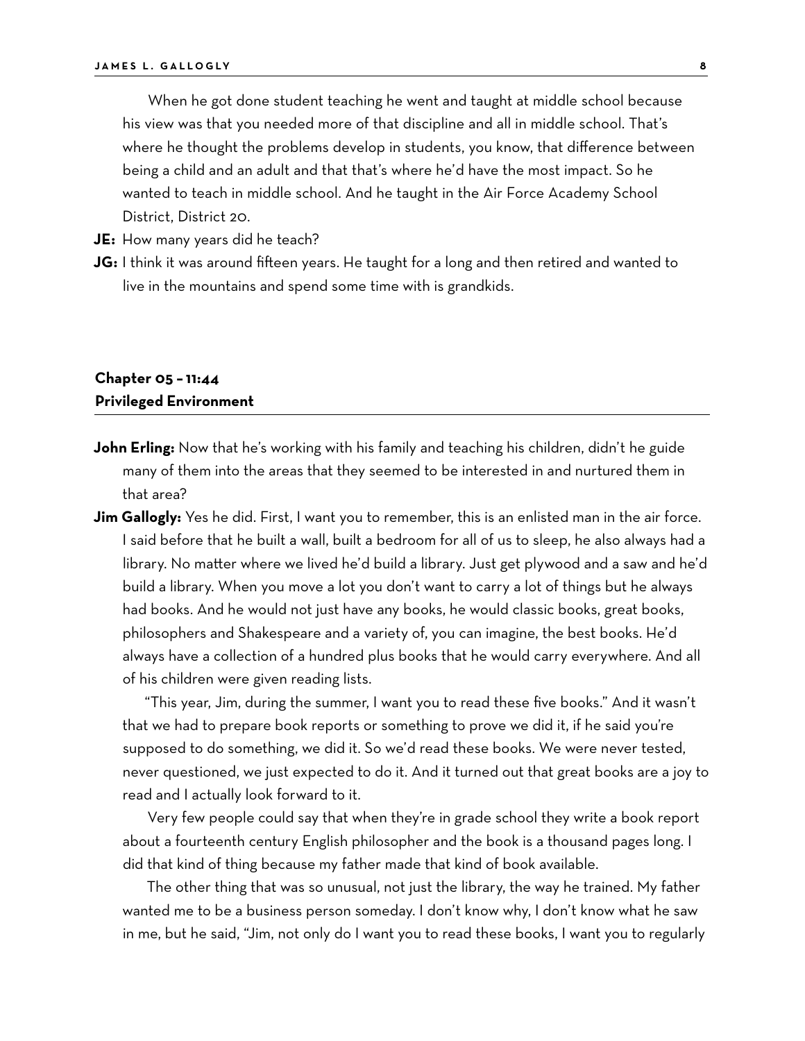When he got done student teaching he went and taught at middle school because his view was that you needed more of that discipline and all in middle school. That's where he thought the problems develop in students, you know, that difference between being a child and an adult and that that's where he'd have the most impact. So he wanted to teach in middle school. And he taught in the Air Force Academy School District, District 20.

**JE:** How many years did he teach?

**JG:** I think it was around fifteen years. He taught for a long and then retired and wanted to live in the mountains and spend some time with is grandkids.

## Chapter 05 – 11:44
## Privileged Environment

**John Erling:** Now that he's working with his family and teaching his children, didn't he guide many of them into the areas that they seemed to be interested in and nurtured them in that area?

**Jim Gallogly:** Yes he did. First, I want you to remember, this is an enlisted man in the air force. I said before that he built a wall, built a bedroom for all of us to sleep, he also always had a library. No matter where we lived he'd build a library. Just get plywood and a saw and he'd build a library. When you move a lot you don't want to carry a lot of things but he always had books. And he would not just have any books, he would classic books, great books, philosophers and Shakespeare and a variety of, you can imagine, the best books. He'd always have a collection of a hundred plus books that he would carry everywhere. And all of his children were given reading lists.

"This year, Jim, during the summer, I want you to read these five books." And it wasn't that we had to prepare book reports or something to prove we did it, if he said you're supposed to do something, we did it. So we'd read these books. We were never tested, never questioned, we just expected to do it. And it turned out that great books are a joy to read and I actually look forward to it.

Very few people could say that when they're in grade school they write a book report about a fourteenth century English philosopher and the book is a thousand pages long. I did that kind of thing because my father made that kind of book available.

The other thing that was so unusual, not just the library, the way he trained. My father wanted me to be a business person someday. I don't know why, I don't know what he saw in me, but he said, "Jim, not only do I want you to read these books, I want you to regularly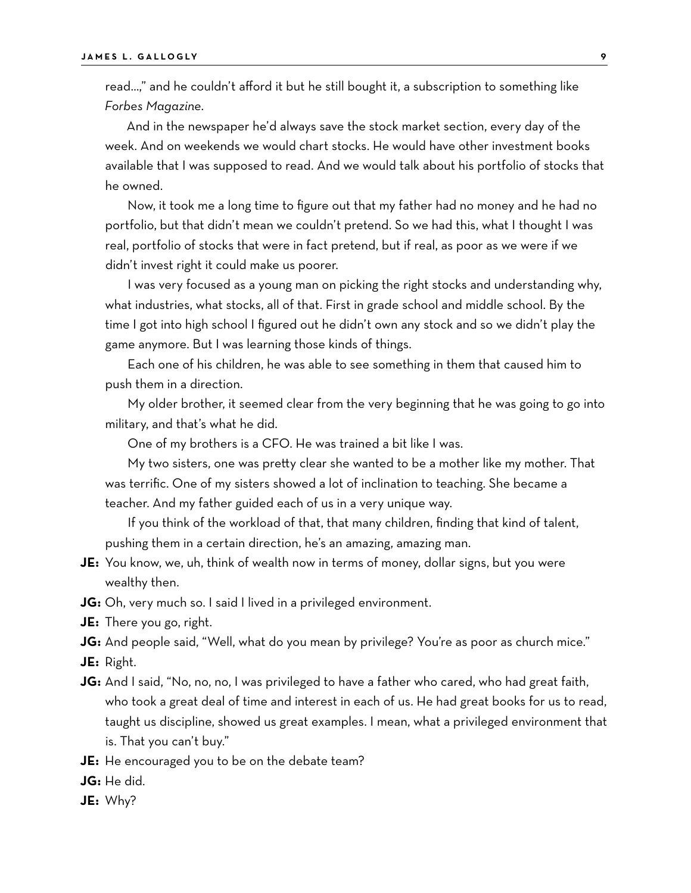read…," and he couldn't afford it but he still bought it, a subscription to something like *Forbes Magazine*.

And in the newspaper he'd always save the stock market section, every day of the week. And on weekends we would chart stocks. He would have other investment books available that I was supposed to read. And we would talk about his portfolio of stocks that he owned.

Now, it took me a long time to figure out that my father had no money and he had no portfolio, but that didn't mean we couldn't pretend. So we had this, what I thought I was real, portfolio of stocks that were in fact pretend, but if real, as poor as we were if we didn't invest right it could make us poorer.

I was very focused as a young man on picking the right stocks and understanding why, what industries, what stocks, all of that. First in grade school and middle school. By the time I got into high school I figured out he didn't own any stock and so we didn't play the game anymore. But I was learning those kinds of things.

Each one of his children, he was able to see something in them that caused him to push them in a direction.

My older brother, it seemed clear from the very beginning that he was going to go into military, and that's what he did.

One of my brothers is a CFO. He was trained a bit like I was.

My two sisters, one was pretty clear she wanted to be a mother like my mother. That was terrific. One of my sisters showed a lot of inclination to teaching. She became a teacher. And my father guided each of us in a very unique way.

If you think of the workload of that, that many children, finding that kind of talent, pushing them in a certain direction, he's an amazing, amazing man.

**JE:** You know, we, uh, think of wealth now in terms of money, dollar signs, but you were wealthy then.

**JG:** Oh, very much so. I said I lived in a privileged environment.

**JE:** There you go, right.

**JG:** And people said, "Well, what do you mean by privilege? You're as poor as church mice."

**JE:** Right.

**JG:** And I said, "No, no, no, I was privileged to have a father who cared, who had great faith, who took a great deal of time and interest in each of us. He had great books for us to read, taught us discipline, showed us great examples. I mean, what a privileged environment that is. That you can't buy."

**JE:** He encouraged you to be on the debate team?

**JG:** He did.

**JE:** Why?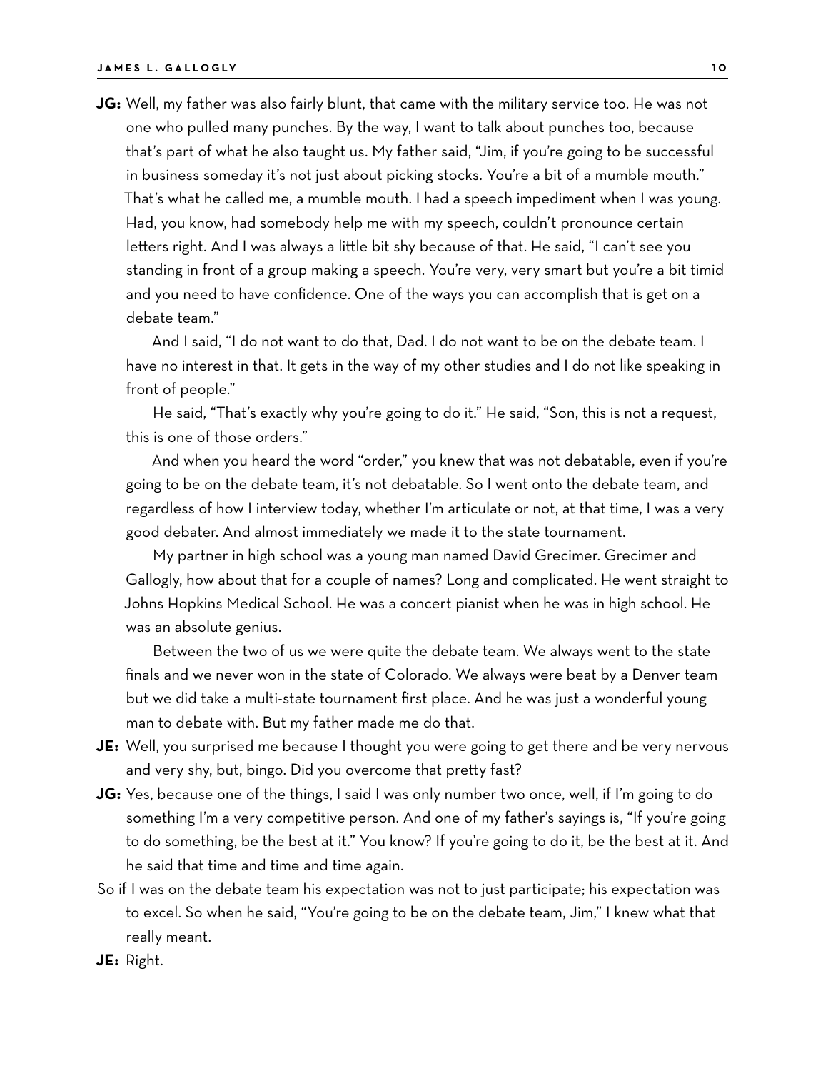**JG:** Well, my father was also fairly blunt, that came with the military service too. He was not one who pulled many punches. By the way, I want to talk about punches too, because that's part of what he also taught us. My father said, "Jim, if you're going to be successful in business someday it's not just about picking stocks. You're a bit of a mumble mouth." That's what he called me, a mumble mouth. I had a speech impediment when I was young. Had, you know, had somebody help me with my speech, couldn't pronounce certain letters right. And I was always a little bit shy because of that. He said, "I can't see you standing in front of a group making a speech. You're very, very smart but you're a bit timid and you need to have confidence. One of the ways you can accomplish that is get on a debate team."

And I said, "I do not want to do that, Dad. I do not want to be on the debate team. I have no interest in that. It gets in the way of my other studies and I do not like speaking in front of people."

He said, "That's exactly why you're going to do it." He said, "Son, this is not a request, this is one of those orders."

And when you heard the word "order," you knew that was not debatable, even if you're going to be on the debate team, it's not debatable. So I went onto the debate team, and regardless of how I interview today, whether I'm articulate or not, at that time, I was a very good debater. And almost immediately we made it to the state tournament.

My partner in high school was a young man named David Grecimer. Grecimer and Gallogly, how about that for a couple of names? Long and complicated. He went straight to Johns Hopkins Medical School. He was a concert pianist when he was in high school. He was an absolute genius.

Between the two of us we were quite the debate team. We always went to the state finals and we never won in the state of Colorado. We always were beat by a Denver team but we did take a multi-state tournament first place. And he was just a wonderful young man to debate with. But my father made me do that.

**JE:** Well, you surprised me because I thought you were going to get there and be very nervous and very shy, but, bingo. Did you overcome that pretty fast?

**JG:** Yes, because one of the things, I said I was only number two once, well, if I'm going to do something I'm a very competitive person. And one of my father's sayings is, "If you're going to do something, be the best at it." You know? If you're going to do it, be the best at it. And he said that time and time and time again.

So if I was on the debate team his expectation was not to just participate; his expectation was to excel. So when he said, "You're going to be on the debate team, Jim," I knew what that really meant.

**JE:** Right.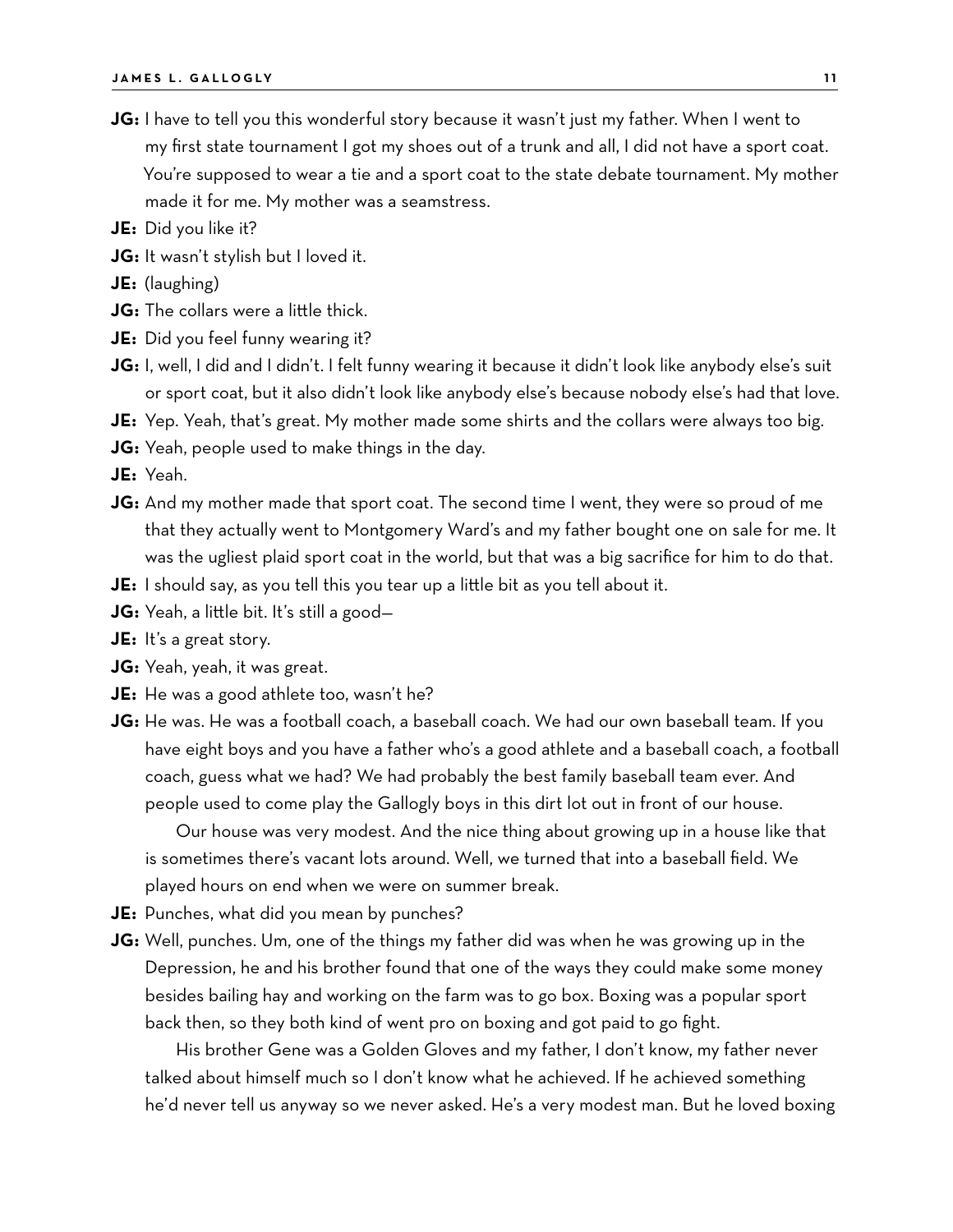**JG:** I have to tell you this wonderful story because it wasn't just my father. When I went to my first state tournament I got my shoes out of a trunk and all, I did not have a sport coat. You're supposed to wear a tie and a sport coat to the state debate tournament. My mother made it for me. My mother was a seamstress.

**JE:** Did you like it?

**JG:** It wasn't stylish but I loved it.

**JE:** (laughing)

**JG:** The collars were a little thick.

**JE:** Did you feel funny wearing it?

**JG:** I, well, I did and I didn't. I felt funny wearing it because it didn't look like anybody else's suit or sport coat, but it also didn't look like anybody else's because nobody else's had that love.

**JE:** Yep. Yeah, that's great. My mother made some shirts and the collars were always too big.

**JG:** Yeah, people used to make things in the day.

**JE:** Yeah.

**JG:** And my mother made that sport coat. The second time I went, they were so proud of me that they actually went to Montgomery Ward's and my father bought one on sale for me. It was the ugliest plaid sport coat in the world, but that was a big sacrifice for him to do that.

**JE:** I should say, as you tell this you tear up a little bit as you tell about it.

**JG:** Yeah, a little bit. It's still a good—

**JE:** It's a great story.

**JG:** Yeah, yeah, it was great.

**JE:** He was a good athlete too, wasn't he?

**JG:** He was. He was a football coach, a baseball coach. We had our own baseball team. If you have eight boys and you have a father who's a good athlete and a baseball coach, a football coach, guess what we had? We had probably the best family baseball team ever. And people used to come play the Gallogly boys in this dirt lot out in front of our house.

Our house was very modest. And the nice thing about growing up in a house like that is sometimes there's vacant lots around. Well, we turned that into a baseball field. We played hours on end when we were on summer break.

**JE:** Punches, what did you mean by punches?

**JG:** Well, punches. Um, one of the things my father did was when he was growing up in the Depression, he and his brother found that one of the ways they could make some money besides bailing hay and working on the farm was to go box. Boxing was a popular sport back then, so they both kind of went pro on boxing and got paid to go fight.

His brother Gene was a Golden Gloves and my father, I don't know, my father never talked about himself much so I don't know what he achieved. If he achieved something he'd never tell us anyway so we never asked. He's a very modest man. But he loved boxing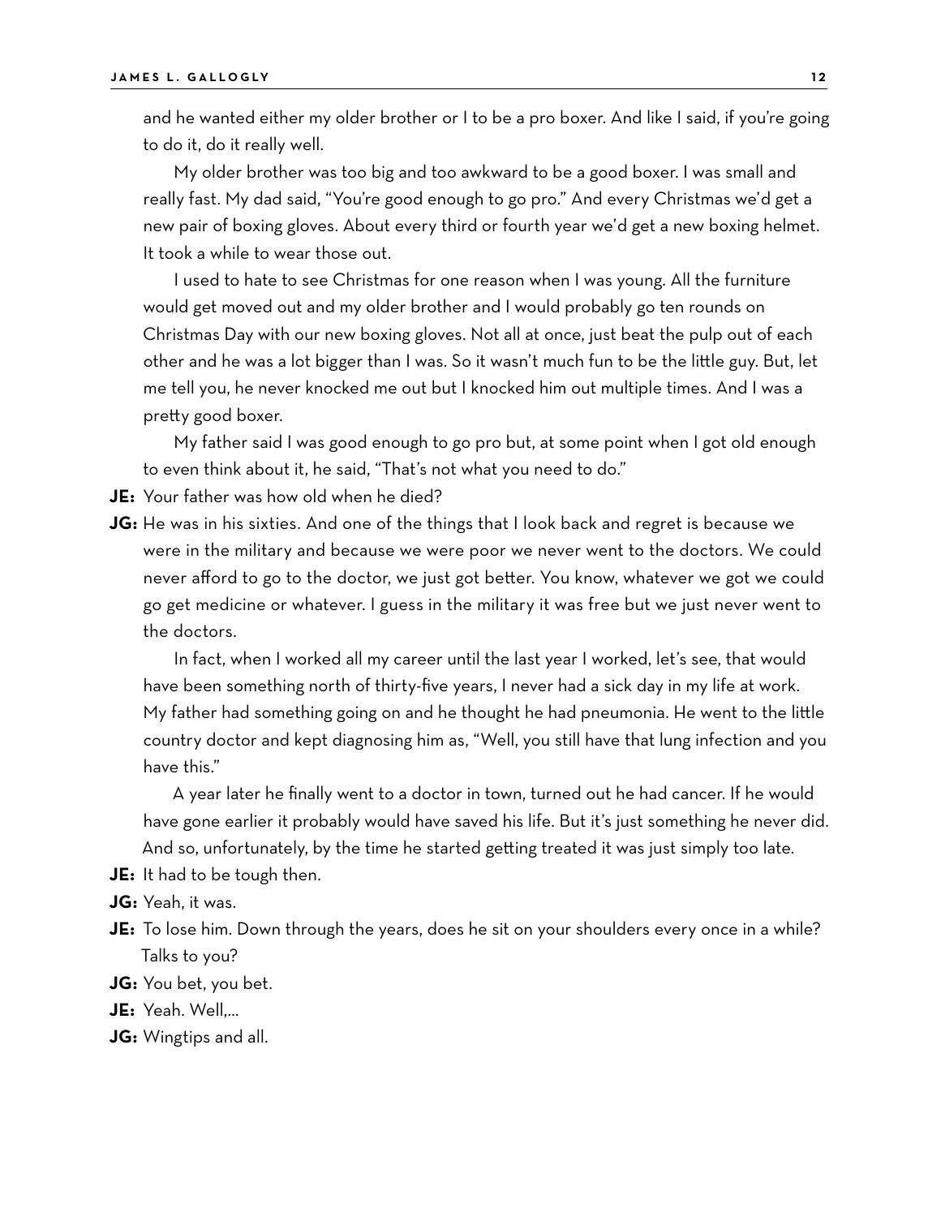and he wanted either my older brother or I to be a pro boxer. And like I said, if you're going to do it, do it really well.

My older brother was too big and too awkward to be a good boxer. I was small and really fast. My dad said, "You're good enough to go pro." And every Christmas we'd get a new pair of boxing gloves. About every third or fourth year we'd get a new boxing helmet. It took a while to wear those out.

I used to hate to see Christmas for one reason when I was young. All the furniture would get moved out and my older brother and I would probably go ten rounds on Christmas Day with our new boxing gloves. Not all at once, just beat the pulp out of each other and he was a lot bigger than I was. So it wasn't much fun to be the little guy. But, let me tell you, he never knocked me out but I knocked him out multiple times. And I was a pretty good boxer.

My father said I was good enough to go pro but, at some point when I got old enough to even think about it, he said, "That's not what you need to do."

**JE:** Your father was how old when he died?

**JG:** He was in his sixties. And one of the things that I look back and regret is because we were in the military and because we were poor we never went to the doctors. We could never afford to go to the doctor, we just got better. You know, whatever we got we could go get medicine or whatever. I guess in the military it was free but we just never went to the doctors.

In fact, when I worked all my career until the last year I worked, let's see, that would have been something north of thirty-five years, I never had a sick day in my life at work. My father had something going on and he thought he had pneumonia. He went to the little country doctor and kept diagnosing him as, "Well, you still have that lung infection and you have this."

A year later he finally went to a doctor in town, turned out he had cancer. If he would have gone earlier it probably would have saved his life. But it's just something he never did. And so, unfortunately, by the time he started getting treated it was just simply too late.

**JE:** It had to be tough then.

**JG:** Yeah, it was.

**JE:** To lose him. Down through the years, does he sit on your shoulders every once in a while? Talks to you?

**JG:** You bet, you bet.

**JE:** Yeah. Well,...

**JG:** Wingtips and all.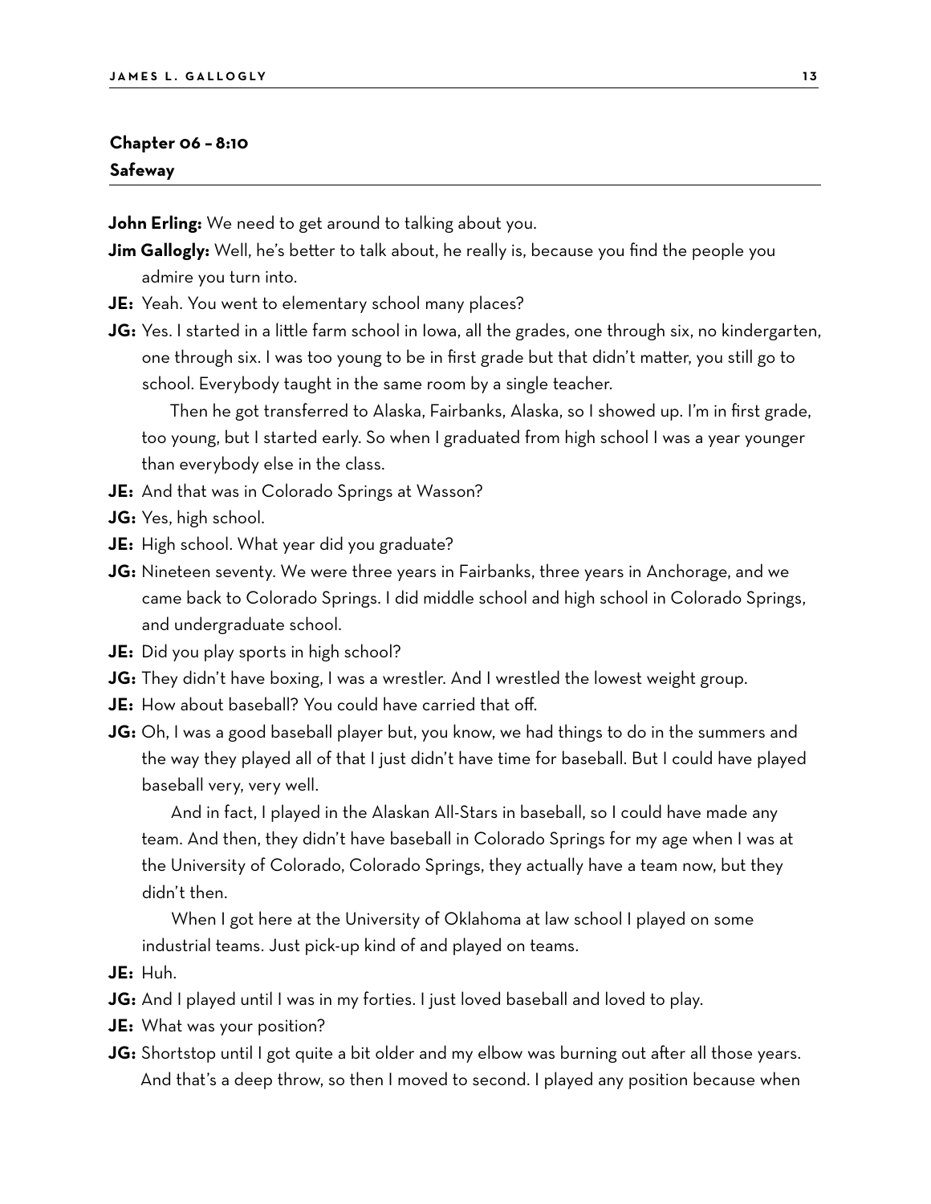## Chapter 06 – 8:10
### Safeway

**John Erling:** We need to get around to talking about you.

**Jim Gallogly:** Well, he's better to talk about, he really is, because you find the people you admire you turn into.

**JE:** Yeah. You went to elementary school many places?

**JG:** Yes. I started in a little farm school in Iowa, all the grades, one through six, no kindergarten, one through six. I was too young to be in first grade but that didn't matter, you still go to school. Everybody taught in the same room by a single teacher.

Then he got transferred to Alaska, Fairbanks, Alaska, so I showed up. I'm in first grade, too young, but I started early. So when I graduated from high school I was a year younger than everybody else in the class.

**JE:** And that was in Colorado Springs at Wasson?

**JG:** Yes, high school.

**JE:** High school. What year did you graduate?

**JG:** Nineteen seventy. We were three years in Fairbanks, three years in Anchorage, and we came back to Colorado Springs. I did middle school and high school in Colorado Springs, and undergraduate school.

**JE:** Did you play sports in high school?

**JG:** They didn't have boxing, I was a wrestler. And I wrestled the lowest weight group.

**JE:** How about baseball? You could have carried that off.

**JG:** Oh, I was a good baseball player but, you know, we had things to do in the summers and the way they played all of that I just didn't have time for baseball. But I could have played baseball very, very well.

And in fact, I played in the Alaskan All-Stars in baseball, so I could have made any team. And then, they didn't have baseball in Colorado Springs for my age when I was at the University of Colorado, Colorado Springs, they actually have a team now, but they didn't then.

When I got here at the University of Oklahoma at law school I played on some industrial teams. Just pick-up kind of and played on teams.

**JE:** Huh.

**JG:** And I played until I was in my forties. I just loved baseball and loved to play.

**JE:** What was your position?

**JG:** Shortstop until I got quite a bit older and my elbow was burning out after all those years. And that's a deep throw, so then I moved to second. I played any position because when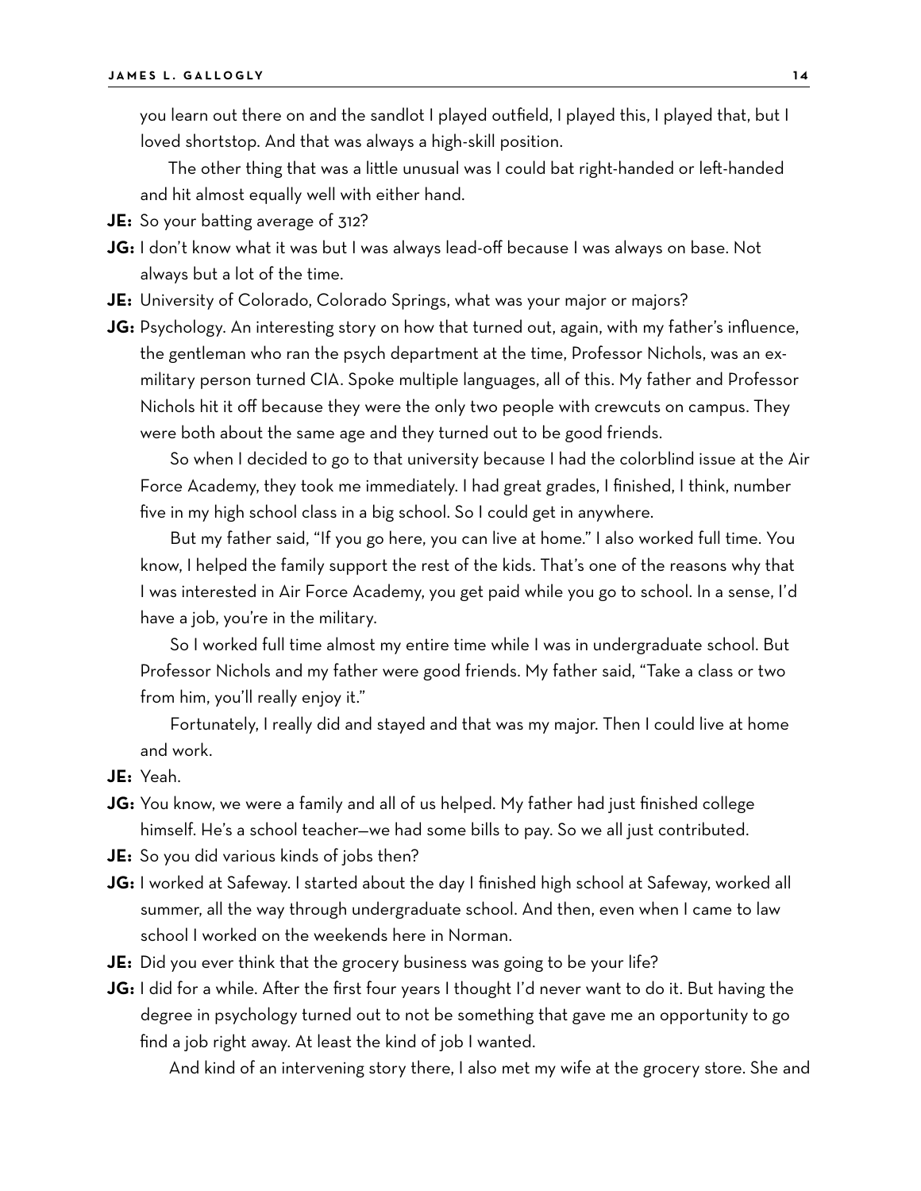you learn out there on and the sandlot I played outfield, I played this, I played that, but I loved shortstop. And that was always a high-skill position.

The other thing that was a little unusual was I could bat right-handed or left-handed and hit almost equally well with either hand.

**JE:** So your batting average of 312?

**JG:** I don't know what it was but I was always lead-off because I was always on base. Not always but a lot of the time.

**JE:** University of Colorado, Colorado Springs, what was your major or majors?

**JG:** Psychology. An interesting story on how that turned out, again, with my father's influence, the gentleman who ran the psych department at the time, Professor Nichols, was an ex-military person turned CIA. Spoke multiple languages, all of this. My father and Professor Nichols hit it off because they were the only two people with crewcuts on campus. They were both about the same age and they turned out to be good friends.

So when I decided to go to that university because I had the colorblind issue at the Air Force Academy, they took me immediately. I had great grades, I finished, I think, number five in my high school class in a big school. So I could get in anywhere.

But my father said, "If you go here, you can live at home." I also worked full time. You know, I helped the family support the rest of the kids. That's one of the reasons why that I was interested in Air Force Academy, you get paid while you go to school. In a sense, I'd have a job, you're in the military.

So I worked full time almost my entire time while I was in undergraduate school. But Professor Nichols and my father were good friends. My father said, "Take a class or two from him, you'll really enjoy it."

Fortunately, I really did and stayed and that was my major. Then I could live at home and work.

**JE:** Yeah.

**JG:** You know, we were a family and all of us helped. My father had just finished college himself. He's a school teacher—we had some bills to pay. So we all just contributed.

**JE:** So you did various kinds of jobs then?

**JG:** I worked at Safeway. I started about the day I finished high school at Safeway, worked all summer, all the way through undergraduate school. And then, even when I came to law school I worked on the weekends here in Norman.

**JE:** Did you ever think that the grocery business was going to be your life?

**JG:** I did for a while. After the first four years I thought I'd never want to do it. But having the degree in psychology turned out to not be something that gave me an opportunity to go find a job right away. At least the kind of job I wanted.

And kind of an intervening story there, I also met my wife at the grocery store. She and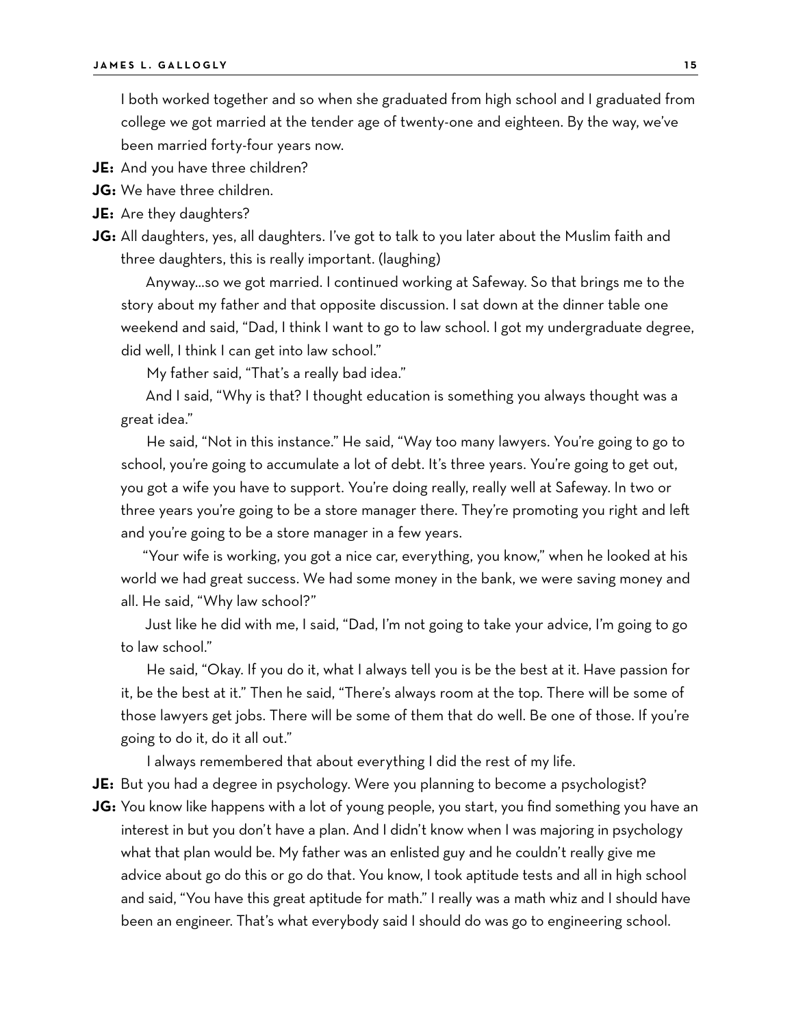I both worked together and so when she graduated from high school and I graduated from college we got married at the tender age of twenty-one and eighteen. By the way, we've been married forty-four years now.

**JE:** And you have three children?

**JG:** We have three children.

**JE:** Are they daughters?

**JG:** All daughters, yes, all daughters. I've got to talk to you later about the Muslim faith and three daughters, this is really important. (laughing)

Anyway...so we got married. I continued working at Safeway. So that brings me to the story about my father and that opposite discussion. I sat down at the dinner table one weekend and said, "Dad, I think I want to go to law school. I got my undergraduate degree, did well, I think I can get into law school."

My father said, "That's a really bad idea."

And I said, "Why is that? I thought education is something you always thought was a great idea."

He said, "Not in this instance." He said, "Way too many lawyers. You're going to go to school, you're going to accumulate a lot of debt. It's three years. You're going to get out, you got a wife you have to support. You're doing really, really well at Safeway. In two or three years you're going to be a store manager there. They're promoting you right and left and you're going to be a store manager in a few years.

"Your wife is working, you got a nice car, everything, you know," when he looked at his world we had great success. We had some money in the bank, we were saving money and all. He said, "Why law school?"

Just like he did with me, I said, "Dad, I'm not going to take your advice, I'm going to go to law school."

He said, "Okay. If you do it, what I always tell you is be the best at it. Have passion for it, be the best at it." Then he said, "There's always room at the top. There will be some of those lawyers get jobs. There will be some of them that do well. Be one of those. If you're going to do it, do it all out."

I always remembered that about everything I did the rest of my life.

**JE:** But you had a degree in psychology. Were you planning to become a psychologist?

**JG:** You know like happens with a lot of young people, you start, you find something you have an interest in but you don't have a plan. And I didn't know when I was majoring in psychology what that plan would be. My father was an enlisted guy and he couldn't really give me advice about go do this or go do that. You know, I took aptitude tests and all in high school and said, "You have this great aptitude for math." I really was a math whiz and I should have been an engineer. That's what everybody said I should do was go to engineering school.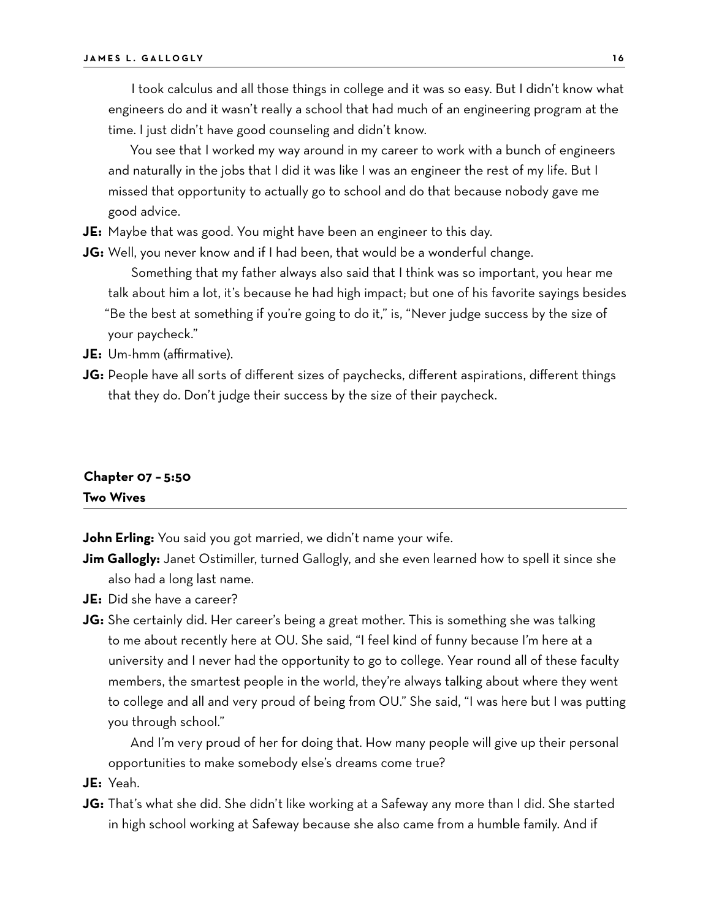I took calculus and all those things in college and it was so easy. But I didn't know what engineers do and it wasn't really a school that had much of an engineering program at the time. I just didn't have good counseling and didn't know.

You see that I worked my way around in my career to work with a bunch of engineers and naturally in the jobs that I did it was like I was an engineer the rest of my life. But I missed that opportunity to actually go to school and do that because nobody gave me good advice.

**JE:** Maybe that was good. You might have been an engineer to this day.

**JG:** Well, you never know and if I had been, that would be a wonderful change.

Something that my father always also said that I think was so important, you hear me talk about him a lot, it's because he had high impact; but one of his favorite sayings besides "Be the best at something if you're going to do it," is, "Never judge success by the size of your paycheck."

**JE:** Um-hmm (affirmative).

**JG:** People have all sorts of different sizes of paychecks, different aspirations, different things that they do. Don't judge their success by the size of their paycheck.

## Chapter 07 – 5:50
## Two Wives

**John Erling:** You said you got married, we didn't name your wife.

**Jim Gallogly:** Janet Ostimiller, turned Gallogly, and she even learned how to spell it since she also had a long last name.

**JE:** Did she have a career?

**JG:** She certainly did. Her career's being a great mother. This is something she was talking to me about recently here at OU. She said, "I feel kind of funny because I'm here at a university and I never had the opportunity to go to college. Year round all of these faculty members, the smartest people in the world, they're always talking about where they went to college and all and very proud of being from OU." She said, "I was here but I was putting you through school."

And I'm very proud of her for doing that. How many people will give up their personal opportunities to make somebody else's dreams come true?

**JE:** Yeah.

**JG:** That's what she did. She didn't like working at a Safeway any more than I did. She started in high school working at Safeway because she also came from a humble family. And if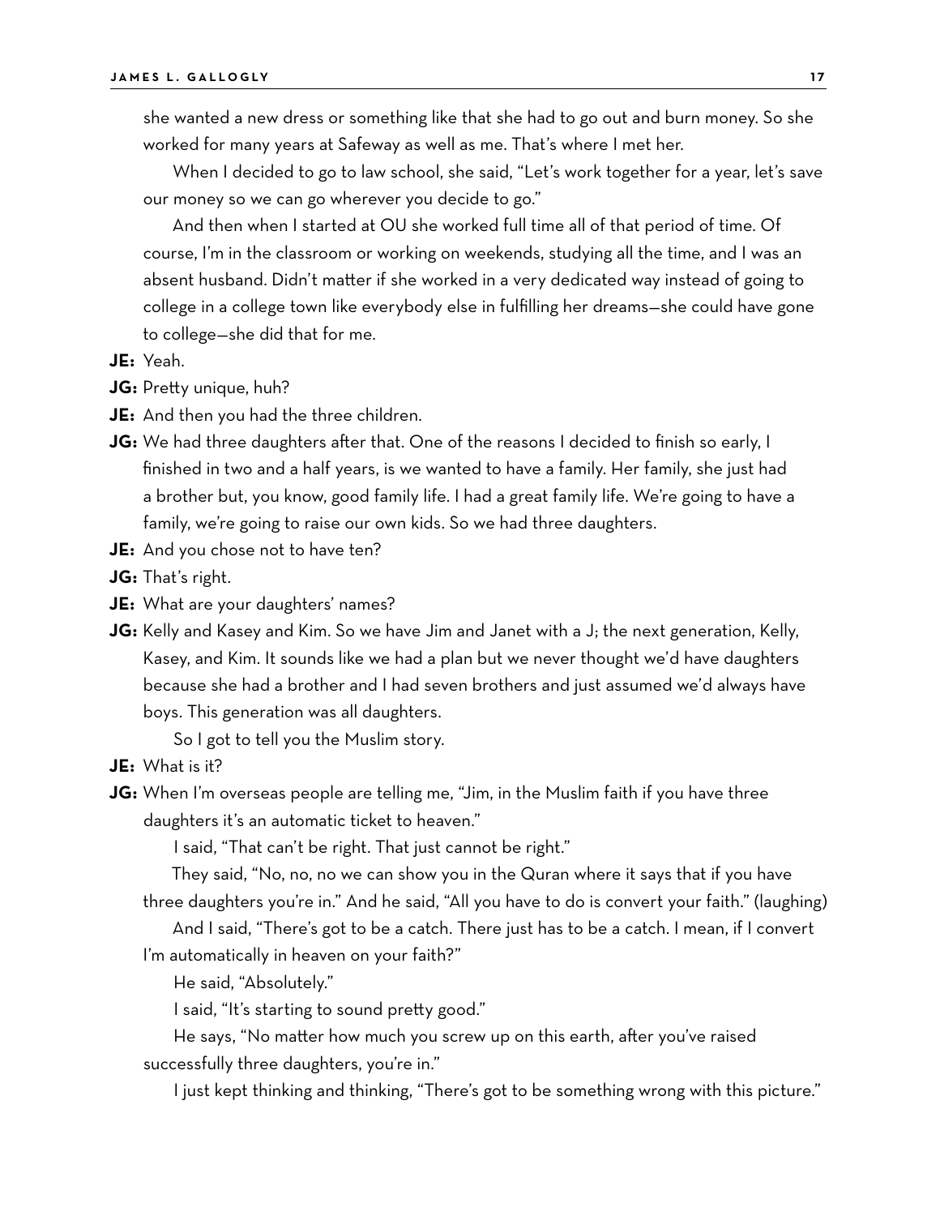she wanted a new dress or something like that she had to go out and burn money. So she worked for many years at Safeway as well as me. That's where I met her.

When I decided to go to law school, she said, "Let's work together for a year, let's save our money so we can go wherever you decide to go."

And then when I started at OU she worked full time all of that period of time. Of course, I'm in the classroom or working on weekends, studying all the time, and I was an absent husband. Didn't matter if she worked in a very dedicated way instead of going to college in a college town like everybody else in fulfilling her dreams—she could have gone to college—she did that for me.

**JE:** Yeah.

**JG:** Pretty unique, huh?

**JE:** And then you had the three children.

**JG:** We had three daughters after that. One of the reasons I decided to finish so early, I finished in two and a half years, is we wanted to have a family. Her family, she just had a brother but, you know, good family life. I had a great family life. We're going to have a family, we're going to raise our own kids. So we had three daughters.

**JE:** And you chose not to have ten?

**JG:** That's right.

**JE:** What are your daughters' names?

**JG:** Kelly and Kasey and Kim. So we have Jim and Janet with a J; the next generation, Kelly, Kasey, and Kim. It sounds like we had a plan but we never thought we'd have daughters because she had a brother and I had seven brothers and just assumed we'd always have boys. This generation was all daughters.

So I got to tell you the Muslim story.

**JE:** What is it?

**JG:** When I'm overseas people are telling me, "Jim, in the Muslim faith if you have three daughters it's an automatic ticket to heaven."

I said, "That can't be right. That just cannot be right."

They said, "No, no, no we can show you in the Quran where it says that if you have three daughters you're in." And he said, "All you have to do is convert your faith." (laughing)

And I said, "There's got to be a catch. There just has to be a catch. I mean, if I convert I'm automatically in heaven on your faith?"

He said, "Absolutely."

I said, "It's starting to sound pretty good."

He says, "No matter how much you screw up on this earth, after you've raised successfully three daughters, you're in."

I just kept thinking and thinking, "There's got to be something wrong with this picture."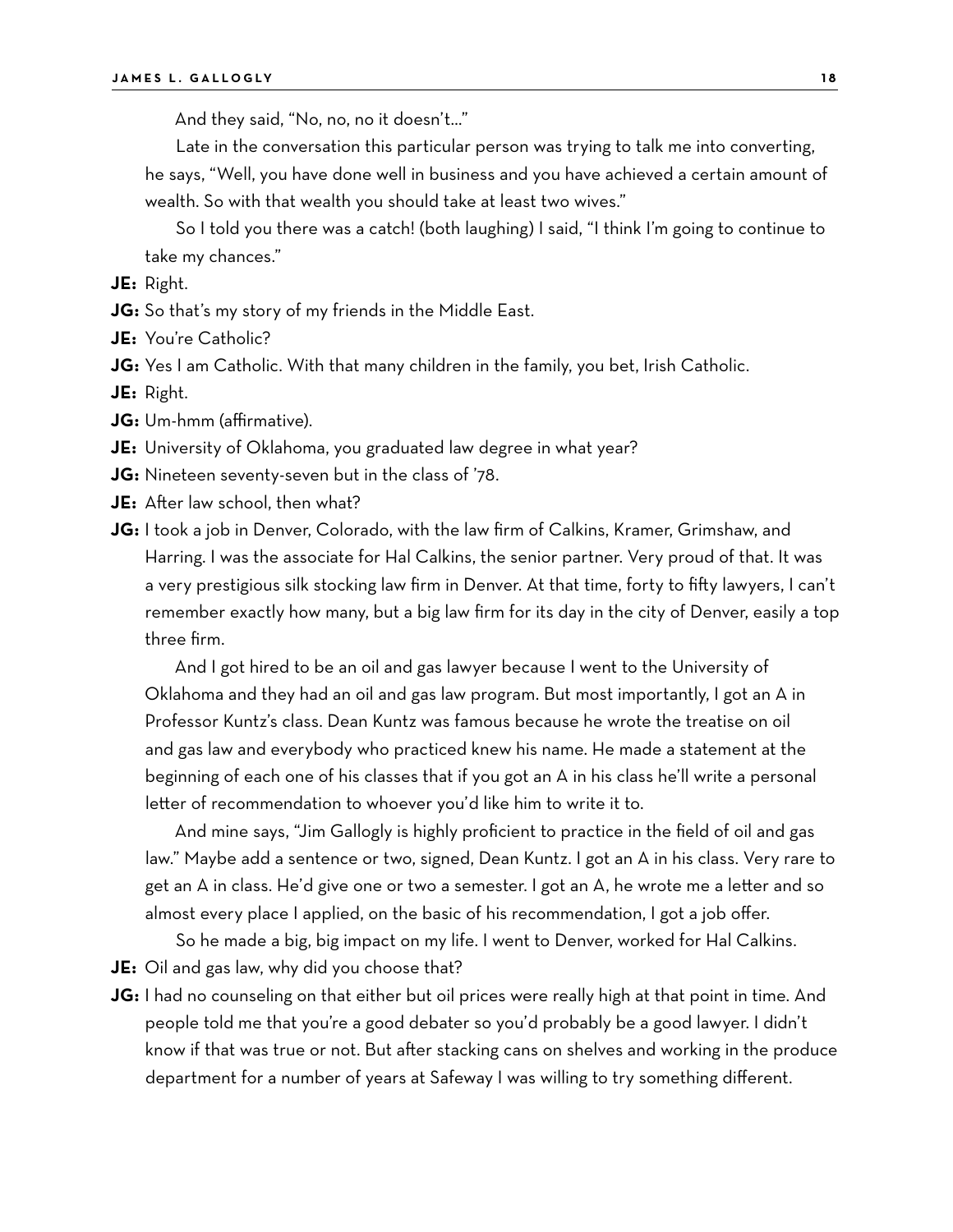And they said, "No, no, no it doesn't..."

Late in the conversation this particular person was trying to talk me into converting, he says, "Well, you have done well in business and you have achieved a certain amount of wealth. So with that wealth you should take at least two wives."

So I told you there was a catch! (both laughing) I said, "I think I'm going to continue to take my chances."

**JE:** Right.

**JG:** So that's my story of my friends in the Middle East.

**JE:** You're Catholic?

**JG:** Yes I am Catholic. With that many children in the family, you bet, Irish Catholic.

**JE:** Right.

**JG:** Um-hmm (affirmative).

**JE:** University of Oklahoma, you graduated law degree in what year?

**JG:** Nineteen seventy-seven but in the class of '78.

**JE:** After law school, then what?

**JG:** I took a job in Denver, Colorado, with the law firm of Calkins, Kramer, Grimshaw, and Harring. I was the associate for Hal Calkins, the senior partner. Very proud of that. It was a very prestigious silk stocking law firm in Denver. At that time, forty to fifty lawyers, I can't remember exactly how many, but a big law firm for its day in the city of Denver, easily a top three firm.

And I got hired to be an oil and gas lawyer because I went to the University of Oklahoma and they had an oil and gas law program. But most importantly, I got an A in Professor Kuntz's class. Dean Kuntz was famous because he wrote the treatise on oil and gas law and everybody who practiced knew his name. He made a statement at the beginning of each one of his classes that if you got an A in his class he'll write a personal letter of recommendation to whoever you'd like him to write it to.

And mine says, "Jim Gallogly is highly proficient to practice in the field of oil and gas law." Maybe add a sentence or two, signed, Dean Kuntz. I got an A in his class. Very rare to get an A in class. He'd give one or two a semester. I got an A, he wrote me a letter and so almost every place I applied, on the basic of his recommendation, I got a job offer.

So he made a big, big impact on my life. I went to Denver, worked for Hal Calkins.

**JE:** Oil and gas law, why did you choose that?

**JG:** I had no counseling on that either but oil prices were really high at that point in time. And people told me that you're a good debater so you'd probably be a good lawyer. I didn't know if that was true or not. But after stacking cans on shelves and working in the produce department for a number of years at Safeway I was willing to try something different.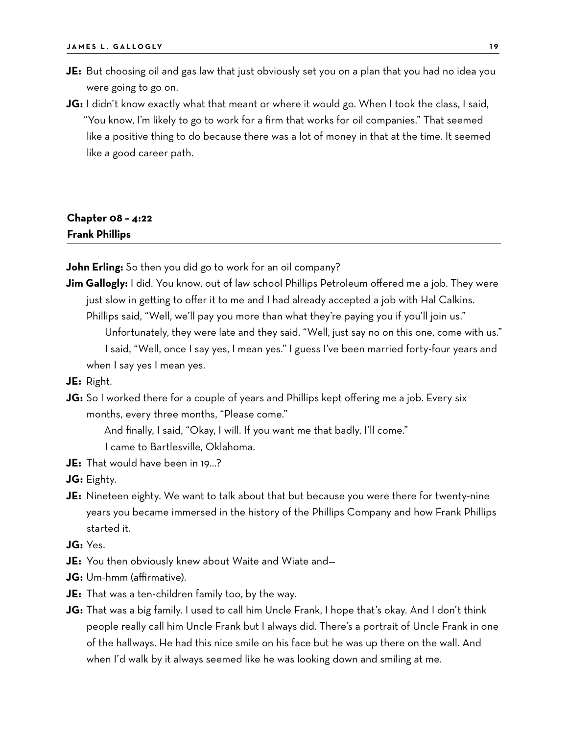**JE:** But choosing oil and gas law that just obviously set you on a plan that you had no idea you were going to go on.

**JG:** I didn't know exactly what that meant or where it would go. When I took the class, I said, "You know, I'm likely to go to work for a firm that works for oil companies." That seemed like a positive thing to do because there was a lot of money in that at the time. It seemed like a good career path.

## Chapter 08 – 4:22
## Frank Phillips

**John Erling:** So then you did go to work for an oil company?

**Jim Gallogly:** I did. You know, out of law school Phillips Petroleum offered me a job. They were just slow in getting to offer it to me and I had already accepted a job with Hal Calkins. Phillips said, "Well, we'll pay you more than what they're paying you if you'll join us."

Unfortunately, they were late and they said, "Well, just say no on this one, come with us."

I said, "Well, once I say yes, I mean yes." I guess I've been married forty-four years and when I say yes I mean yes.

**JE:** Right.

**JG:** So I worked there for a couple of years and Phillips kept offering me a job. Every six months, every three months, "Please come."

And finally, I said, "Okay, I will. If you want me that badly, I'll come."

I came to Bartlesville, Oklahoma.

**JE:** That would have been in 19…?

**JG:** Eighty.

**JE:** Nineteen eighty. We want to talk about that but because you were there for twenty-nine years you became immersed in the history of the Phillips Company and how Frank Phillips started it.

**JG:** Yes.

**JE:** You then obviously knew about Waite and Wiate and—

**JG:** Um-hmm (affirmative).

**JE:** That was a ten-children family too, by the way.

**JG:** That was a big family. I used to call him Uncle Frank, I hope that's okay. And I don't think people really call him Uncle Frank but I always did. There's a portrait of Uncle Frank in one of the hallways. He had this nice smile on his face but he was up there on the wall. And when I'd walk by it always seemed like he was looking down and smiling at me.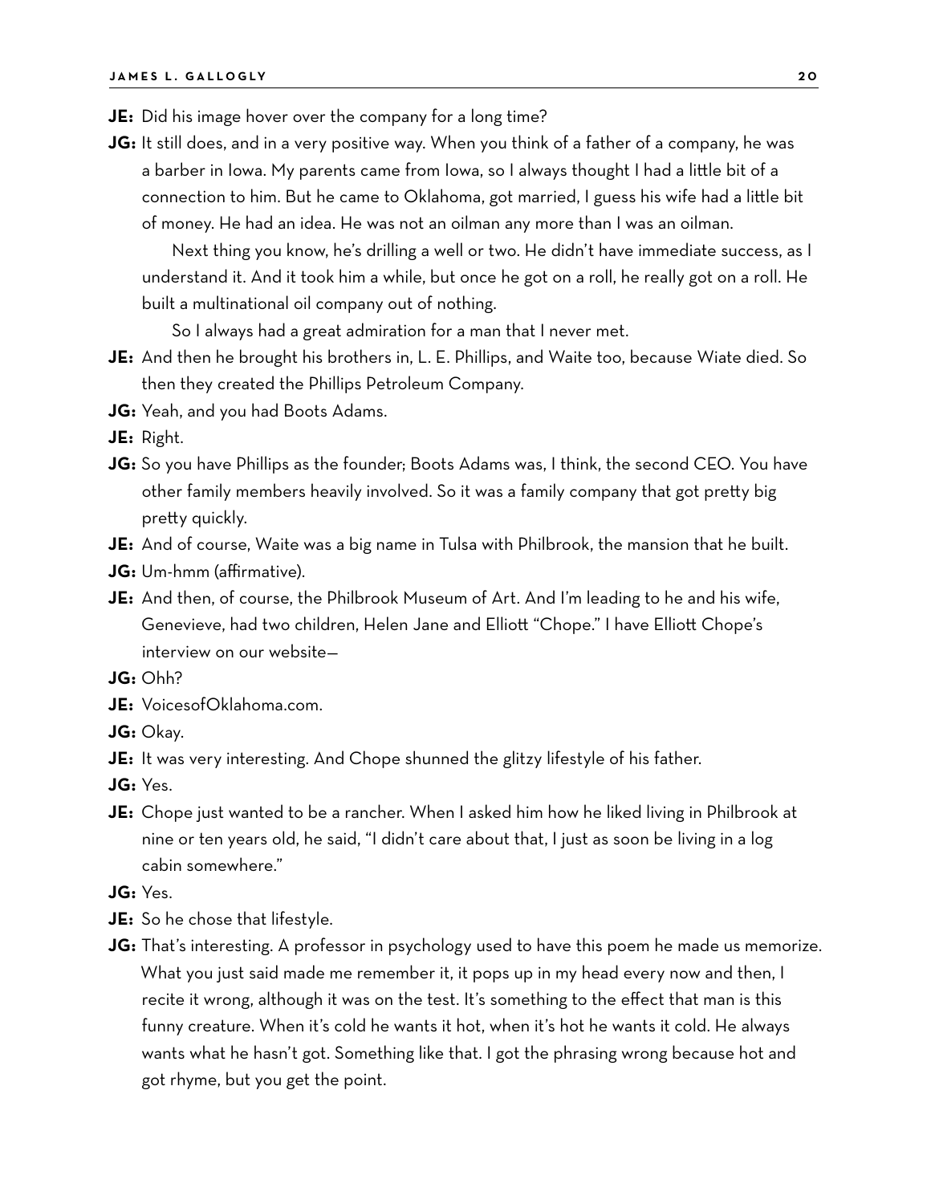**JE:** Did his image hover over the company for a long time?

**JG:** It still does, and in a very positive way. When you think of a father of a company, he was a barber in Iowa. My parents came from Iowa, so I always thought I had a little bit of a connection to him. But he came to Oklahoma, got married, I guess his wife had a little bit of money. He had an idea. He was not an oilman any more than I was an oilman.

Next thing you know, he's drilling a well or two. He didn't have immediate success, as I understand it. And it took him a while, but once he got on a roll, he really got on a roll. He built a multinational oil company out of nothing.

So I always had a great admiration for a man that I never met.

**JE:** And then he brought his brothers in, L. E. Phillips, and Waite too, because Wiate died. So then they created the Phillips Petroleum Company.

**JG:** Yeah, and you had Boots Adams.

**JE:** Right.

**JG:** So you have Phillips as the founder; Boots Adams was, I think, the second CEO. You have other family members heavily involved. So it was a family company that got pretty big pretty quickly.

**JE:** And of course, Waite was a big name in Tulsa with Philbrook, the mansion that he built.

**JG:** Um-hmm (affirmative).

**JE:** And then, of course, the Philbrook Museum of Art. And I'm leading to he and his wife, Genevieve, had two children, Helen Jane and Elliott "Chope." I have Elliott Chope's interview on our website—

**JG:** Ohh?

**JE:** VoicesofOklahoma.com.

**JG:** Okay.

**JE:** It was very interesting. And Chope shunned the glitzy lifestyle of his father.

**JG:** Yes.

**JE:** Chope just wanted to be a rancher. When I asked him how he liked living in Philbrook at nine or ten years old, he said, "I didn't care about that, I just as soon be living in a log cabin somewhere."

**JG:** Yes.

**JE:** So he chose that lifestyle.

**JG:** That's interesting. A professor in psychology used to have this poem he made us memorize. What you just said made me remember it, it pops up in my head every now and then, I recite it wrong, although it was on the test. It's something to the effect that man is this funny creature. When it's cold he wants it hot, when it's hot he wants it cold. He always wants what he hasn't got. Something like that. I got the phrasing wrong because hot and got rhyme, but you get the point.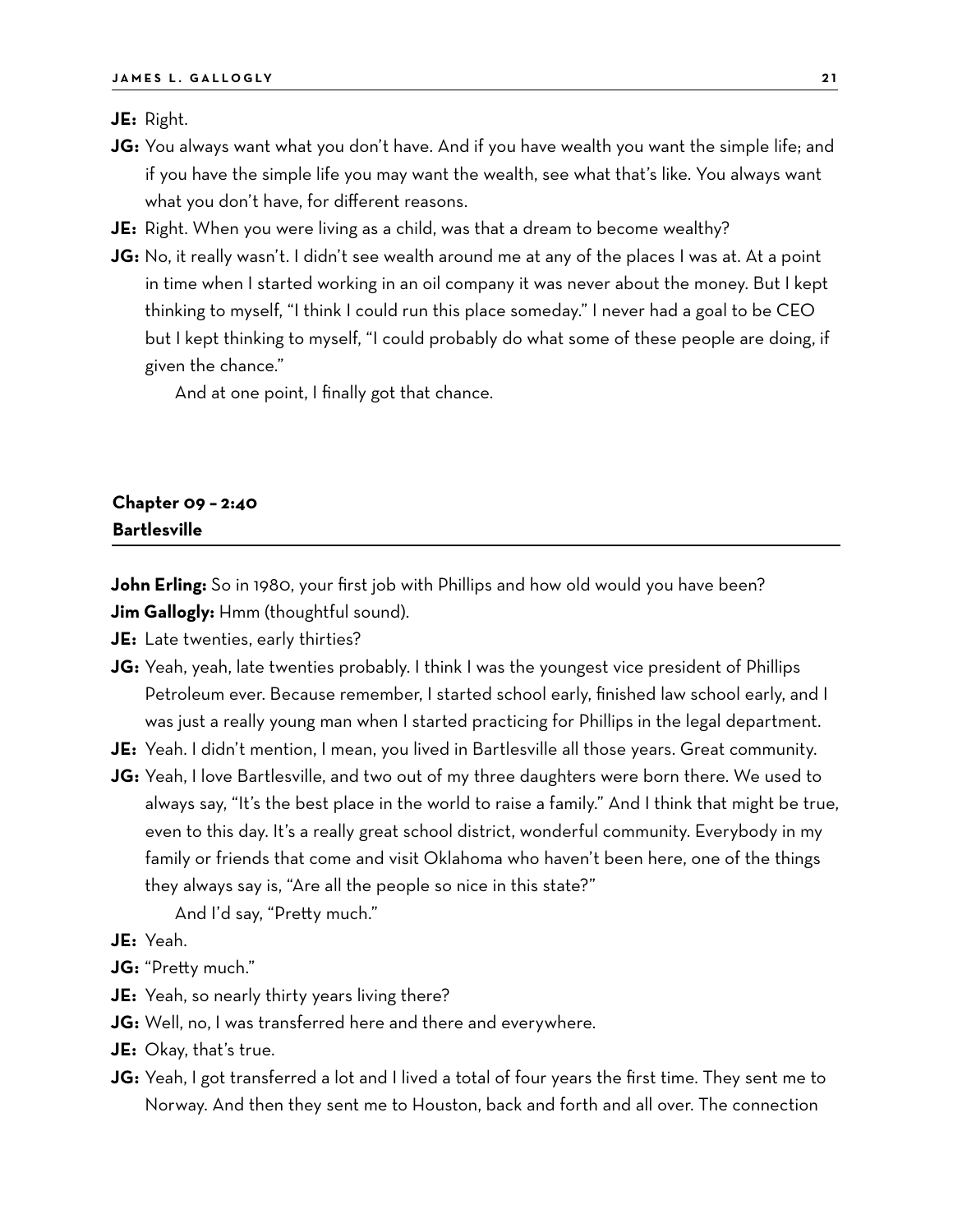**JE:** Right.

**JG:** You always want what you don't have. And if you have wealth you want the simple life; and if you have the simple life you may want the wealth, see what that's like. You always want what you don't have, for different reasons.

**JE:** Right. When you were living as a child, was that a dream to become wealthy?

**JG:** No, it really wasn't. I didn't see wealth around me at any of the places I was at. At a point in time when I started working in an oil company it was never about the money. But I kept thinking to myself, "I think I could run this place someday." I never had a goal to be CEO but I kept thinking to myself, "I could probably do what some of these people are doing, if given the chance."

And at one point, I finally got that chance.

## Chapter 09 – 2:40
## Bartlesville

**John Erling:** So in 1980, your first job with Phillips and how old would you have been?

**Jim Gallogly:** Hmm (thoughtful sound).

**JE:** Late twenties, early thirties?

**JG:** Yeah, yeah, late twenties probably. I think I was the youngest vice president of Phillips Petroleum ever. Because remember, I started school early, finished law school early, and I was just a really young man when I started practicing for Phillips in the legal department.

**JE:** Yeah. I didn't mention, I mean, you lived in Bartlesville all those years. Great community.

**JG:** Yeah, I love Bartlesville, and two out of my three daughters were born there. We used to always say, "It's the best place in the world to raise a family." And I think that might be true, even to this day. It's a really great school district, wonderful community. Everybody in my family or friends that come and visit Oklahoma who haven't been here, one of the things they always say is, "Are all the people so nice in this state?"

And I'd say, "Pretty much."

**JE:** Yeah.

**JG:** "Pretty much."

**JE:** Yeah, so nearly thirty years living there?

**JG:** Well, no, I was transferred here and there and everywhere.

**JE:** Okay, that's true.

**JG:** Yeah, I got transferred a lot and I lived a total of four years the first time. They sent me to Norway. And then they sent me to Houston, back and forth and all over. The connection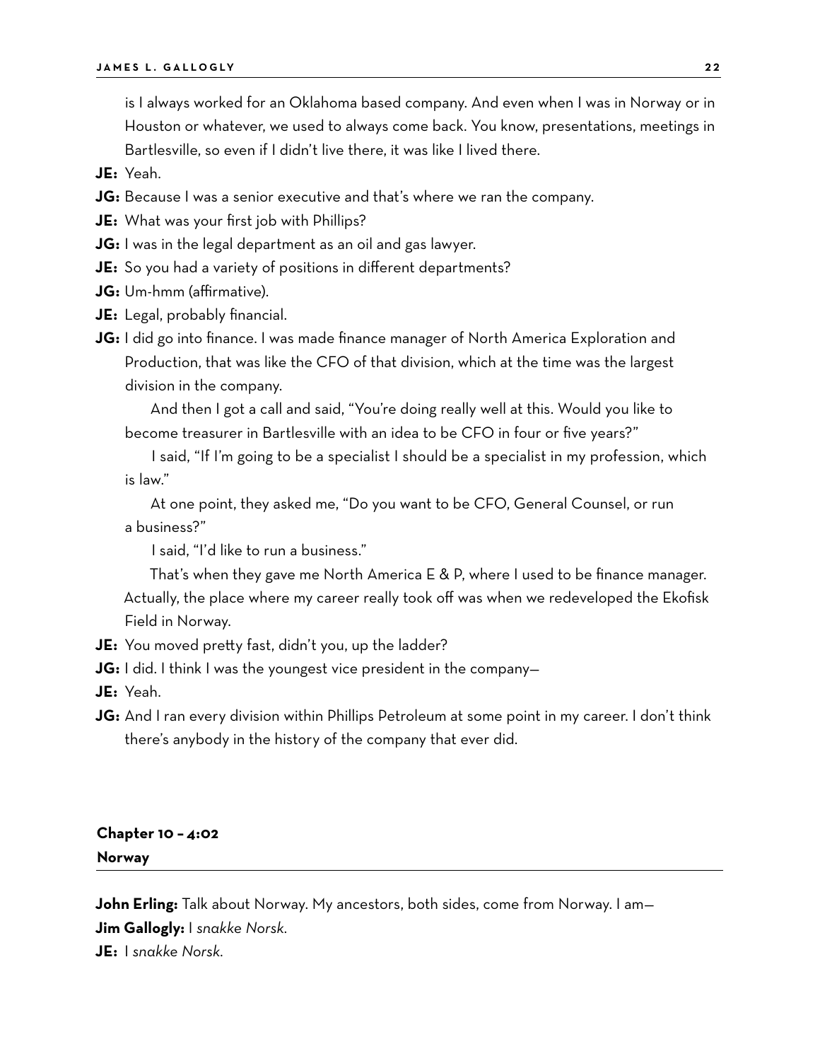is I always worked for an Oklahoma based company. And even when I was in Norway or in Houston or whatever, we used to always come back. You know, presentations, meetings in Bartlesville, so even if I didn't live there, it was like I lived there.

**JE:** Yeah.

**JG:** Because I was a senior executive and that's where we ran the company.

**JE:** What was your first job with Phillips?

**JG:** I was in the legal department as an oil and gas lawyer.

**JE:** So you had a variety of positions in different departments?

**JG:** Um-hmm (affirmative).

**JE:** Legal, probably financial.

**JG:** I did go into finance. I was made finance manager of North America Exploration and Production, that was like the CFO of that division, which at the time was the largest division in the company.

And then I got a call and said, "You're doing really well at this. Would you like to become treasurer in Bartlesville with an idea to be CFO in four or five years?"

I said, "If I'm going to be a specialist I should be a specialist in my profession, which is law."

At one point, they asked me, "Do you want to be CFO, General Counsel, or run a business?"

I said, "I'd like to run a business."

That's when they gave me North America E & P, where I used to be finance manager. Actually, the place where my career really took off was when we redeveloped the Ekofisk Field in Norway.

**JE:** You moved pretty fast, didn't you, up the ladder?

**JG:** I did. I think I was the youngest vice president in the company—

**JE:** Yeah.

**JG:** And I ran every division within Phillips Petroleum at some point in my career. I don't think there's anybody in the history of the company that ever did.

## Chapter 10 – 4:02
## Norway

**John Erling:** Talk about Norway. My ancestors, both sides, come from Norway. I am—

**Jim Gallogly:** I *snakke Norsk*.

**JE:** I *snakke Norsk*.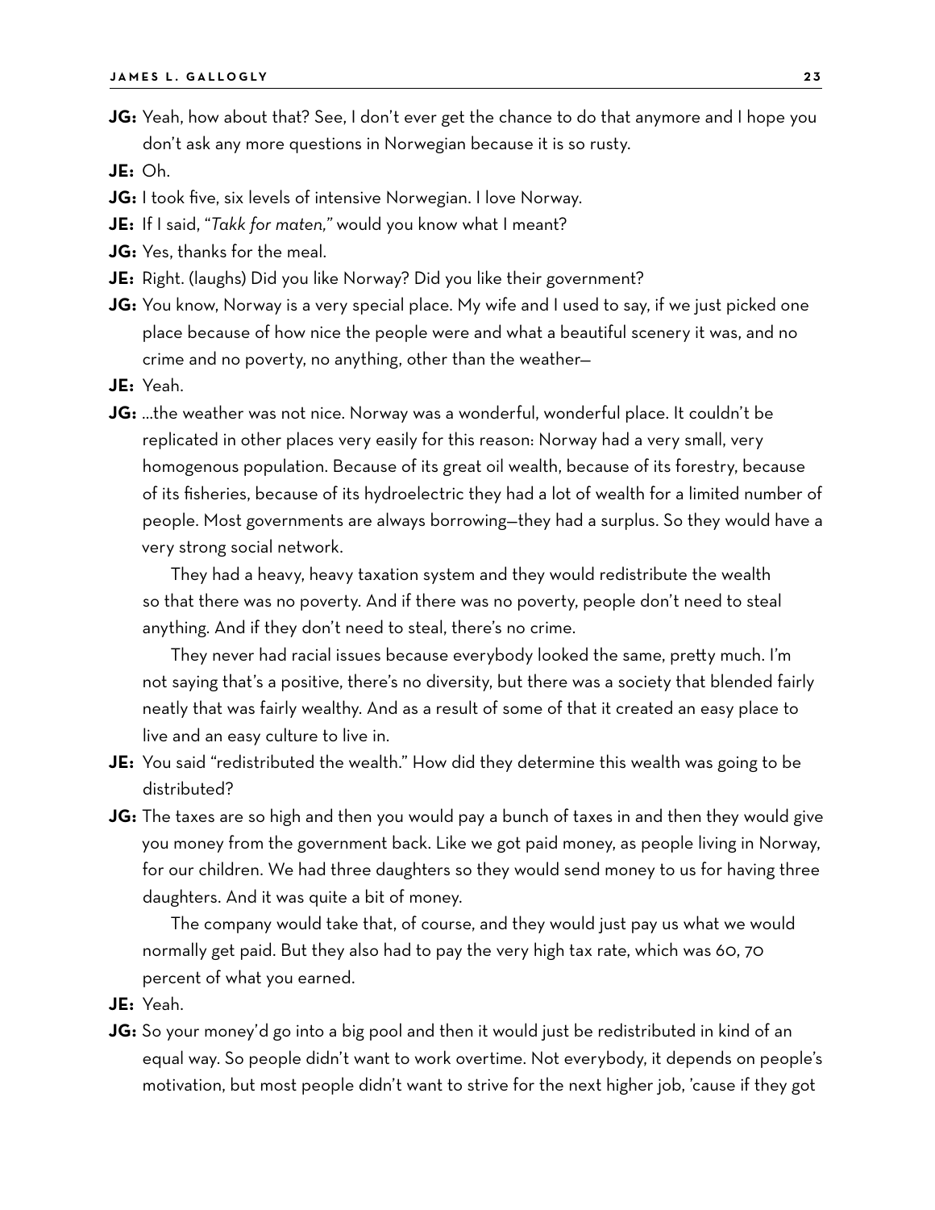**JG:** Yeah, how about that? See, I don't ever get the chance to do that anymore and I hope you don't ask any more questions in Norwegian because it is so rusty.

**JE:** Oh.

**JG:** I took five, six levels of intensive Norwegian. I love Norway.

**JE:** If I said, "*Takk for maten,*" would you know what I meant?

**JG:** Yes, thanks for the meal.

**JE:** Right. (laughs) Did you like Norway? Did you like their government?

**JG:** You know, Norway is a very special place. My wife and I used to say, if we just picked one place because of how nice the people were and what a beautiful scenery it was, and no crime and no poverty, no anything, other than the weather—

**JE:** Yeah.

**JG:** …the weather was not nice. Norway was a wonderful, wonderful place. It couldn't be replicated in other places very easily for this reason: Norway had a very small, very homogenous population. Because of its great oil wealth, because of its forestry, because of its fisheries, because of its hydroelectric they had a lot of wealth for a limited number of people. Most governments are always borrowing—they had a surplus. So they would have a very strong social network.

They had a heavy, heavy taxation system and they would redistribute the wealth so that there was no poverty. And if there was no poverty, people don't need to steal anything. And if they don't need to steal, there's no crime.

They never had racial issues because everybody looked the same, pretty much. I'm not saying that's a positive, there's no diversity, but there was a society that blended fairly neatly that was fairly wealthy. And as a result of some of that it created an easy place to live and an easy culture to live in.

**JE:** You said "redistributed the wealth." How did they determine this wealth was going to be distributed?

**JG:** The taxes are so high and then you would pay a bunch of taxes in and then they would give you money from the government back. Like we got paid money, as people living in Norway, for our children. We had three daughters so they would send money to us for having three daughters. And it was quite a bit of money.

The company would take that, of course, and they would just pay us what we would normally get paid. But they also had to pay the very high tax rate, which was 60, 70 percent of what you earned.

**JE:** Yeah.

**JG:** So your money'd go into a big pool and then it would just be redistributed in kind of an equal way. So people didn't want to work overtime. Not everybody, it depends on people's motivation, but most people didn't want to strive for the next higher job, 'cause if they got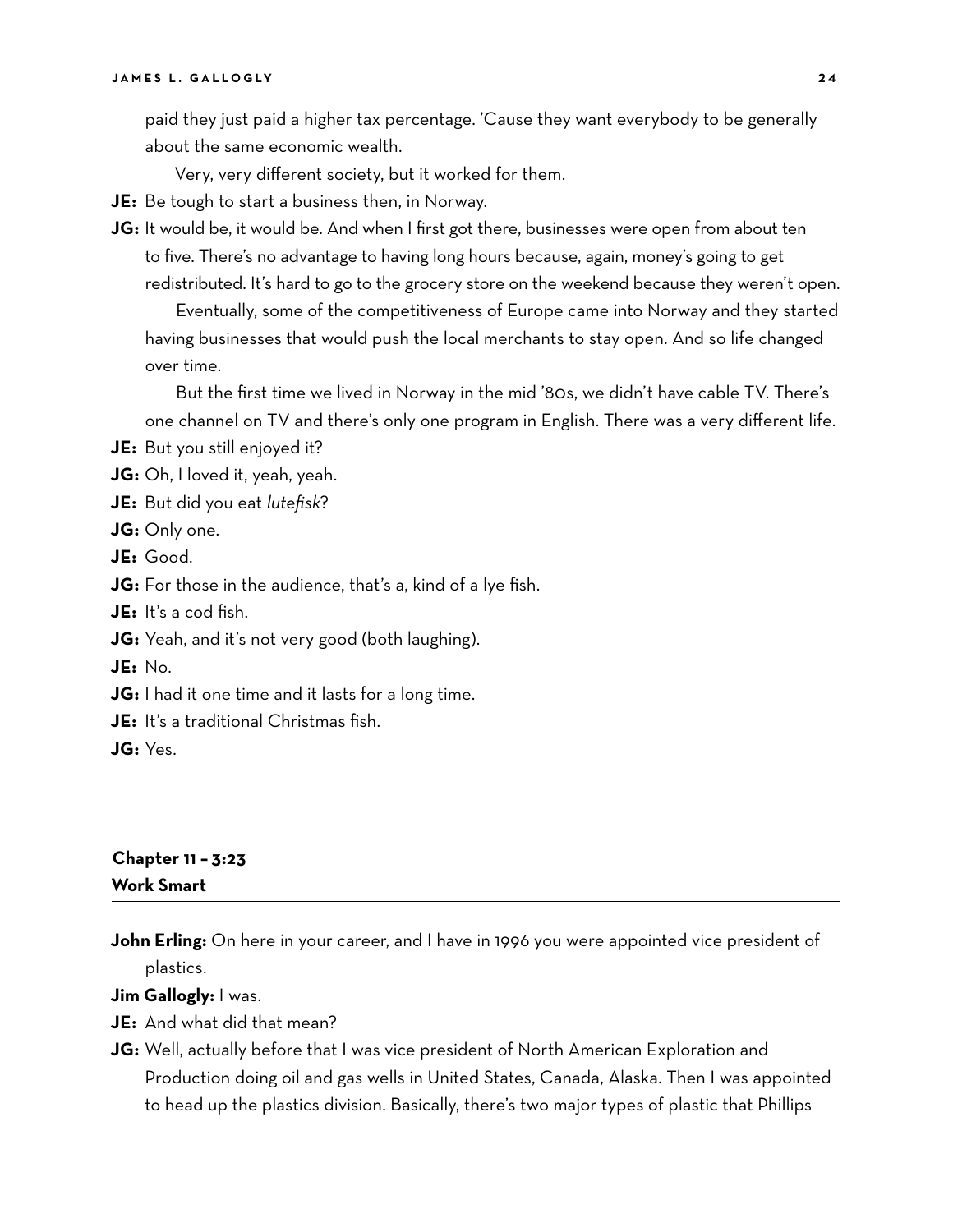paid they just paid a higher tax percentage. 'Cause they want everybody to be generally about the same economic wealth.

Very, very different society, but it worked for them.

**JE:** Be tough to start a business then, in Norway.

**JG:** It would be, it would be. And when I first got there, businesses were open from about ten to five. There's no advantage to having long hours because, again, money's going to get redistributed. It's hard to go to the grocery store on the weekend because they weren't open.

Eventually, some of the competitiveness of Europe came into Norway and they started having businesses that would push the local merchants to stay open. And so life changed over time.

But the first time we lived in Norway in the mid '80s, we didn't have cable TV. There's one channel on TV and there's only one program in English. There was a very different life.

**JE:** But you still enjoyed it?

**JG:** Oh, I loved it, yeah, yeah.

**JE:** But did you eat *lutefisk*?

**JG:** Only one.

**JE:** Good.

**JG:** For those in the audience, that's a, kind of a lye fish.

**JE:** It's a cod fish.

**JG:** Yeah, and it's not very good (both laughing).

**JE:** No.

**JG:** I had it one time and it lasts for a long time.

**JE:** It's a traditional Christmas fish.

**JG:** Yes.

## Chapter 11 – 3:23
## Work Smart

**John Erling:** On here in your career, and I have in 1996 you were appointed vice president of plastics.

**Jim Gallogly:** I was.

**JE:** And what did that mean?

**JG:** Well, actually before that I was vice president of North American Exploration and Production doing oil and gas wells in United States, Canada, Alaska. Then I was appointed to head up the plastics division. Basically, there's two major types of plastic that Phillips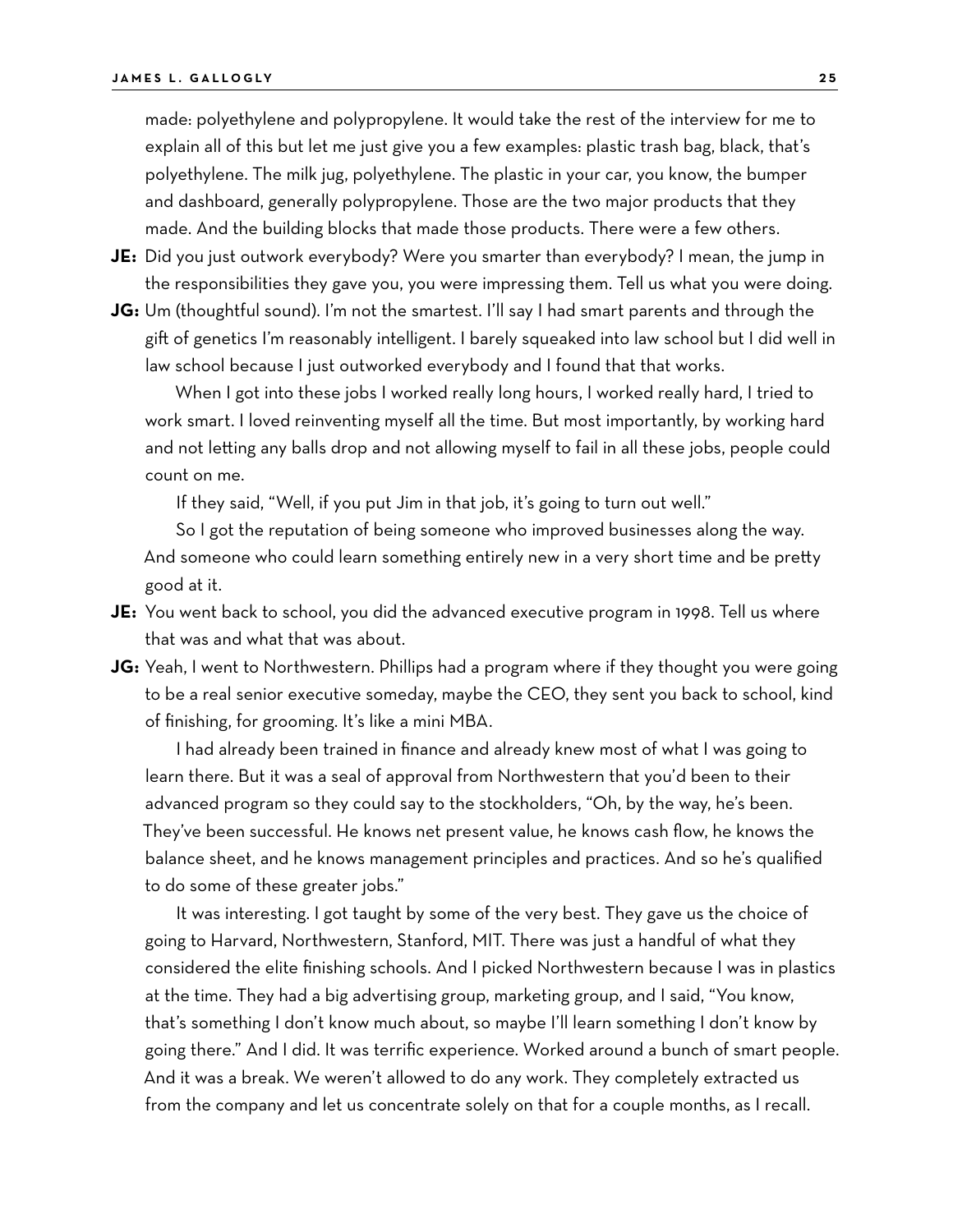made: polyethylene and polypropylene. It would take the rest of the interview for me to explain all of this but let me just give you a few examples: plastic trash bag, black, that's polyethylene. The milk jug, polyethylene. The plastic in your car, you know, the bumper and dashboard, generally polypropylene. Those are the two major products that they made. And the building blocks that made those products. There were a few others.

**JE:** Did you just outwork everybody? Were you smarter than everybody? I mean, the jump in the responsibilities they gave you, you were impressing them. Tell us what you were doing.

**JG:** Um (thoughtful sound). I'm not the smartest. I'll say I had smart parents and through the gift of genetics I'm reasonably intelligent. I barely squeaked into law school but I did well in law school because I just outworked everybody and I found that that works.

When I got into these jobs I worked really long hours, I worked really hard, I tried to work smart. I loved reinventing myself all the time. But most importantly, by working hard and not letting any balls drop and not allowing myself to fail in all these jobs, people could count on me.

If they said, "Well, if you put Jim in that job, it's going to turn out well."

So I got the reputation of being someone who improved businesses along the way. And someone who could learn something entirely new in a very short time and be pretty good at it.

**JE:** You went back to school, you did the advanced executive program in 1998. Tell us where that was and what that was about.

**JG:** Yeah, I went to Northwestern. Phillips had a program where if they thought you were going to be a real senior executive someday, maybe the CEO, they sent you back to school, kind of finishing, for grooming. It's like a mini MBA.

I had already been trained in finance and already knew most of what I was going to learn there. But it was a seal of approval from Northwestern that you'd been to their advanced program so they could say to the stockholders, "Oh, by the way, he's been. They've been successful. He knows net present value, he knows cash flow, he knows the balance sheet, and he knows management principles and practices. And so he's qualified to do some of these greater jobs."

It was interesting. I got taught by some of the very best. They gave us the choice of going to Harvard, Northwestern, Stanford, MIT. There was just a handful of what they considered the elite finishing schools. And I picked Northwestern because I was in plastics at the time. They had a big advertising group, marketing group, and I said, "You know, that's something I don't know much about, so maybe I'll learn something I don't know by going there." And I did. It was terrific experience. Worked around a bunch of smart people. And it was a break. We weren't allowed to do any work. They completely extracted us from the company and let us concentrate solely on that for a couple months, as I recall.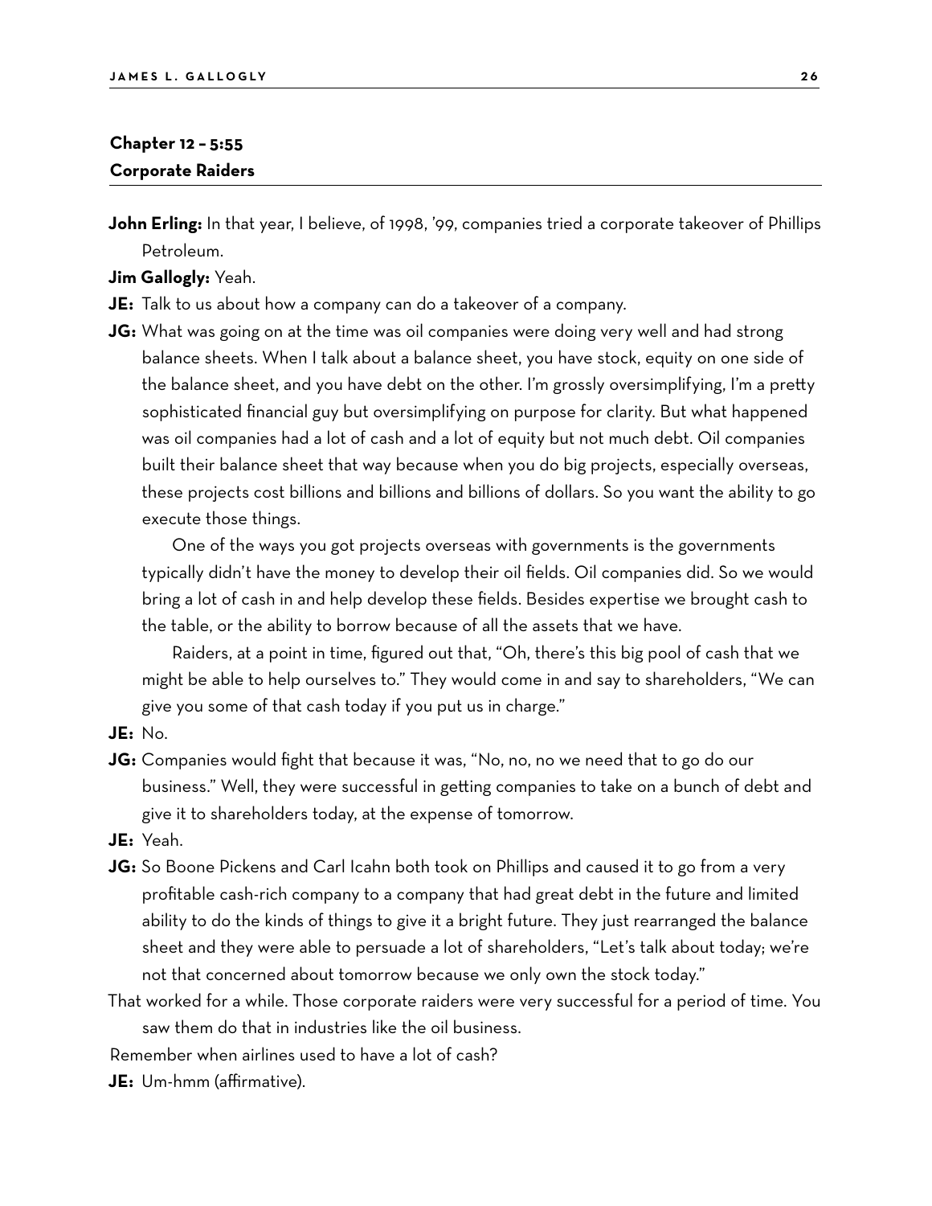## Chapter 12 – 5:55
## Corporate Raiders

**John Erling:** In that year, I believe, of 1998, '99, companies tried a corporate takeover of Phillips Petroleum.

**Jim Gallogly:** Yeah.

**JE:** Talk to us about how a company can do a takeover of a company.

**JG:** What was going on at the time was oil companies were doing very well and had strong balance sheets. When I talk about a balance sheet, you have stock, equity on one side of the balance sheet, and you have debt on the other. I'm grossly oversimplifying, I'm a pretty sophisticated financial guy but oversimplifying on purpose for clarity. But what happened was oil companies had a lot of cash and a lot of equity but not much debt. Oil companies built their balance sheet that way because when you do big projects, especially overseas, these projects cost billions and billions and billions of dollars. So you want the ability to go execute those things.

One of the ways you got projects overseas with governments is the governments typically didn't have the money to develop their oil fields. Oil companies did. So we would bring a lot of cash in and help develop these fields. Besides expertise we brought cash to the table, or the ability to borrow because of all the assets that we have.

Raiders, at a point in time, figured out that, "Oh, there's this big pool of cash that we might be able to help ourselves to." They would come in and say to shareholders, "We can give you some of that cash today if you put us in charge."

**JE:** No.

**JG:** Companies would fight that because it was, "No, no, no we need that to go do our business." Well, they were successful in getting companies to take on a bunch of debt and give it to shareholders today, at the expense of tomorrow.

**JE:** Yeah.

**JG:** So Boone Pickens and Carl Icahn both took on Phillips and caused it to go from a very profitable cash-rich company to a company that had great debt in the future and limited ability to do the kinds of things to give it a bright future. They just rearranged the balance sheet and they were able to persuade a lot of shareholders, "Let's talk about today; we're not that concerned about tomorrow because we only own the stock today."

That worked for a while. Those corporate raiders were very successful for a period of time. You saw them do that in industries like the oil business.

Remember when airlines used to have a lot of cash?

**JE:** Um-hmm (affirmative).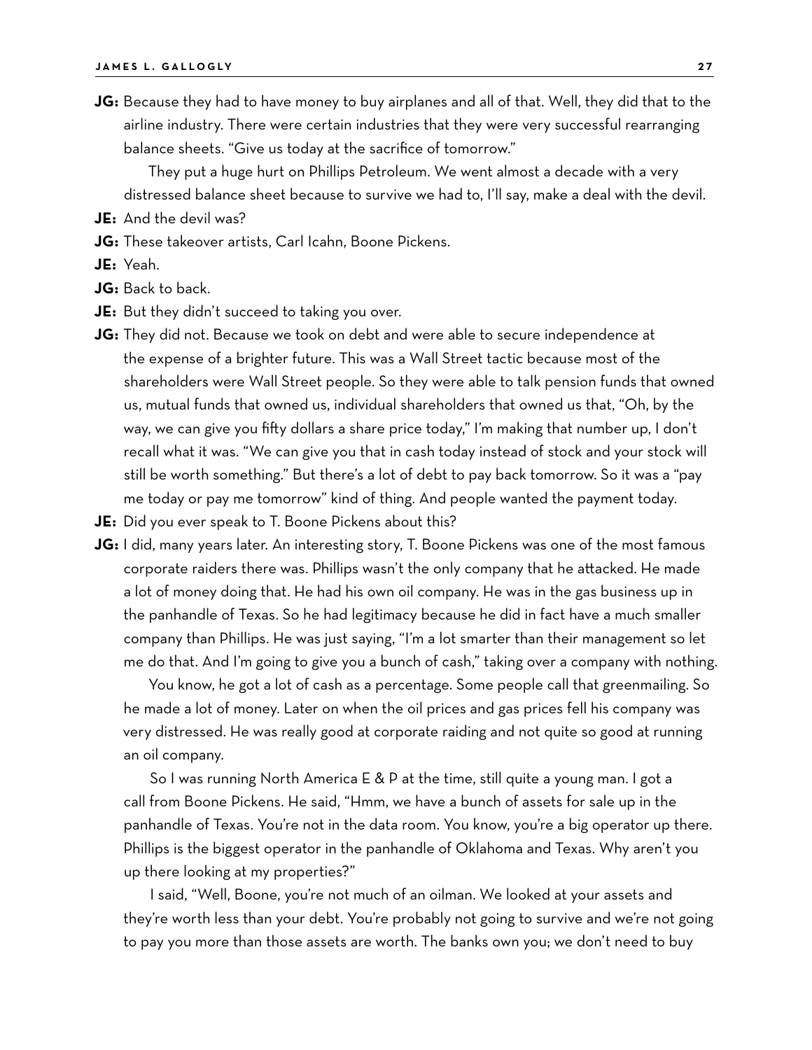**JG:** Because they had to have money to buy airplanes and all of that. Well, they did that to the airline industry. There were certain industries that they were very successful rearranging balance sheets. "Give us today at the sacrifice of tomorrow."

They put a huge hurt on Phillips Petroleum. We went almost a decade with a very distressed balance sheet because to survive we had to, I'll say, make a deal with the devil.

**JE:** And the devil was?

**JG:** These takeover artists, Carl Icahn, Boone Pickens.

**JE:** Yeah.

**JG:** Back to back.

**JE:** But they didn't succeed to taking you over.

**JG:** They did not. Because we took on debt and were able to secure independence at the expense of a brighter future. This was a Wall Street tactic because most of the shareholders were Wall Street people. So they were able to talk pension funds that owned us, mutual funds that owned us, individual shareholders that owned us that, "Oh, by the way, we can give you fifty dollars a share price today," I'm making that number up, I don't recall what it was. "We can give you that in cash today instead of stock and your stock will still be worth something." But there's a lot of debt to pay back tomorrow. So it was a "pay me today or pay me tomorrow" kind of thing. And people wanted the payment today.

**JE:** Did you ever speak to T. Boone Pickens about this?

**JG:** I did, many years later. An interesting story, T. Boone Pickens was one of the most famous corporate raiders there was. Phillips wasn't the only company that he attacked. He made a lot of money doing that. He had his own oil company. He was in the gas business up in the panhandle of Texas. So he had legitimacy because he did in fact have a much smaller company than Phillips. He was just saying, "I'm a lot smarter than their management so let me do that. And I'm going to give you a bunch of cash," taking over a company with nothing.

You know, he got a lot of cash as a percentage. Some people call that greenmailing. So he made a lot of money. Later on when the oil prices and gas prices fell his company was very distressed. He was really good at corporate raiding and not quite so good at running an oil company.

So I was running North America E & P at the time, still quite a young man. I got a call from Boone Pickens. He said, "Hmm, we have a bunch of assets for sale up in the panhandle of Texas. You're not in the data room. You know, you're a big operator up there. Phillips is the biggest operator in the panhandle of Oklahoma and Texas. Why aren't you up there looking at my properties?"

I said, "Well, Boone, you're not much of an oilman. We looked at your assets and they're worth less than your debt. You're probably not going to survive and we're not going to pay you more than those assets are worth. The banks own you; we don't need to buy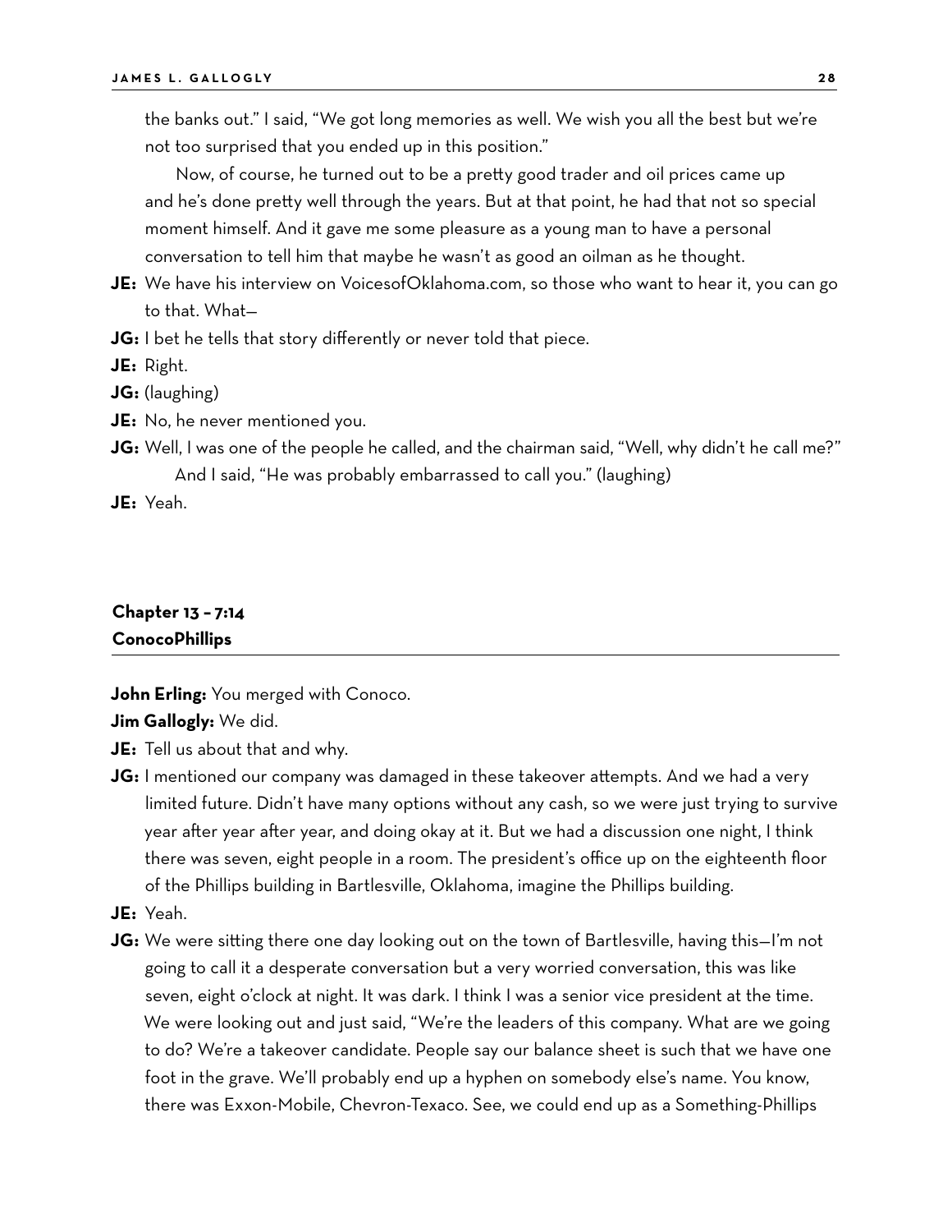the banks out." I said, "We got long memories as well. We wish you all the best but we're not too surprised that you ended up in this position."

Now, of course, he turned out to be a pretty good trader and oil prices came up and he's done pretty well through the years. But at that point, he had that not so special moment himself. And it gave me some pleasure as a young man to have a personal conversation to tell him that maybe he wasn't as good an oilman as he thought.

**JE:** We have his interview on VoicesofOklahoma.com, so those who want to hear it, you can go to that. What—

**JG:** I bet he tells that story differently or never told that piece.

**JE:** Right.

**JG:** (laughing)

**JE:** No, he never mentioned you.

**JG:** Well, I was one of the people he called, and the chairman said, "Well, why didn't he call me?" And I said, "He was probably embarrassed to call you." (laughing)

**JE:** Yeah.

## Chapter 13 – 7:14
## ConocoPhillips

**John Erling:** You merged with Conoco.

**Jim Gallogly:** We did.

**JE:** Tell us about that and why.

**JG:** I mentioned our company was damaged in these takeover attempts. And we had a very limited future. Didn't have many options without any cash, so we were just trying to survive year after year after year, and doing okay at it. But we had a discussion one night, I think there was seven, eight people in a room. The president's office up on the eighteenth floor of the Phillips building in Bartlesville, Oklahoma, imagine the Phillips building.

**JE:** Yeah.

**JG:** We were sitting there one day looking out on the town of Bartlesville, having this—I'm not going to call it a desperate conversation but a very worried conversation, this was like seven, eight o'clock at night. It was dark. I think I was a senior vice president at the time. We were looking out and just said, "We're the leaders of this company. What are we going to do? We're a takeover candidate. People say our balance sheet is such that we have one foot in the grave. We'll probably end up a hyphen on somebody else's name. You know, there was Exxon-Mobile, Chevron-Texaco. See, we could end up as a Something-Phillips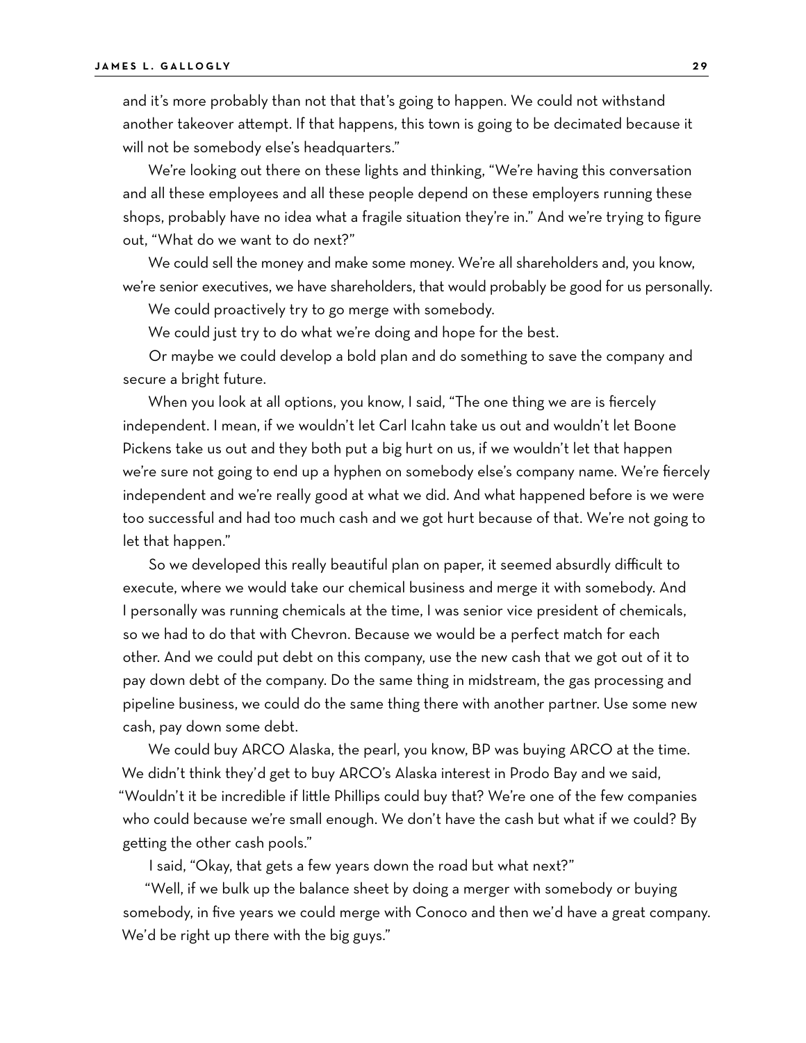and it's more probably than not that that's going to happen. We could not withstand another takeover attempt. If that happens, this town is going to be decimated because it will not be somebody else's headquarters."

We're looking out there on these lights and thinking, "We're having this conversation and all these employees and all these people depend on these employers running these shops, probably have no idea what a fragile situation they're in." And we're trying to figure out, "What do we want to do next?"

We could sell the money and make some money. We're all shareholders and, you know, we're senior executives, we have shareholders, that would probably be good for us personally.

We could proactively try to go merge with somebody.

We could just try to do what we're doing and hope for the best.

Or maybe we could develop a bold plan and do something to save the company and secure a bright future.

When you look at all options, you know, I said, "The one thing we are is fiercely independent. I mean, if we wouldn't let Carl Icahn take us out and wouldn't let Boone Pickens take us out and they both put a big hurt on us, if we wouldn't let that happen we're sure not going to end up a hyphen on somebody else's company name. We're fiercely independent and we're really good at what we did. And what happened before is we were too successful and had too much cash and we got hurt because of that. We're not going to let that happen."

So we developed this really beautiful plan on paper, it seemed absurdly difficult to execute, where we would take our chemical business and merge it with somebody. And I personally was running chemicals at the time, I was senior vice president of chemicals, so we had to do that with Chevron. Because we would be a perfect match for each other. And we could put debt on this company, use the new cash that we got out of it to pay down debt of the company. Do the same thing in midstream, the gas processing and pipeline business, we could do the same thing there with another partner. Use some new cash, pay down some debt.

We could buy ARCO Alaska, the pearl, you know, BP was buying ARCO at the time. We didn't think they'd get to buy ARCO's Alaska interest in Prodo Bay and we said, "Wouldn't it be incredible if little Phillips could buy that? We're one of the few companies who could because we're small enough. We don't have the cash but what if we could? By getting the other cash pools."

I said, "Okay, that gets a few years down the road but what next?"

"Well, if we bulk up the balance sheet by doing a merger with somebody or buying somebody, in five years we could merge with Conoco and then we'd have a great company. We'd be right up there with the big guys."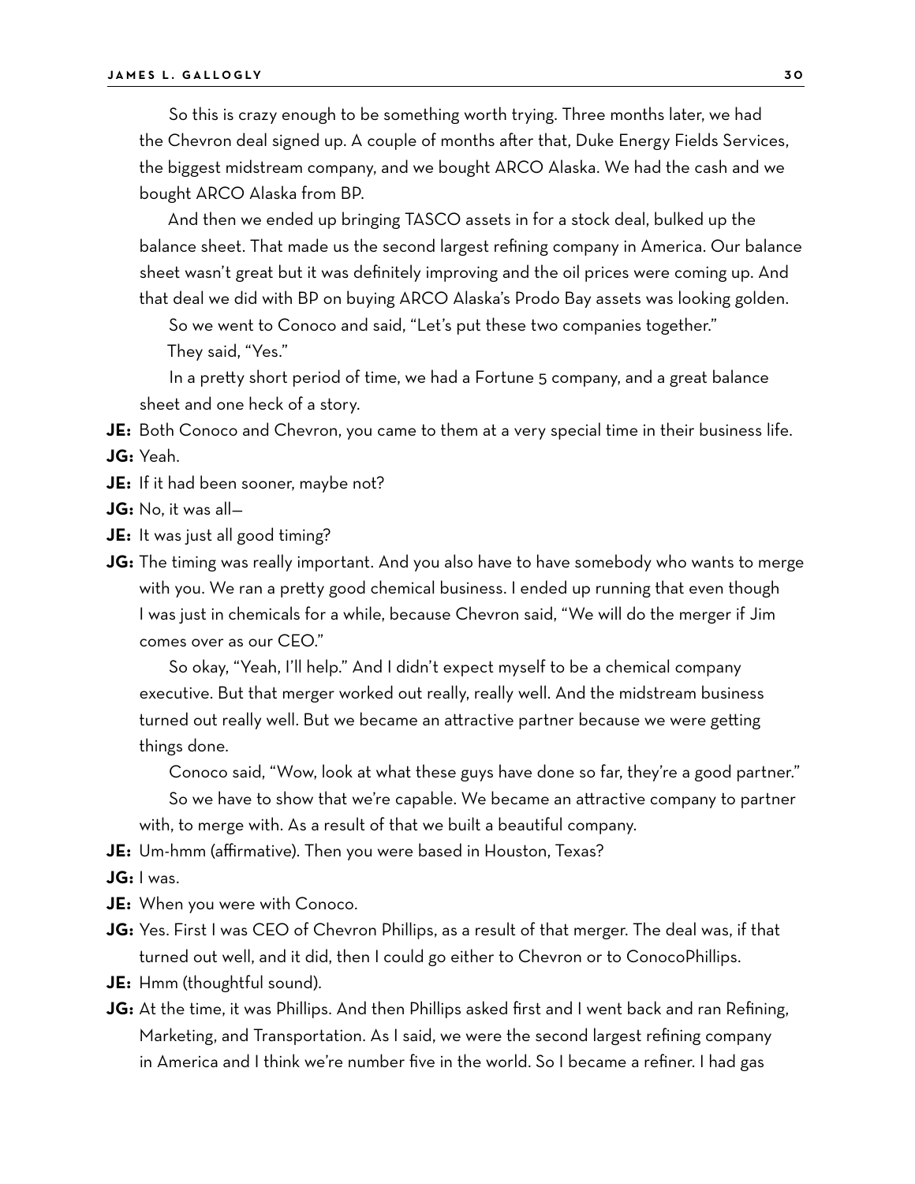So this is crazy enough to be something worth trying. Three months later, we had the Chevron deal signed up. A couple of months after that, Duke Energy Fields Services, the biggest midstream company, and we bought ARCO Alaska. We had the cash and we bought ARCO Alaska from BP.

And then we ended up bringing TASCO assets in for a stock deal, bulked up the balance sheet. That made us the second largest refining company in America. Our balance sheet wasn't great but it was definitely improving and the oil prices were coming up. And that deal we did with BP on buying ARCO Alaska's Prodo Bay assets was looking golden.

So we went to Conoco and said, "Let's put these two companies together."

They said, "Yes."

In a pretty short period of time, we had a Fortune 5 company, and a great balance sheet and one heck of a story.

**JE:** Both Conoco and Chevron, you came to them at a very special time in their business life.

**JG:** Yeah.

**JE:** If it had been sooner, maybe not?

**JG:** No, it was all—

**JE:** It was just all good timing?

**JG:** The timing was really important. And you also have to have somebody who wants to merge with you. We ran a pretty good chemical business. I ended up running that even though I was just in chemicals for a while, because Chevron said, "We will do the merger if Jim comes over as our CEO."

So okay, "Yeah, I'll help." And I didn't expect myself to be a chemical company executive. But that merger worked out really, really well. And the midstream business turned out really well. But we became an attractive partner because we were getting things done.

Conoco said, "Wow, look at what these guys have done so far, they're a good partner."

So we have to show that we're capable. We became an attractive company to partner with, to merge with. As a result of that we built a beautiful company.

**JE:** Um-hmm (affirmative). Then you were based in Houston, Texas?

**JG:** I was.

**JE:** When you were with Conoco.

**JG:** Yes. First I was CEO of Chevron Phillips, as a result of that merger. The deal was, if that turned out well, and it did, then I could go either to Chevron or to ConocoPhillips.

**JE:** Hmm (thoughtful sound).

**JG:** At the time, it was Phillips. And then Phillips asked first and I went back and ran Refining, Marketing, and Transportation. As I said, we were the second largest refining company in America and I think we're number five in the world. So I became a refiner. I had gas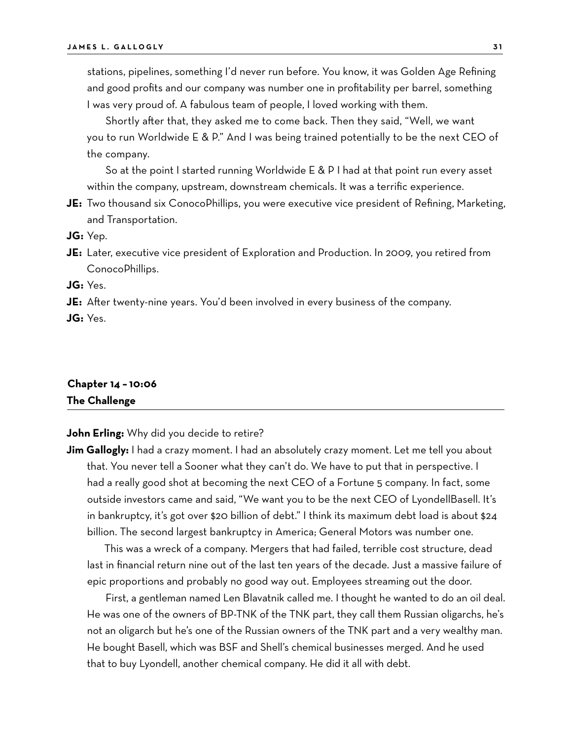stations, pipelines, something I'd never run before. You know, it was Golden Age Refining and good profits and our company was number one in profitability per barrel, something I was very proud of. A fabulous team of people, I loved working with them.

Shortly after that, they asked me to come back. Then they said, "Well, we want you to run Worldwide E & P." And I was being trained potentially to be the next CEO of the company.

So at the point I started running Worldwide E & P I had at that point run every asset within the company, upstream, downstream chemicals. It was a terrific experience.

**JE:** Two thousand six ConocoPhillips, you were executive vice president of Refining, Marketing, and Transportation.

**JG:** Yep.

**JE:** Later, executive vice president of Exploration and Production. In 2009, you retired from ConocoPhillips.

**JG:** Yes.

**JE:** After twenty-nine years. You'd been involved in every business of the company.

**JG:** Yes.

## Chapter 14 – 10:06
## The Challenge

**John Erling:** Why did you decide to retire?

**Jim Gallogly:** I had a crazy moment. I had an absolutely crazy moment. Let me tell you about that. You never tell a Sooner what they can't do. We have to put that in perspective. I had a really good shot at becoming the next CEO of a Fortune 5 company. In fact, some outside investors came and said, "We want you to be the next CEO of LyondellBasell. It's in bankruptcy, it's got over $20 billion of debt." I think its maximum debt load is about $24 billion. The second largest bankruptcy in America; General Motors was number one.

This was a wreck of a company. Mergers that had failed, terrible cost structure, dead last in financial return nine out of the last ten years of the decade. Just a massive failure of epic proportions and probably no good way out. Employees streaming out the door.

First, a gentleman named Len Blavatnik called me. I thought he wanted to do an oil deal. He was one of the owners of BP-TNK of the TNK part, they call them Russian oligarchs, he's not an oligarch but he's one of the Russian owners of the TNK part and a very wealthy man. He bought Basell, which was BSF and Shell's chemical businesses merged. And he used that to buy Lyondell, another chemical company. He did it all with debt.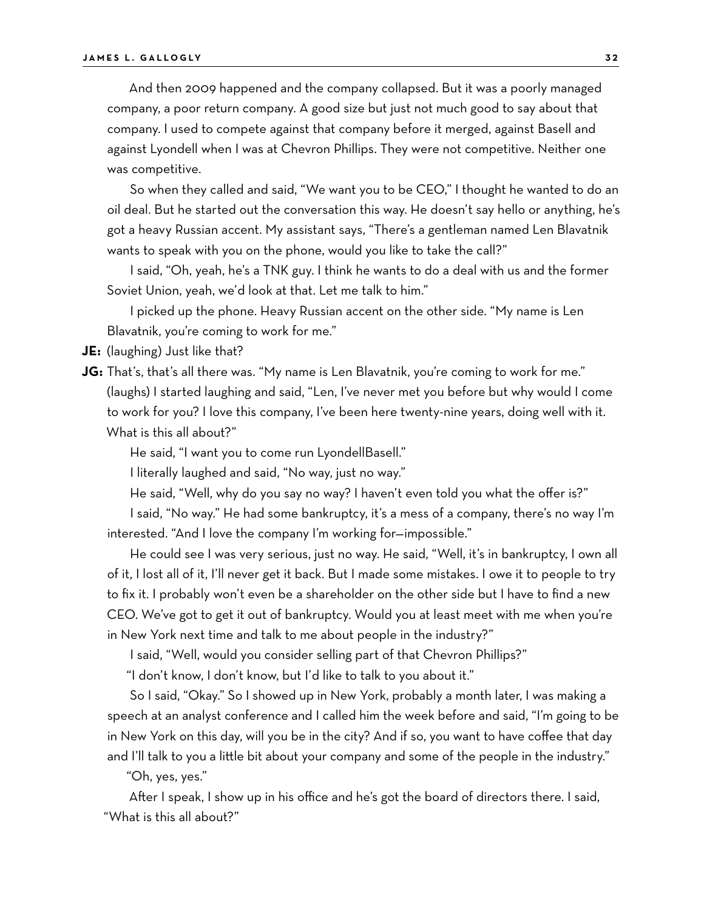And then 2009 happened and the company collapsed. But it was a poorly managed company, a poor return company. A good size but just not much good to say about that company. I used to compete against that company before it merged, against Basell and against Lyondell when I was at Chevron Phillips. They were not competitive. Neither one was competitive.

So when they called and said, "We want you to be CEO," I thought he wanted to do an oil deal. But he started out the conversation this way. He doesn't say hello or anything, he's got a heavy Russian accent. My assistant says, "There's a gentleman named Len Blavatnik wants to speak with you on the phone, would you like to take the call?"

I said, "Oh, yeah, he's a TNK guy. I think he wants to do a deal with us and the former Soviet Union, yeah, we'd look at that. Let me talk to him."

I picked up the phone. Heavy Russian accent on the other side. "My name is Len Blavatnik, you're coming to work for me."

**JE:** (laughing) Just like that?

**JG:** That's, that's all there was. "My name is Len Blavatnik, you're coming to work for me." (laughs) I started laughing and said, "Len, I've never met you before but why would I come to work for you? I love this company, I've been here twenty-nine years, doing well with it. What is this all about?"

He said, "I want you to come run LyondellBasell."

I literally laughed and said, "No way, just no way."

He said, "Well, why do you say no way? I haven't even told you what the offer is?"

I said, "No way." He had some bankruptcy, it's a mess of a company, there's no way I'm interested. "And I love the company I'm working for—impossible."

He could see I was very serious, just no way. He said, "Well, it's in bankruptcy, I own all of it, I lost all of it, I'll never get it back. But I made some mistakes. I owe it to people to try to fix it. I probably won't even be a shareholder on the other side but I have to find a new CEO. We've got to get it out of bankruptcy. Would you at least meet with me when you're in New York next time and talk to me about people in the industry?"

I said, "Well, would you consider selling part of that Chevron Phillips?"

"I don't know, I don't know, but I'd like to talk to you about it."

So I said, "Okay." So I showed up in New York, probably a month later, I was making a speech at an analyst conference and I called him the week before and said, "I'm going to be in New York on this day, will you be in the city? And if so, you want to have coffee that day and I'll talk to you a little bit about your company and some of the people in the industry."

"Oh, yes, yes."

After I speak, I show up in his office and he's got the board of directors there. I said, "What is this all about?"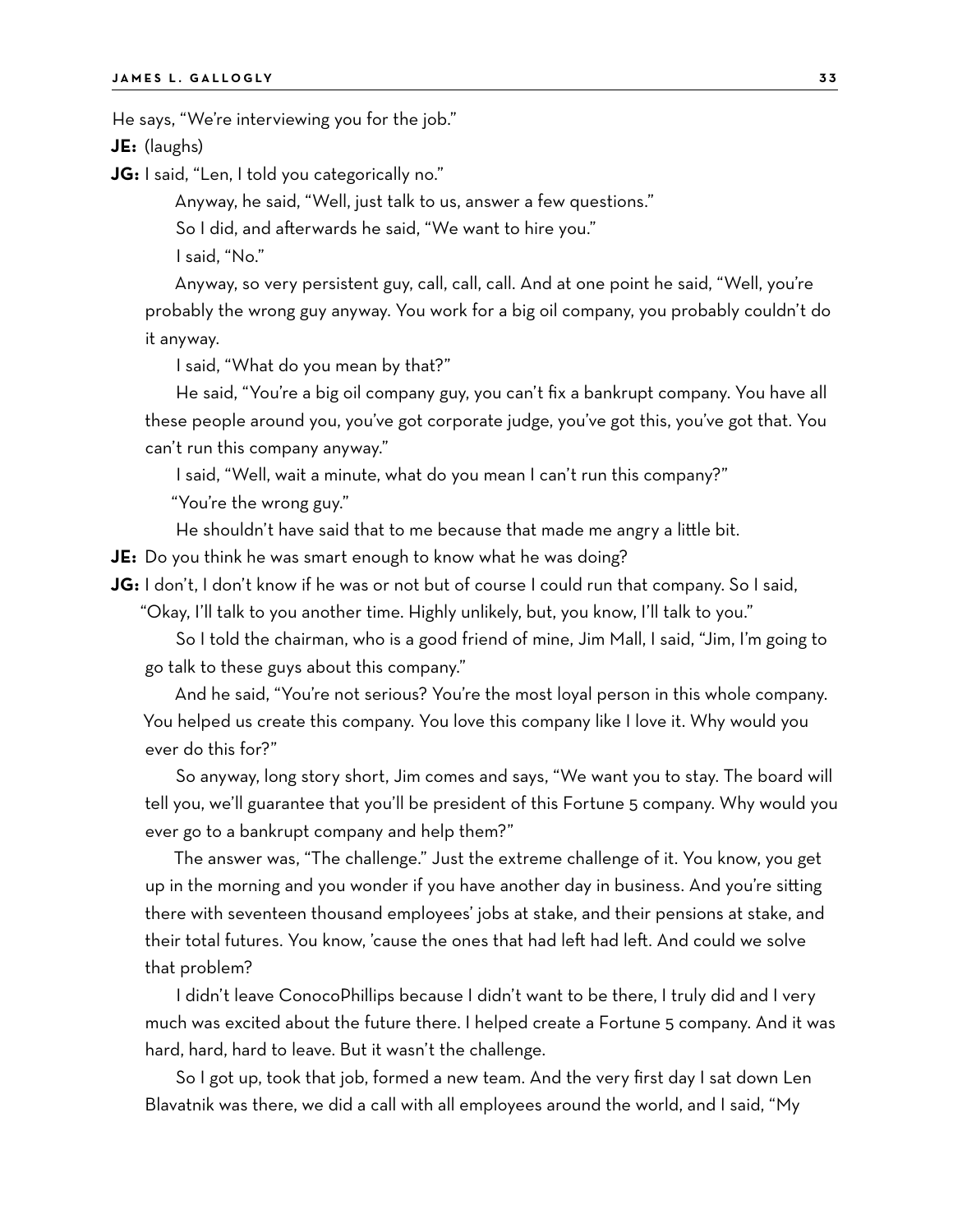He says, "We're interviewing you for the job."

**JE:** (laughs)

**JG:** I said, "Len, I told you categorically no."

Anyway, he said, "Well, just talk to us, answer a few questions."

So I did, and afterwards he said, "We want to hire you."

I said, "No."

Anyway, so very persistent guy, call, call, call. And at one point he said, "Well, you're probably the wrong guy anyway. You work for a big oil company, you probably couldn't do it anyway.

I said, "What do you mean by that?"

He said, "You're a big oil company guy, you can't fix a bankrupt company. You have all these people around you, you've got corporate judge, you've got this, you've got that. You can't run this company anyway."

I said, "Well, wait a minute, what do you mean I can't run this company?"

"You're the wrong guy."

He shouldn't have said that to me because that made me angry a little bit.

**JE:** Do you think he was smart enough to know what he was doing?

**JG:** I don't, I don't know if he was or not but of course I could run that company. So I said, "Okay, I'll talk to you another time. Highly unlikely, but, you know, I'll talk to you."

So I told the chairman, who is a good friend of mine, Jim Mall, I said, "Jim, I'm going to go talk to these guys about this company."

And he said, "You're not serious? You're the most loyal person in this whole company. You helped us create this company. You love this company like I love it. Why would you ever do this for?"

So anyway, long story short, Jim comes and says, "We want you to stay. The board will tell you, we'll guarantee that you'll be president of this Fortune 5 company. Why would you ever go to a bankrupt company and help them?"

The answer was, "The challenge." Just the extreme challenge of it. You know, you get up in the morning and you wonder if you have another day in business. And you're sitting there with seventeen thousand employees' jobs at stake, and their pensions at stake, and their total futures. You know, 'cause the ones that had left had left. And could we solve that problem?

I didn't leave ConocoPhillips because I didn't want to be there, I truly did and I very much was excited about the future there. I helped create a Fortune 5 company. And it was hard, hard, hard to leave. But it wasn't the challenge.

So I got up, took that job, formed a new team. And the very first day I sat down Len Blavatnik was there, we did a call with all employees around the world, and I said, "My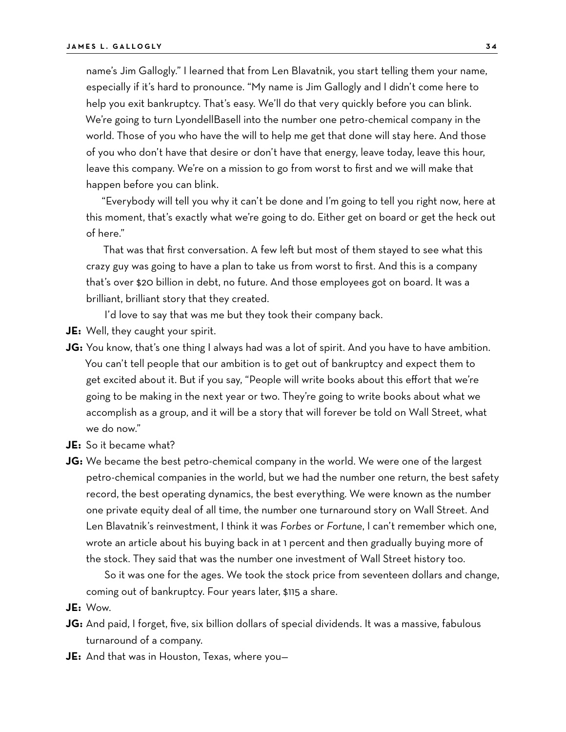name's Jim Gallogly." I learned that from Len Blavatnik, you start telling them your name, especially if it's hard to pronounce. "My name is Jim Gallogly and I didn't come here to help you exit bankruptcy. That's easy. We'll do that very quickly before you can blink. We're going to turn LyondellBasell into the number one petro-chemical company in the world. Those of you who have the will to help me get that done will stay here. And those of you who don't have that desire or don't have that energy, leave today, leave this hour, leave this company. We're on a mission to go from worst to first and we will make that happen before you can blink.

"Everybody will tell you why it can't be done and I'm going to tell you right now, here at this moment, that's exactly what we're going to do. Either get on board or get the heck out of here."

That was that first conversation. A few left but most of them stayed to see what this crazy guy was going to have a plan to take us from worst to first. And this is a company that's over $20 billion in debt, no future. And those employees got on board. It was a brilliant, brilliant story that they created.

I'd love to say that was me but they took their company back.

**JE:** Well, they caught your spirit.

**JG:** You know, that's one thing I always had was a lot of spirit. And you have to have ambition. You can't tell people that our ambition is to get out of bankruptcy and expect them to get excited about it. But if you say, "People will write books about this effort that we're going to be making in the next year or two. They're going to write books about what we accomplish as a group, and it will be a story that will forever be told on Wall Street, what we do now."

**JE:** So it became what?

**JG:** We became the best petro-chemical company in the world. We were one of the largest petro-chemical companies in the world, but we had the number one return, the best safety record, the best operating dynamics, the best everything. We were known as the number one private equity deal of all time, the number one turnaround story on Wall Street. And Len Blavatnik's reinvestment, I think it was *Forbes* or *Fortune*, I can't remember which one, wrote an article about his buying back in at 1 percent and then gradually buying more of the stock. They said that was the number one investment of Wall Street history too.

So it was one for the ages. We took the stock price from seventeen dollars and change, coming out of bankruptcy. Four years later, $115 a share.

**JE:** Wow.

**JG:** And paid, I forget, five, six billion dollars of special dividends. It was a massive, fabulous turnaround of a company.

**JE:** And that was in Houston, Texas, where you—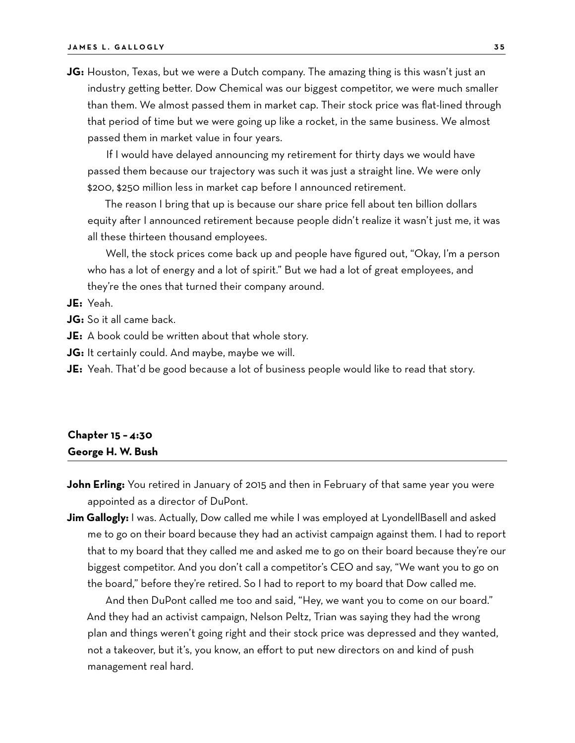**JG:** Houston, Texas, but we were a Dutch company. The amazing thing is this wasn't just an industry getting better. Dow Chemical was our biggest competitor, we were much smaller than them. We almost passed them in market cap. Their stock price was flat-lined through that period of time but we were going up like a rocket, in the same business. We almost passed them in market value in four years.

If I would have delayed announcing my retirement for thirty days we would have passed them because our trajectory was such it was just a straight line. We were only $200, $250 million less in market cap before I announced retirement.

The reason I bring that up is because our share price fell about ten billion dollars equity after I announced retirement because people didn't realize it wasn't just me, it was all these thirteen thousand employees.

Well, the stock prices come back up and people have figured out, "Okay, I'm a person who has a lot of energy and a lot of spirit." But we had a lot of great employees, and they're the ones that turned their company around.

**JE:** Yeah.

**JG:** So it all came back.

**JE:** A book could be written about that whole story.

**JG:** It certainly could. And maybe, maybe we will.

**JE:** Yeah. That'd be good because a lot of business people would like to read that story.

## Chapter 15 – 4:30
## George H. W. Bush

**John Erling:** You retired in January of 2015 and then in February of that same year you were appointed as a director of DuPont.

**Jim Gallogly:** I was. Actually, Dow called me while I was employed at LyondellBasell and asked me to go on their board because they had an activist campaign against them. I had to report that to my board that they called me and asked me to go on their board because they're our biggest competitor. And you don't call a competitor's CEO and say, "We want you to go on the board," before they're retired. So I had to report to my board that Dow called me.

And then DuPont called me too and said, "Hey, we want you to come on our board." And they had an activist campaign, Nelson Peltz, Trian was saying they had the wrong plan and things weren't going right and their stock price was depressed and they wanted, not a takeover, but it's, you know, an effort to put new directors on and kind of push management real hard.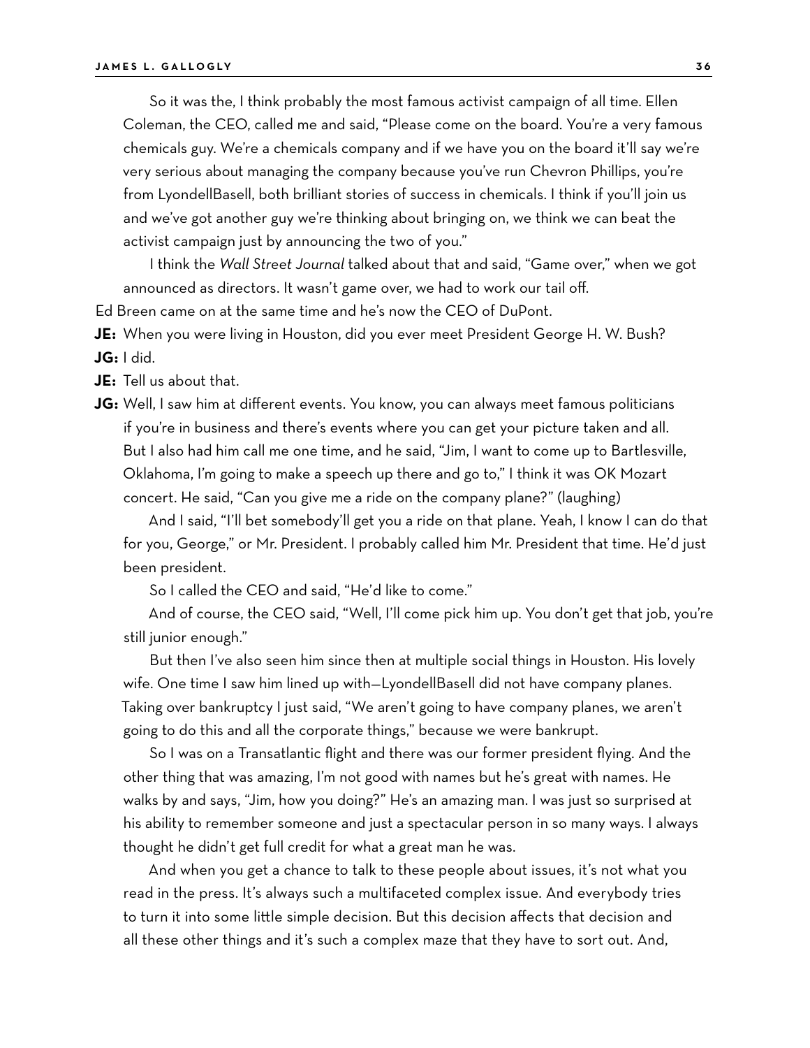So it was the, I think probably the most famous activist campaign of all time. Ellen Coleman, the CEO, called me and said, "Please come on the board. You're a very famous chemicals guy. We're a chemicals company and if we have you on the board it'll say we're very serious about managing the company because you've run Chevron Phillips, you're from LyondellBasell, both brilliant stories of success in chemicals. I think if you'll join us and we've got another guy we're thinking about bringing on, we think we can beat the activist campaign just by announcing the two of you."

I think the *Wall Street Journal* talked about that and said, "Game over," when we got announced as directors. It wasn't game over, we had to work our tail off.

Ed Breen came on at the same time and he's now the CEO of DuPont.

**JE:** When you were living in Houston, did you ever meet President George H. W. Bush?

**JG:** I did.

**JE:** Tell us about that.

**JG:** Well, I saw him at different events. You know, you can always meet famous politicians if you're in business and there's events where you can get your picture taken and all. But I also had him call me one time, and he said, "Jim, I want to come up to Bartlesville, Oklahoma, I'm going to make a speech up there and go to," I think it was OK Mozart concert. He said, "Can you give me a ride on the company plane?" (laughing)

And I said, "I'll bet somebody'll get you a ride on that plane. Yeah, I know I can do that for you, George," or Mr. President. I probably called him Mr. President that time. He'd just been president.

So I called the CEO and said, "He'd like to come."

And of course, the CEO said, "Well, I'll come pick him up. You don't get that job, you're still junior enough."

But then I've also seen him since then at multiple social things in Houston. His lovely wife. One time I saw him lined up with—LyondellBasell did not have company planes. Taking over bankruptcy I just said, "We aren't going to have company planes, we aren't going to do this and all the corporate things," because we were bankrupt.

So I was on a Transatlantic flight and there was our former president flying. And the other thing that was amazing, I'm not good with names but he's great with names. He walks by and says, "Jim, how you doing?" He's an amazing man. I was just so surprised at his ability to remember someone and just a spectacular person in so many ways. I always thought he didn't get full credit for what a great man he was.

And when you get a chance to talk to these people about issues, it's not what you read in the press. It's always such a multifaceted complex issue. And everybody tries to turn it into some little simple decision. But this decision affects that decision and all these other things and it's such a complex maze that they have to sort out. And,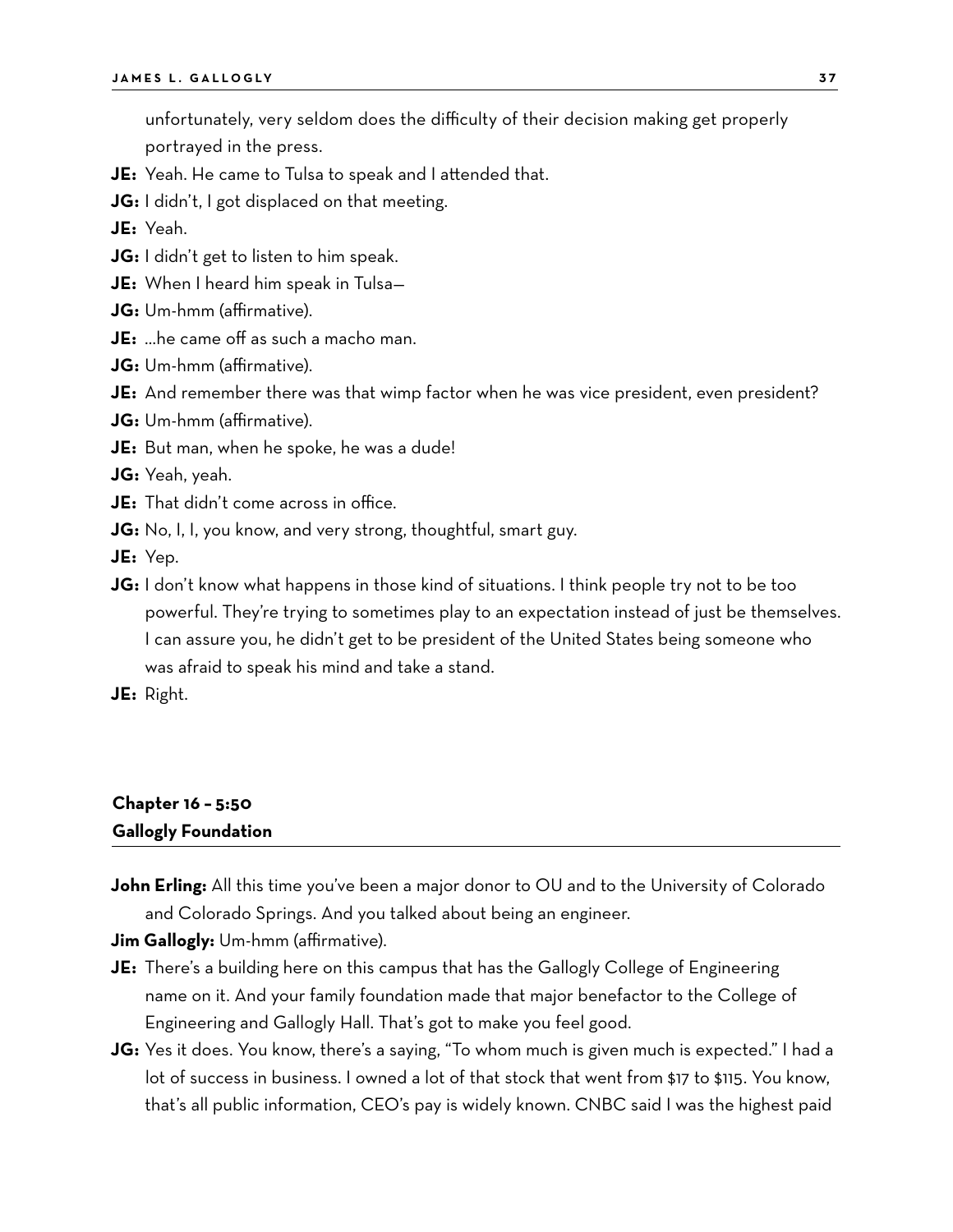unfortunately, very seldom does the difficulty of their decision making get properly portrayed in the press.

**JE:** Yeah. He came to Tulsa to speak and I attended that.

**JG:** I didn't, I got displaced on that meeting.

**JE:** Yeah.

**JG:** I didn't get to listen to him speak.

**JE:** When I heard him speak in Tulsa—

**JG:** Um-hmm (affirmative).

**JE:** …he came off as such a macho man.

**JG:** Um-hmm (affirmative).

**JE:** And remember there was that wimp factor when he was vice president, even president?

**JG:** Um-hmm (affirmative).

**JE:** But man, when he spoke, he was a dude!

**JG:** Yeah, yeah.

**JE:** That didn't come across in office.

**JG:** No, I, I, you know, and very strong, thoughtful, smart guy.

**JE:** Yep.

**JG:** I don't know what happens in those kind of situations. I think people try not to be too powerful. They're trying to sometimes play to an expectation instead of just be themselves. I can assure you, he didn't get to be president of the United States being someone who was afraid to speak his mind and take a stand.

**JE:** Right.

## Chapter 16 – 5:50
## Gallogly Foundation

**John Erling:** All this time you've been a major donor to OU and to the University of Colorado and Colorado Springs. And you talked about being an engineer.

**Jim Gallogly:** Um-hmm (affirmative).

**JE:** There's a building here on this campus that has the Gallogly College of Engineering name on it. And your family foundation made that major benefactor to the College of Engineering and Gallogly Hall. That's got to make you feel good.

**JG:** Yes it does. You know, there's a saying, "To whom much is given much is expected." I had a lot of success in business. I owned a lot of that stock that went from $17 to $115. You know, that's all public information, CEO's pay is widely known. CNBC said I was the highest paid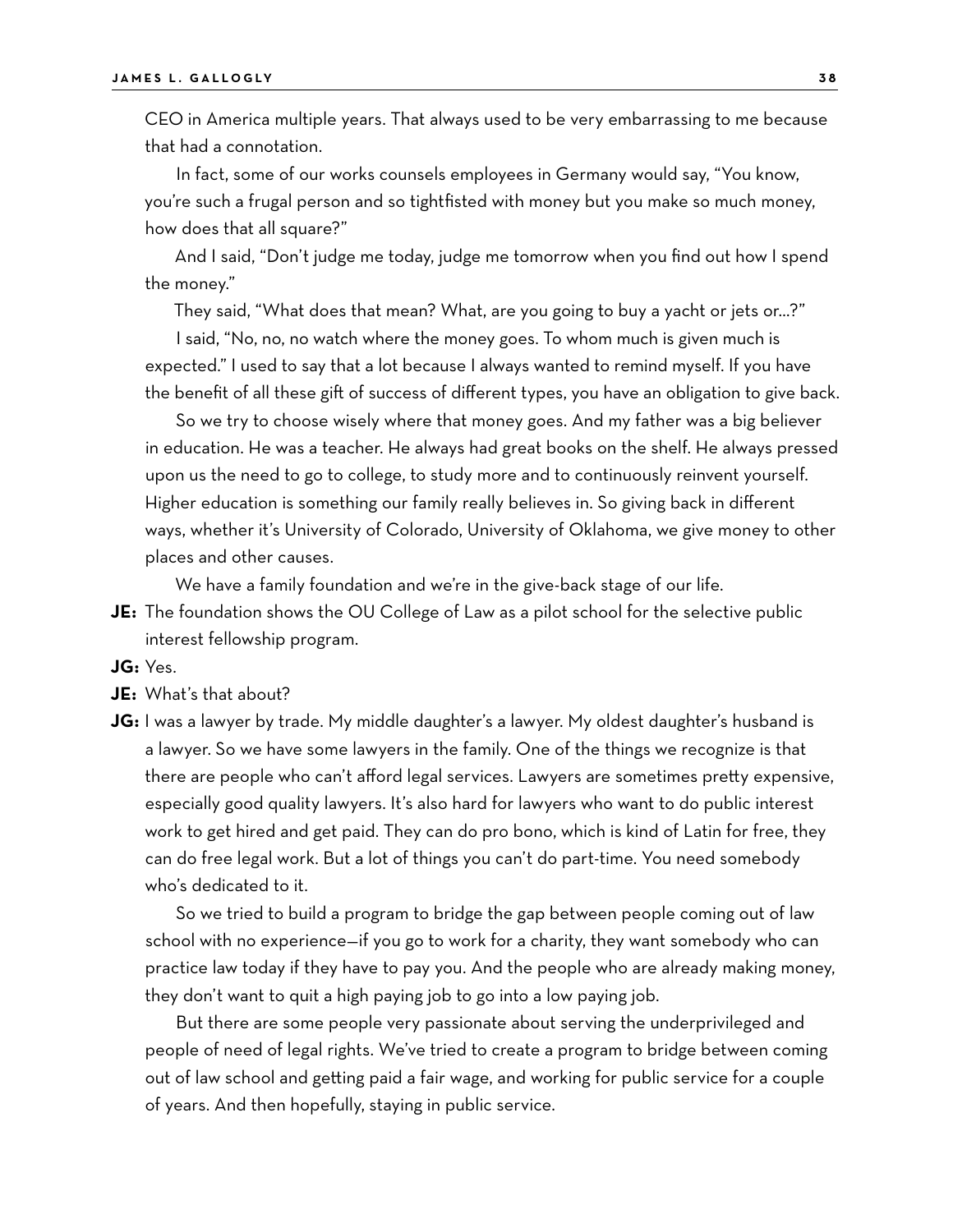CEO in America multiple years. That always used to be very embarrassing to me because that had a connotation.

In fact, some of our works counsels employees in Germany would say, "You know, you're such a frugal person and so tightfisted with money but you make so much money, how does that all square?"

And I said, "Don't judge me today, judge me tomorrow when you find out how I spend the money."

They said, "What does that mean? What, are you going to buy a yacht or jets or…?"

I said, "No, no, no watch where the money goes. To whom much is given much is expected." I used to say that a lot because I always wanted to remind myself. If you have the benefit of all these gift of success of different types, you have an obligation to give back.

So we try to choose wisely where that money goes. And my father was a big believer in education. He was a teacher. He always had great books on the shelf. He always pressed upon us the need to go to college, to study more and to continuously reinvent yourself. Higher education is something our family really believes in. So giving back in different ways, whether it's University of Colorado, University of Oklahoma, we give money to other places and other causes.

We have a family foundation and we're in the give-back stage of our life.

**JE:** The foundation shows the OU College of Law as a pilot school for the selective public interest fellowship program.

**JG:** Yes.

**JE:** What's that about?

**JG:** I was a lawyer by trade. My middle daughter's a lawyer. My oldest daughter's husband is a lawyer. So we have some lawyers in the family. One of the things we recognize is that there are people who can't afford legal services. Lawyers are sometimes pretty expensive, especially good quality lawyers. It's also hard for lawyers who want to do public interest work to get hired and get paid. They can do pro bono, which is kind of Latin for free, they can do free legal work. But a lot of things you can't do part-time. You need somebody who's dedicated to it.

So we tried to build a program to bridge the gap between people coming out of law school with no experience—if you go to work for a charity, they want somebody who can practice law today if they have to pay you. And the people who are already making money, they don't want to quit a high paying job to go into a low paying job.

But there are some people very passionate about serving the underprivileged and people of need of legal rights. We've tried to create a program to bridge between coming out of law school and getting paid a fair wage, and working for public service for a couple of years. And then hopefully, staying in public service.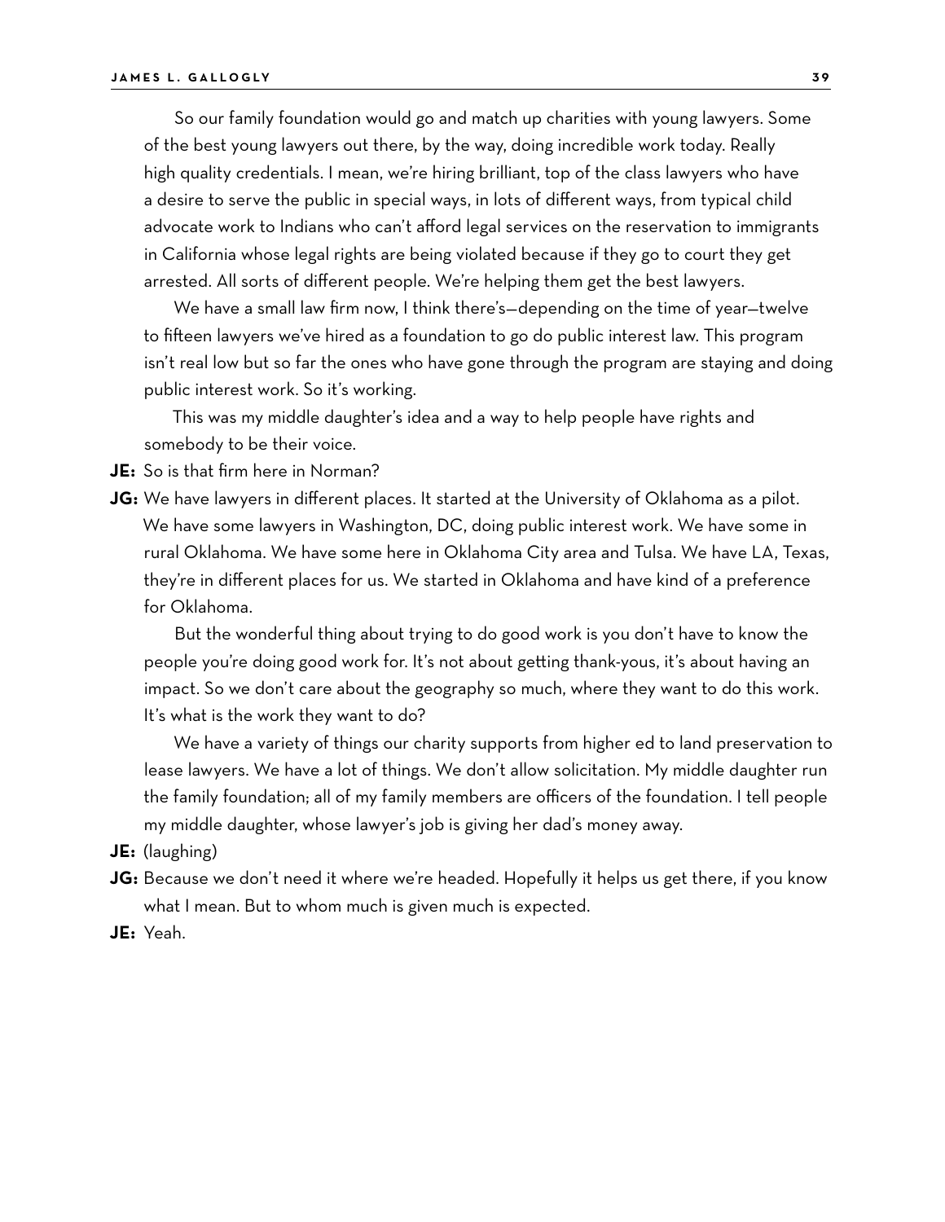So our family foundation would go and match up charities with young lawyers. Some of the best young lawyers out there, by the way, doing incredible work today. Really high quality credentials. I mean, we're hiring brilliant, top of the class lawyers who have a desire to serve the public in special ways, in lots of different ways, from typical child advocate work to Indians who can't afford legal services on the reservation to immigrants in California whose legal rights are being violated because if they go to court they get arrested. All sorts of different people. We're helping them get the best lawyers.

We have a small law firm now, I think there's—depending on the time of year—twelve to fifteen lawyers we've hired as a foundation to go do public interest law. This program isn't real low but so far the ones who have gone through the program are staying and doing public interest work. So it's working.

This was my middle daughter's idea and a way to help people have rights and somebody to be their voice.

**JE:** So is that firm here in Norman?

**JG:** We have lawyers in different places. It started at the University of Oklahoma as a pilot. We have some lawyers in Washington, DC, doing public interest work. We have some in rural Oklahoma. We have some here in Oklahoma City area and Tulsa. We have LA, Texas, they're in different places for us. We started in Oklahoma and have kind of a preference for Oklahoma.

But the wonderful thing about trying to do good work is you don't have to know the people you're doing good work for. It's not about getting thank-yous, it's about having an impact. So we don't care about the geography so much, where they want to do this work. It's what is the work they want to do?

We have a variety of things our charity supports from higher ed to land preservation to lease lawyers. We have a lot of things. We don't allow solicitation. My middle daughter run the family foundation; all of my family members are officers of the foundation. I tell people my middle daughter, whose lawyer's job is giving her dad's money away.

**JE:** (laughing)

**JG:** Because we don't need it where we're headed. Hopefully it helps us get there, if you know what I mean. But to whom much is given much is expected.

**JE:** Yeah.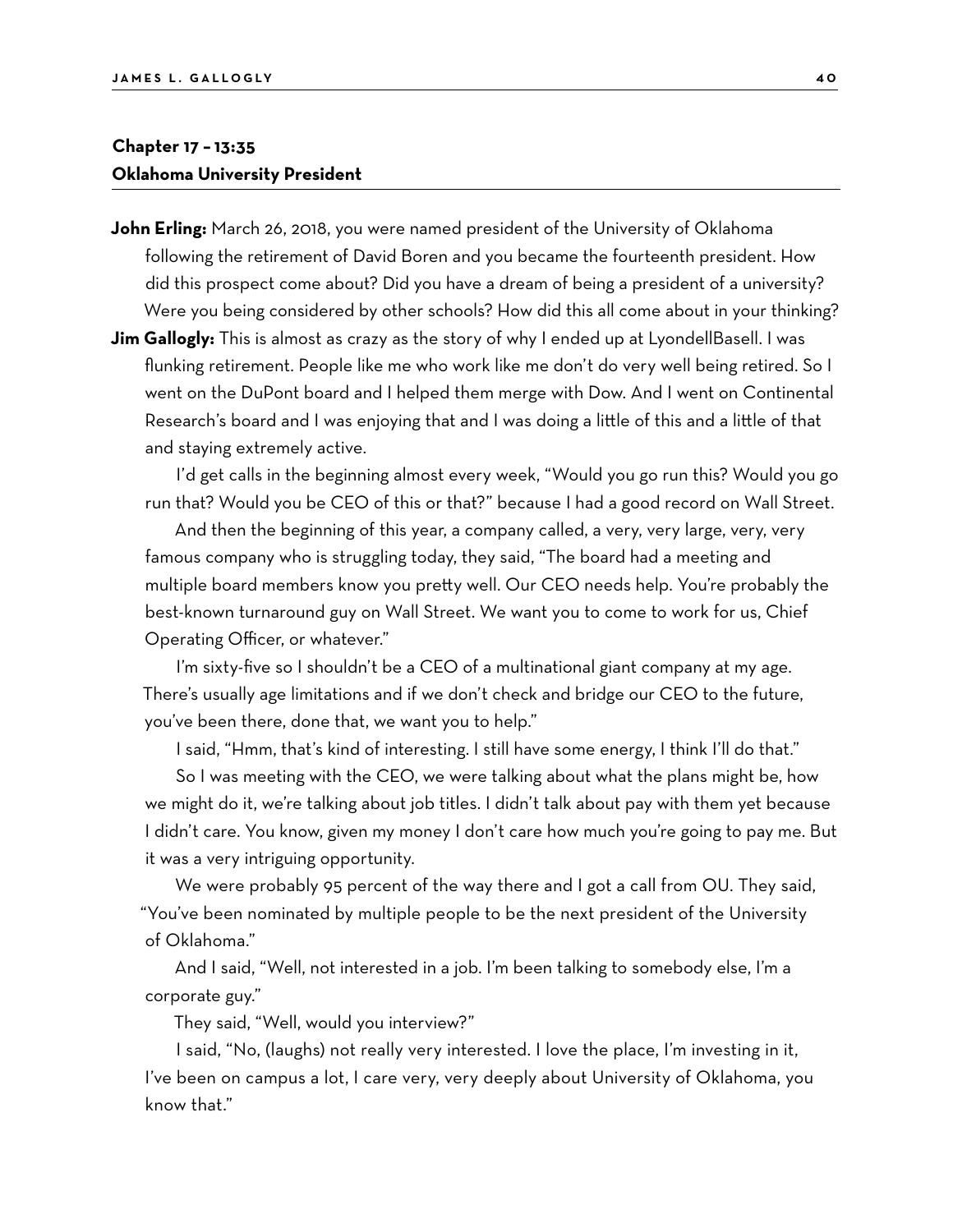## Chapter 17 – 13:35
## Oklahoma University President

**John Erling:** March 26, 2018, you were named president of the University of Oklahoma following the retirement of David Boren and you became the fourteenth president. How did this prospect come about? Did you have a dream of being a president of a university? Were you being considered by other schools? How did this all come about in your thinking?

**Jim Gallogly:** This is almost as crazy as the story of why I ended up at LyondellBasell. I was flunking retirement. People like me who work like me don't do very well being retired. So I went on the DuPont board and I helped them merge with Dow. And I went on Continental Research's board and I was enjoying that and I was doing a little of this and a little of that and staying extremely active.

I'd get calls in the beginning almost every week, "Would you go run this? Would you go run that? Would you be CEO of this or that?" because I had a good record on Wall Street.

And then the beginning of this year, a company called, a very, very large, very, very famous company who is struggling today, they said, "The board had a meeting and multiple board members know you pretty well. Our CEO needs help. You're probably the best-known turnaround guy on Wall Street. We want you to come to work for us, Chief Operating Officer, or whatever."

I'm sixty-five so I shouldn't be a CEO of a multinational giant company at my age. There's usually age limitations and if we don't check and bridge our CEO to the future, you've been there, done that, we want you to help."

I said, "Hmm, that's kind of interesting. I still have some energy, I think I'll do that."

So I was meeting with the CEO, we were talking about what the plans might be, how we might do it, we're talking about job titles. I didn't talk about pay with them yet because I didn't care. You know, given my money I don't care how much you're going to pay me. But it was a very intriguing opportunity.

We were probably 95 percent of the way there and I got a call from OU. They said, "You've been nominated by multiple people to be the next president of the University of Oklahoma."

And I said, "Well, not interested in a job. I'm been talking to somebody else, I'm a corporate guy."

They said, "Well, would you interview?"

I said, "No, (laughs) not really very interested. I love the place, I'm investing in it, I've been on campus a lot, I care very, very deeply about University of Oklahoma, you know that."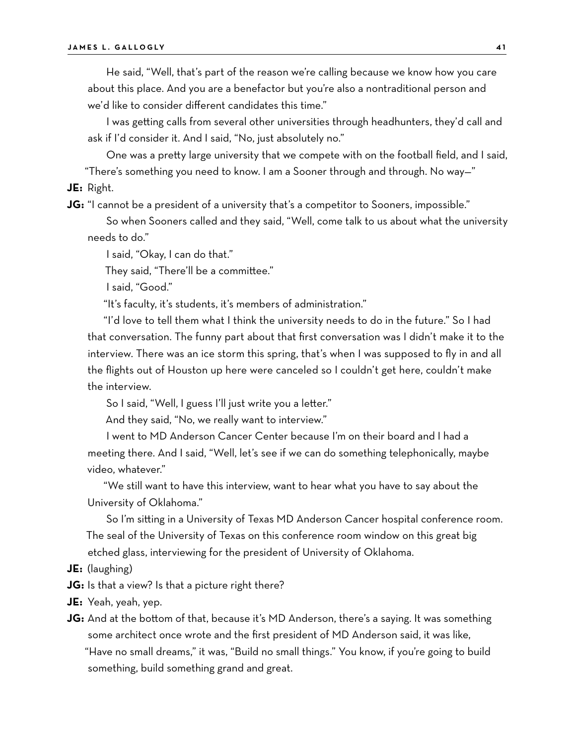He said, "Well, that's part of the reason we're calling because we know how you care about this place. And you are a benefactor but you're also a nontraditional person and we'd like to consider different candidates this time."

I was getting calls from several other universities through headhunters, they'd call and ask if I'd consider it. And I said, "No, just absolutely no."

One was a pretty large university that we compete with on the football field, and I said, "There's something you need to know. I am a Sooner through and through. No way—"

**JE:** Right.

**JG:** "I cannot be a president of a university that's a competitor to Sooners, impossible."

So when Sooners called and they said, "Well, come talk to us about what the university needs to do."

I said, "Okay, I can do that."

They said, "There'll be a committee."

I said, "Good."

"It's faculty, it's students, it's members of administration."

"I'd love to tell them what I think the university needs to do in the future." So I had that conversation. The funny part about that first conversation was I didn't make it to the interview. There was an ice storm this spring, that's when I was supposed to fly in and all the flights out of Houston up here were canceled so I couldn't get here, couldn't make the interview.

So I said, "Well, I guess I'll just write you a letter."

And they said, "No, we really want to interview."

I went to MD Anderson Cancer Center because I'm on their board and I had a meeting there. And I said, "Well, let's see if we can do something telephonically, maybe video, whatever."

"We still want to have this interview, want to hear what you have to say about the University of Oklahoma."

So I'm sitting in a University of Texas MD Anderson Cancer hospital conference room. The seal of the University of Texas on this conference room window on this great big etched glass, interviewing for the president of University of Oklahoma.

**JE:** (laughing)

**JG:** Is that a view? Is that a picture right there?

**JE:** Yeah, yeah, yep.

**JG:** And at the bottom of that, because it's MD Anderson, there's a saying. It was something some architect once wrote and the first president of MD Anderson said, it was like, "Have no small dreams," it was, "Build no small things." You know, if you're going to build something, build something grand and great.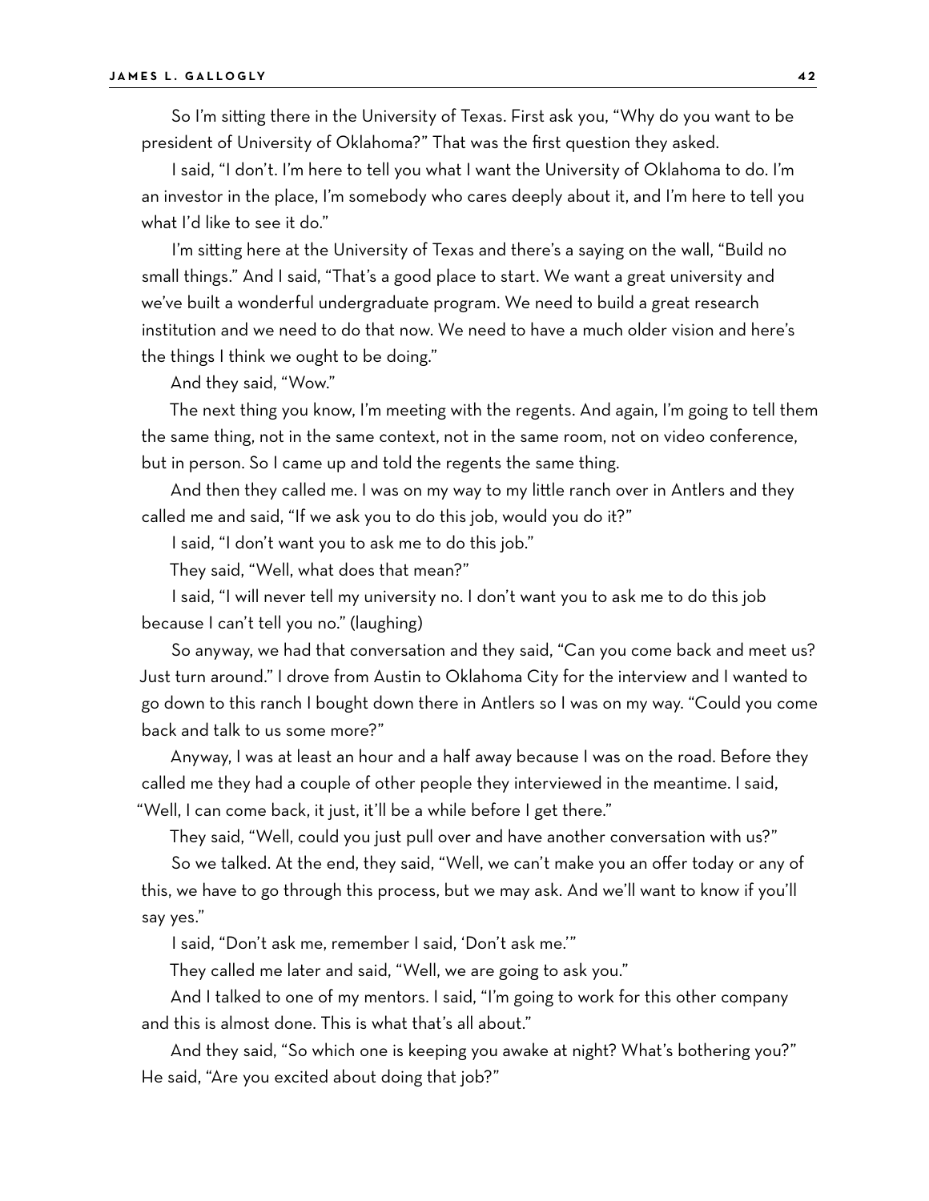So I'm sitting there in the University of Texas. First ask you, "Why do you want to be president of University of Oklahoma?" That was the first question they asked.

I said, "I don't. I'm here to tell you what I want the University of Oklahoma to do. I'm an investor in the place, I'm somebody who cares deeply about it, and I'm here to tell you what I'd like to see it do."

I'm sitting here at the University of Texas and there's a saying on the wall, "Build no small things." And I said, "That's a good place to start. We want a great university and we've built a wonderful undergraduate program. We need to build a great research institution and we need to do that now. We need to have a much older vision and here's the things I think we ought to be doing."

And they said, "Wow."

The next thing you know, I'm meeting with the regents. And again, I'm going to tell them the same thing, not in the same context, not in the same room, not on video conference, but in person. So I came up and told the regents the same thing.

And then they called me. I was on my way to my little ranch over in Antlers and they called me and said, "If we ask you to do this job, would you do it?"

I said, "I don't want you to ask me to do this job."

They said, "Well, what does that mean?"

I said, "I will never tell my university no. I don't want you to ask me to do this job because I can't tell you no." (laughing)

So anyway, we had that conversation and they said, "Can you come back and meet us? Just turn around." I drove from Austin to Oklahoma City for the interview and I wanted to go down to this ranch I bought down there in Antlers so I was on my way. "Could you come back and talk to us some more?"

Anyway, I was at least an hour and a half away because I was on the road. Before they called me they had a couple of other people they interviewed in the meantime. I said, "Well, I can come back, it just, it'll be a while before I get there."

They said, "Well, could you just pull over and have another conversation with us?"

So we talked. At the end, they said, "Well, we can't make you an offer today or any of this, we have to go through this process, but we may ask. And we'll want to know if you'll say yes."

I said, "Don't ask me, remember I said, 'Don't ask me.'"

They called me later and said, "Well, we are going to ask you."

And I talked to one of my mentors. I said, "I'm going to work for this other company and this is almost done. This is what that's all about."

And they said, "So which one is keeping you awake at night? What's bothering you?" He said, "Are you excited about doing that job?"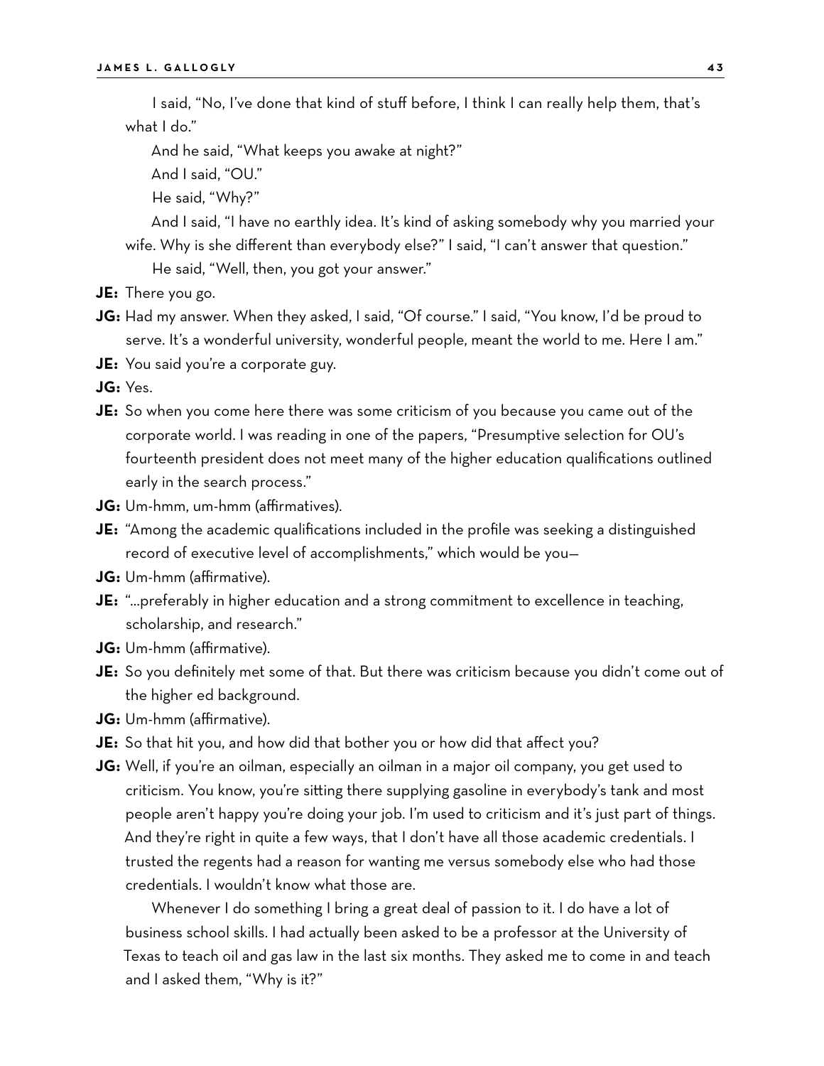I said, "No, I've done that kind of stuff before, I think I can really help them, that's what I do."

And he said, "What keeps you awake at night?"

And I said, "OU."

He said, "Why?"

And I said, "I have no earthly idea. It's kind of asking somebody why you married your wife. Why is she different than everybody else?" I said, "I can't answer that question."

He said, "Well, then, you got your answer."

**JE:** There you go.

**JG:** Had my answer. When they asked, I said, "Of course." I said, "You know, I'd be proud to serve. It's a wonderful university, wonderful people, meant the world to me. Here I am."

**JE:** You said you're a corporate guy.

**JG:** Yes.

**JE:** So when you come here there was some criticism of you because you came out of the corporate world. I was reading in one of the papers, "Presumptive selection for OU's fourteenth president does not meet many of the higher education qualifications outlined early in the search process."

**JG:** Um-hmm, um-hmm (affirmatives).

**JE:** "Among the academic qualifications included in the profile was seeking a distinguished record of executive level of accomplishments," which would be you—

**JG:** Um-hmm (affirmative).

**JE:** "…preferably in higher education and a strong commitment to excellence in teaching, scholarship, and research."

**JG:** Um-hmm (affirmative).

**JE:** So you definitely met some of that. But there was criticism because you didn't come out of the higher ed background.

**JG:** Um-hmm (affirmative).

**JE:** So that hit you, and how did that bother you or how did that affect you?

**JG:** Well, if you're an oilman, especially an oilman in a major oil company, you get used to criticism. You know, you're sitting there supplying gasoline in everybody's tank and most people aren't happy you're doing your job. I'm used to criticism and it's just part of things. And they're right in quite a few ways, that I don't have all those academic credentials. I trusted the regents had a reason for wanting me versus somebody else who had those credentials. I wouldn't know what those are.

Whenever I do something I bring a great deal of passion to it. I do have a lot of business school skills. I had actually been asked to be a professor at the University of Texas to teach oil and gas law in the last six months. They asked me to come in and teach and I asked them, "Why is it?"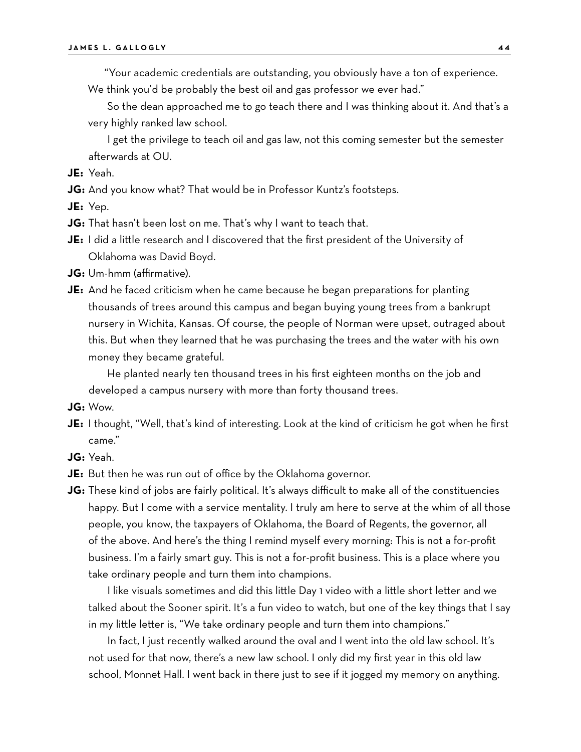"Your academic credentials are outstanding, you obviously have a ton of experience. We think you'd be probably the best oil and gas professor we ever had."

So the dean approached me to go teach there and I was thinking about it. And that's a very highly ranked law school.

I get the privilege to teach oil and gas law, not this coming semester but the semester afterwards at OU.

**JE:** Yeah.

**JG:** And you know what? That would be in Professor Kuntz's footsteps.

**JE:** Yep.

**JG:** That hasn't been lost on me. That's why I want to teach that.

**JE:** I did a little research and I discovered that the first president of the University of Oklahoma was David Boyd.

**JG:** Um-hmm (affirmative).

**JE:** And he faced criticism when he came because he began preparations for planting thousands of trees around this campus and began buying young trees from a bankrupt nursery in Wichita, Kansas. Of course, the people of Norman were upset, outraged about this. But when they learned that he was purchasing the trees and the water with his own money they became grateful.

He planted nearly ten thousand trees in his first eighteen months on the job and developed a campus nursery with more than forty thousand trees.

**JG:** Wow.

**JE:** I thought, "Well, that's kind of interesting. Look at the kind of criticism he got when he first came."

**JG:** Yeah.

**JE:** But then he was run out of office by the Oklahoma governor.

**JG:** These kind of jobs are fairly political. It's always difficult to make all of the constituencies happy. But I come with a service mentality. I truly am here to serve at the whim of all those people, you know, the taxpayers of Oklahoma, the Board of Regents, the governor, all of the above. And here's the thing I remind myself every morning: This is not a for-profit business. I'm a fairly smart guy. This is not a for-profit business. This is a place where you take ordinary people and turn them into champions.

I like visuals sometimes and did this little Day 1 video with a little short letter and we talked about the Sooner spirit. It's a fun video to watch, but one of the key things that I say in my little letter is, "We take ordinary people and turn them into champions."

In fact, I just recently walked around the oval and I went into the old law school. It's not used for that now, there's a new law school. I only did my first year in this old law school, Monnet Hall. I went back in there just to see if it jogged my memory on anything.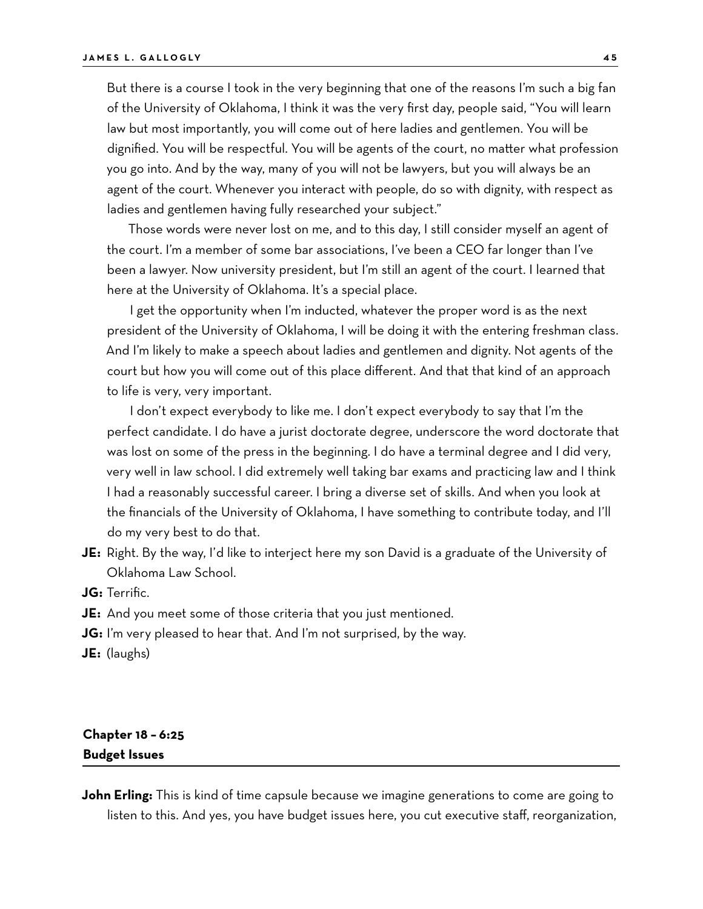But there is a course I took in the very beginning that one of the reasons I'm such a big fan of the University of Oklahoma, I think it was the very first day, people said, "You will learn law but most importantly, you will come out of here ladies and gentlemen. You will be dignified. You will be respectful. You will be agents of the court, no matter what profession you go into. And by the way, many of you will not be lawyers, but you will always be an agent of the court. Whenever you interact with people, do so with dignity, with respect as ladies and gentlemen having fully researched your subject."

Those words were never lost on me, and to this day, I still consider myself an agent of the court. I'm a member of some bar associations, I've been a CEO far longer than I've been a lawyer. Now university president, but I'm still an agent of the court. I learned that here at the University of Oklahoma. It's a special place.

I get the opportunity when I'm inducted, whatever the proper word is as the next president of the University of Oklahoma, I will be doing it with the entering freshman class. And I'm likely to make a speech about ladies and gentlemen and dignity. Not agents of the court but how you will come out of this place different. And that that kind of an approach to life is very, very important.

I don't expect everybody to like me. I don't expect everybody to say that I'm the perfect candidate. I do have a jurist doctorate degree, underscore the word doctorate that was lost on some of the press in the beginning. I do have a terminal degree and I did very, very well in law school. I did extremely well taking bar exams and practicing law and I think I had a reasonably successful career. I bring a diverse set of skills. And when you look at the financials of the University of Oklahoma, I have something to contribute today, and I'll do my very best to do that.

**JE:** Right. By the way, I'd like to interject here my son David is a graduate of the University of Oklahoma Law School.

**JG:** Terrific.

**JE:** And you meet some of those criteria that you just mentioned.

**JG:** I'm very pleased to hear that. And I'm not surprised, by the way.

**JE:** (laughs)

## Chapter 18 – 6:25
## Budget Issues

**John Erling:** This is kind of time capsule because we imagine generations to come are going to listen to this. And yes, you have budget issues here, you cut executive staff, reorganization,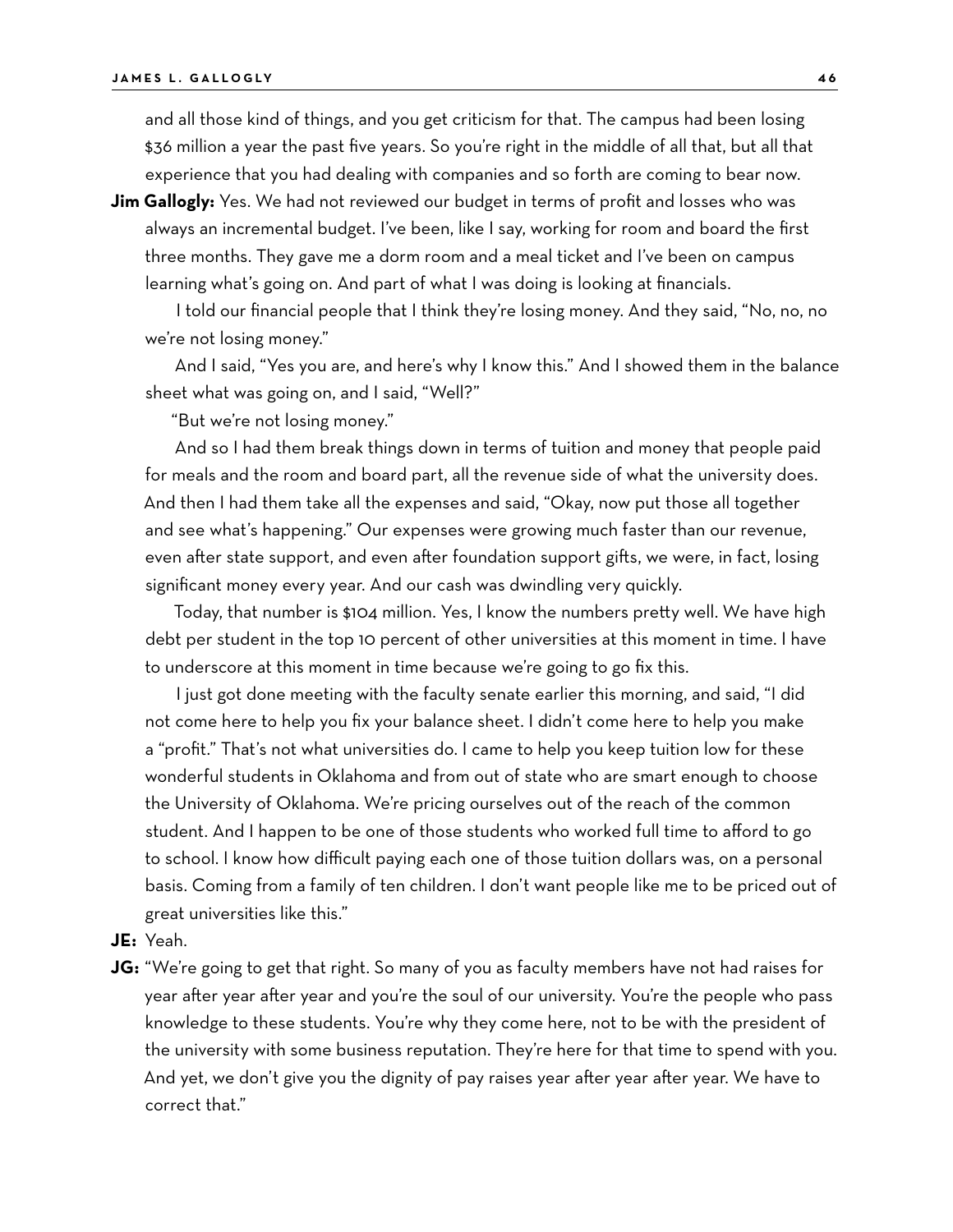and all those kind of things, and you get criticism for that. The campus had been losing $36 million a year the past five years. So you're right in the middle of all that, but all that experience that you had dealing with companies and so forth are coming to bear now.

**Jim Gallogly:** Yes. We had not reviewed our budget in terms of profit and losses who was always an incremental budget. I've been, like I say, working for room and board the first three months. They gave me a dorm room and a meal ticket and I've been on campus learning what's going on. And part of what I was doing is looking at financials.

I told our financial people that I think they're losing money. And they said, "No, no, no we're not losing money."

And I said, "Yes you are, and here's why I know this." And I showed them in the balance sheet what was going on, and I said, "Well?"

"But we're not losing money."

And so I had them break things down in terms of tuition and money that people paid for meals and the room and board part, all the revenue side of what the university does. And then I had them take all the expenses and said, "Okay, now put those all together and see what's happening." Our expenses were growing much faster than our revenue, even after state support, and even after foundation support gifts, we were, in fact, losing significant money every year. And our cash was dwindling very quickly.

Today, that number is $104 million. Yes, I know the numbers pretty well. We have high debt per student in the top 10 percent of other universities at this moment in time. I have to underscore at this moment in time because we're going to go fix this.

I just got done meeting with the faculty senate earlier this morning, and said, "I did not come here to help you fix your balance sheet. I didn't come here to help you make a "profit." That's not what universities do. I came to help you keep tuition low for these wonderful students in Oklahoma and from out of state who are smart enough to choose the University of Oklahoma. We're pricing ourselves out of the reach of the common student. And I happen to be one of those students who worked full time to afford to go to school. I know how difficult paying each one of those tuition dollars was, on a personal basis. Coming from a family of ten children. I don't want people like me to be priced out of great universities like this."

**JE:** Yeah.

**JG:** "We're going to get that right. So many of you as faculty members have not had raises for year after year after year and you're the soul of our university. You're the people who pass knowledge to these students. You're why they come here, not to be with the president of the university with some business reputation. They're here for that time to spend with you. And yet, we don't give you the dignity of pay raises year after year after year. We have to correct that."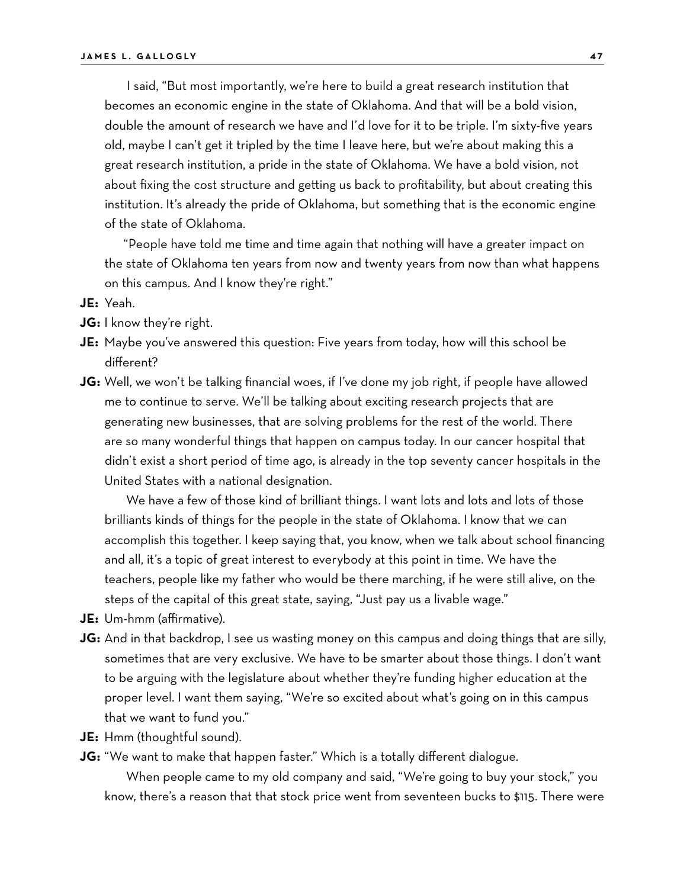I said, "But most importantly, we're here to build a great research institution that becomes an economic engine in the state of Oklahoma. And that will be a bold vision, double the amount of research we have and I'd love for it to be triple. I'm sixty-five years old, maybe I can't get it tripled by the time I leave here, but we're about making this a great research institution, a pride in the state of Oklahoma. We have a bold vision, not about fixing the cost structure and getting us back to profitability, but about creating this institution. It's already the pride of Oklahoma, but something that is the economic engine of the state of Oklahoma.

"People have told me time and time again that nothing will have a greater impact on the state of Oklahoma ten years from now and twenty years from now than what happens on this campus. And I know they're right."

**JE:** Yeah.

**JG:** I know they're right.

**JE:** Maybe you've answered this question: Five years from today, how will this school be different?

**JG:** Well, we won't be talking financial woes, if I've done my job right, if people have allowed me to continue to serve. We'll be talking about exciting research projects that are generating new businesses, that are solving problems for the rest of the world. There are so many wonderful things that happen on campus today. In our cancer hospital that didn't exist a short period of time ago, is already in the top seventy cancer hospitals in the United States with a national designation.

We have a few of those kind of brilliant things. I want lots and lots and lots of those brilliants kinds of things for the people in the state of Oklahoma. I know that we can accomplish this together. I keep saying that, you know, when we talk about school financing and all, it's a topic of great interest to everybody at this point in time. We have the teachers, people like my father who would be there marching, if he were still alive, on the steps of the capital of this great state, saying, "Just pay us a livable wage."

**JE:** Um-hmm (affirmative).

**JG:** And in that backdrop, I see us wasting money on this campus and doing things that are silly, sometimes that are very exclusive. We have to be smarter about those things. I don't want to be arguing with the legislature about whether they're funding higher education at the proper level. I want them saying, "We're so excited about what's going on in this campus that we want to fund you."

**JE:** Hmm (thoughtful sound).

**JG:** "We want to make that happen faster." Which is a totally different dialogue.

When people came to my old company and said, "We're going to buy your stock," you know, there's a reason that that stock price went from seventeen bucks to $115. There were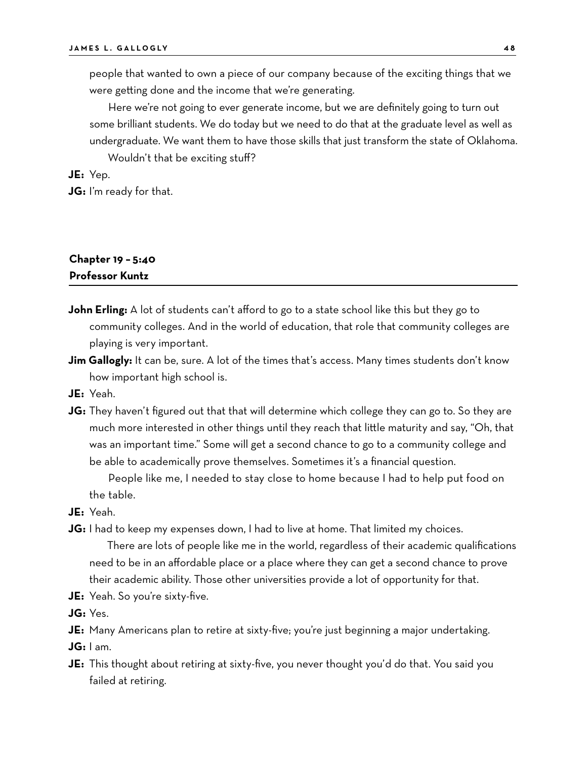people that wanted to own a piece of our company because of the exciting things that we were getting done and the income that we're generating.

Here we're not going to ever generate income, but we are definitely going to turn out some brilliant students. We do today but we need to do that at the graduate level as well as undergraduate. We want them to have those skills that just transform the state of Oklahoma.

Wouldn't that be exciting stuff?

**JE:** Yep.

**JG:** I'm ready for that.

## Chapter 19 – 5:40
## Professor Kuntz

**John Erling:** A lot of students can't afford to go to a state school like this but they go to community colleges. And in the world of education, that role that community colleges are playing is very important.

**Jim Gallogly:** It can be, sure. A lot of the times that's access. Many times students don't know how important high school is.

**JE:** Yeah.

**JG:** They haven't figured out that that will determine which college they can go to. So they are much more interested in other things until they reach that little maturity and say, "Oh, that was an important time." Some will get a second chance to go to a community college and be able to academically prove themselves. Sometimes it's a financial question.

People like me, I needed to stay close to home because I had to help put food on the table.

**JE:** Yeah.

**JG:** I had to keep my expenses down, I had to live at home. That limited my choices.

There are lots of people like me in the world, regardless of their academic qualifications need to be in an affordable place or a place where they can get a second chance to prove their academic ability. Those other universities provide a lot of opportunity for that.

**JE:** Yeah. So you're sixty-five.

**JG:** Yes.

**JE:** Many Americans plan to retire at sixty-five; you're just beginning a major undertaking.

**JG:** I am.

**JE:** This thought about retiring at sixty-five, you never thought you'd do that. You said you failed at retiring.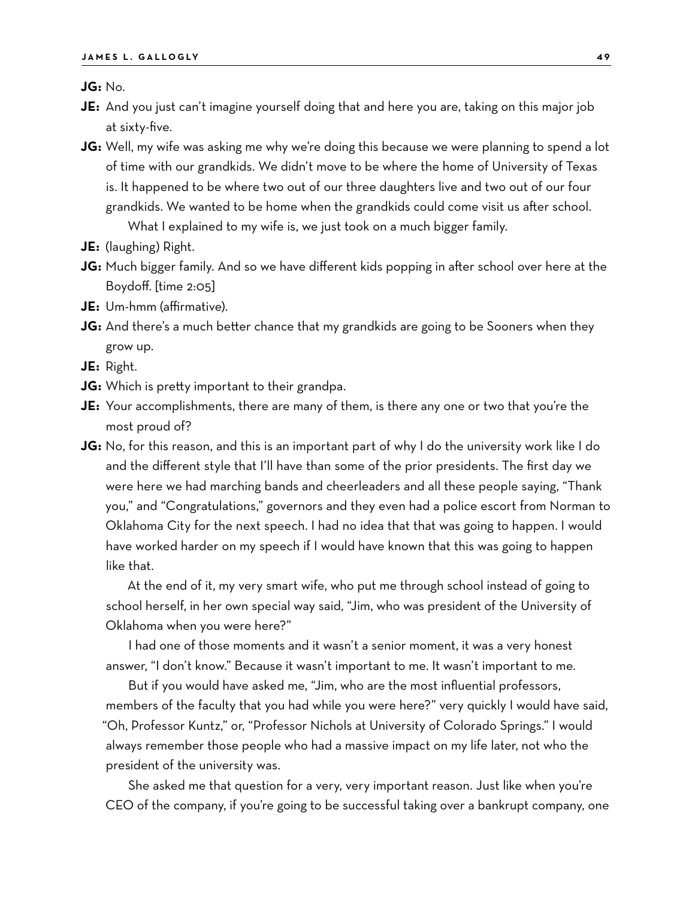**JG:** No.

**JE:** And you just can't imagine yourself doing that and here you are, taking on this major job at sixty-five.

**JG:** Well, my wife was asking me why we're doing this because we were planning to spend a lot of time with our grandkids. We didn't move to be where the home of University of Texas is. It happened to be where two out of our three daughters live and two out of our four grandkids. We wanted to be home when the grandkids could come visit us after school.

What I explained to my wife is, we just took on a much bigger family.

**JE:** (laughing) Right.

**JG:** Much bigger family. And so we have different kids popping in after school over here at the Boydoff. [time 2:05]

**JE:** Um-hmm (affirmative).

**JG:** And there's a much better chance that my grandkids are going to be Sooners when they grow up.

**JE:** Right.

**JG:** Which is pretty important to their grandpa.

**JE:** Your accomplishments, there are many of them, is there any one or two that you're the most proud of?

**JG:** No, for this reason, and this is an important part of why I do the university work like I do and the different style that I'll have than some of the prior presidents. The first day we were here we had marching bands and cheerleaders and all these people saying, "Thank you," and "Congratulations," governors and they even had a police escort from Norman to Oklahoma City for the next speech. I had no idea that that was going to happen. I would have worked harder on my speech if I would have known that this was going to happen like that.

At the end of it, my very smart wife, who put me through school instead of going to school herself, in her own special way said, "Jim, who was president of the University of Oklahoma when you were here?"

I had one of those moments and it wasn't a senior moment, it was a very honest answer, "I don't know." Because it wasn't important to me. It wasn't important to me.

But if you would have asked me, "Jim, who are the most influential professors, members of the faculty that you had while you were here?" very quickly I would have said, "Oh, Professor Kuntz," or, "Professor Nichols at University of Colorado Springs." I would always remember those people who had a massive impact on my life later, not who the president of the university was.

She asked me that question for a very, very important reason. Just like when you're CEO of the company, if you're going to be successful taking over a bankrupt company, one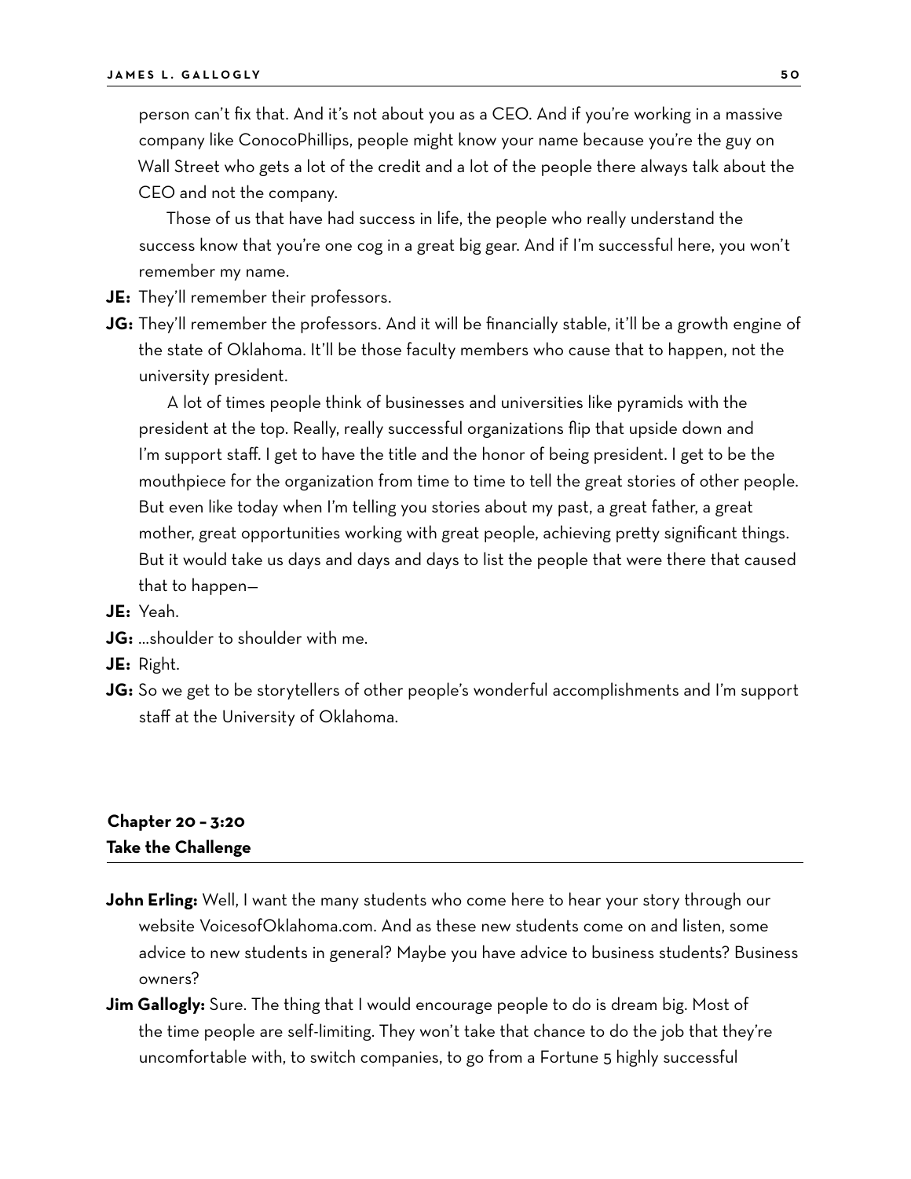person can't fix that. And it's not about you as a CEO. And if you're working in a massive company like ConocoPhillips, people might know your name because you're the guy on Wall Street who gets a lot of the credit and a lot of the people there always talk about the CEO and not the company.

Those of us that have had success in life, the people who really understand the success know that you're one cog in a great big gear. And if I'm successful here, you won't remember my name.

**JE:** They'll remember their professors.

**JG:** They'll remember the professors. And it will be financially stable, it'll be a growth engine of the state of Oklahoma. It'll be those faculty members who cause that to happen, not the university president.

A lot of times people think of businesses and universities like pyramids with the president at the top. Really, really successful organizations flip that upside down and I'm support staff. I get to have the title and the honor of being president. I get to be the mouthpiece for the organization from time to time to tell the great stories of other people. But even like today when I'm telling you stories about my past, a great father, a great mother, great opportunities working with great people, achieving pretty significant things. But it would take us days and days and days to list the people that were there that caused that to happen—

**JE:** Yeah.

**JG:** …shoulder to shoulder with me.

**JE:** Right.

**JG:** So we get to be storytellers of other people's wonderful accomplishments and I'm support staff at the University of Oklahoma.

## Chapter 20 – 3:20
## Take the Challenge

**John Erling:** Well, I want the many students who come here to hear your story through our website VoicesofOklahoma.com. And as these new students come on and listen, some advice to new students in general? Maybe you have advice to business students? Business owners?

**Jim Gallogly:** Sure. The thing that I would encourage people to do is dream big. Most of the time people are self-limiting. They won't take that chance to do the job that they're uncomfortable with, to switch companies, to go from a Fortune 5 highly successful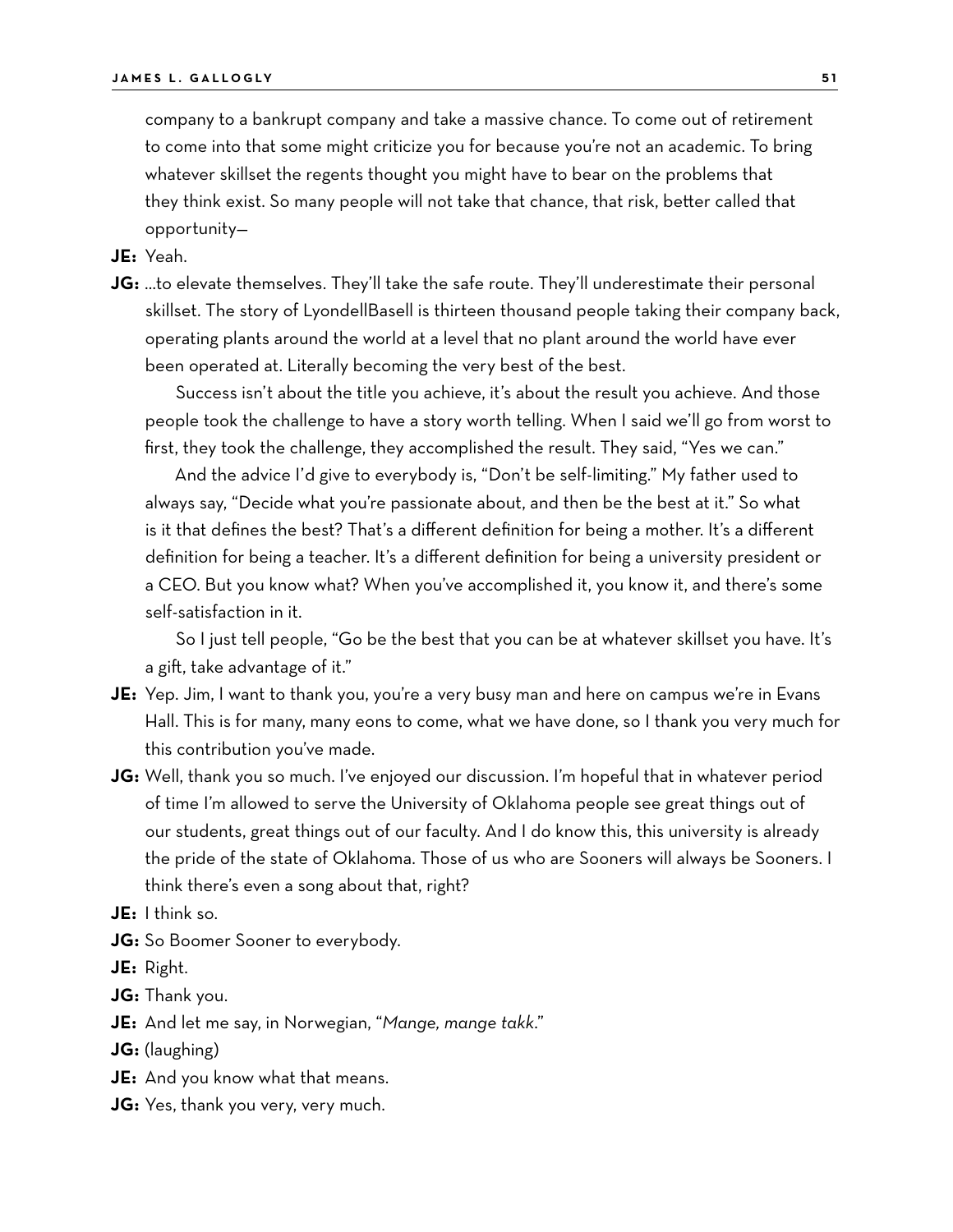company to a bankrupt company and take a massive chance. To come out of retirement to come into that some might criticize you for because you're not an academic. To bring whatever skillset the regents thought you might have to bear on the problems that they think exist. So many people will not take that chance, that risk, better called that opportunity—

**JE:** Yeah.

**JG:** ...to elevate themselves. They'll take the safe route. They'll underestimate their personal skillset. The story of LyondellBasell is thirteen thousand people taking their company back, operating plants around the world at a level that no plant around the world have ever been operated at. Literally becoming the very best of the best.

Success isn't about the title you achieve, it's about the result you achieve. And those people took the challenge to have a story worth telling. When I said we'll go from worst to first, they took the challenge, they accomplished the result. They said, "Yes we can."

And the advice I'd give to everybody is, "Don't be self-limiting." My father used to always say, "Decide what you're passionate about, and then be the best at it." So what is it that defines the best? That's a different definition for being a mother. It's a different definition for being a teacher. It's a different definition for being a university president or a CEO. But you know what? When you've accomplished it, you know it, and there's some self-satisfaction in it.

So I just tell people, "Go be the best that you can be at whatever skillset you have. It's a gift, take advantage of it."

**JE:** Yep. Jim, I want to thank you, you're a very busy man and here on campus we're in Evans Hall. This is for many, many eons to come, what we have done, so I thank you very much for this contribution you've made.

**JG:** Well, thank you so much. I've enjoyed our discussion. I'm hopeful that in whatever period of time I'm allowed to serve the University of Oklahoma people see great things out of our students, great things out of our faculty. And I do know this, this university is already the pride of the state of Oklahoma. Those of us who are Sooners will always be Sooners. I think there's even a song about that, right?

**JE:** I think so.

**JG:** So Boomer Sooner to everybody.

**JE:** Right.

**JG:** Thank you.

**JE:** And let me say, in Norwegian, "*Mange, mange takk*."

**JG:** (laughing)

**JE:** And you know what that means.

**JG:** Yes, thank you very, very much.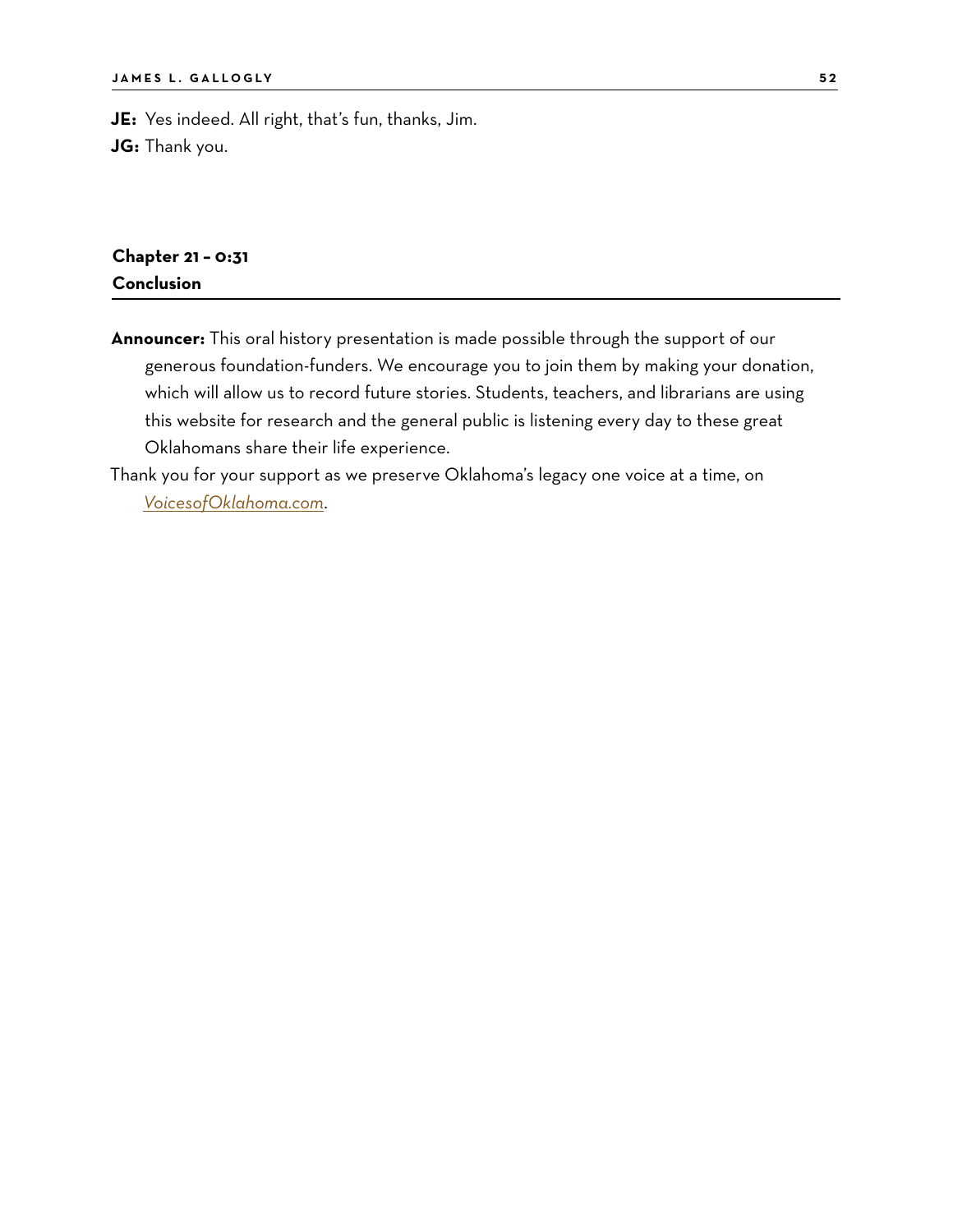**JE:** Yes indeed. All right, that's fun, thanks, Jim.

**JG:** Thank you.

## Chapter 21 – 0:31
## Conclusion

**Announcer:** This oral history presentation is made possible through the support of our generous foundation-funders. We encourage you to join them by making your donation, which will allow us to record future stories. Students, teachers, and librarians are using this website for research and the general public is listening every day to these great Oklahomans share their life experience.

Thank you for your support as we preserve Oklahoma's legacy one voice at a time, on *VoicesofOklahoma.com*.